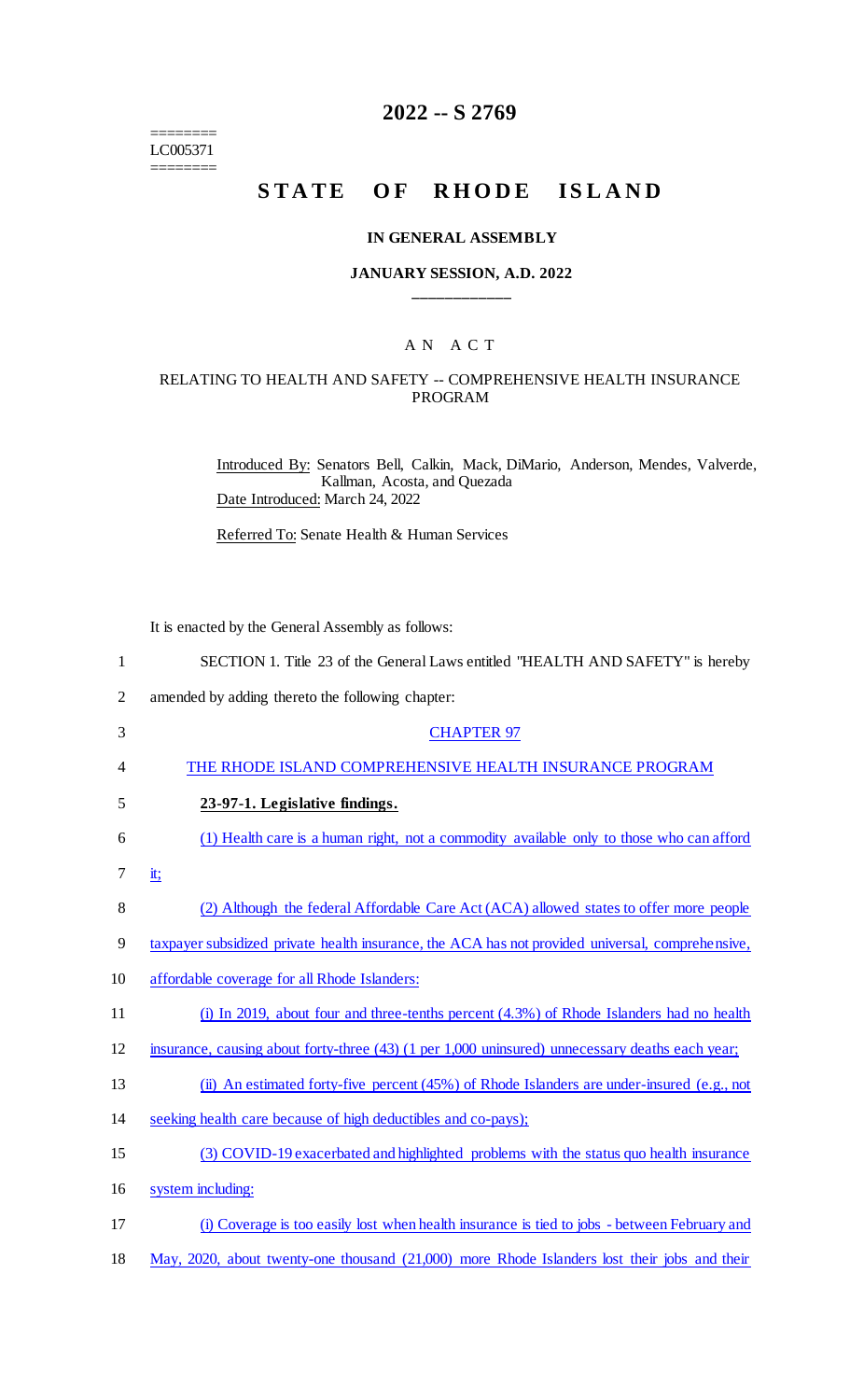========
LC005371
========

# 2022 -- S 2769

# STATE OF RHODE ISLAND

## IN GENERAL ASSEMBLY

### JANUARY SESSION, A.D. 2022

### A N A C T

### RELATING TO HEALTH AND SAFETY -- COMPREHENSIVE HEALTH INSURANCE PROGRAM

Introduced By: Senators Bell, Calkin, Mack, DiMario, Anderson, Mendes, Valverde, Kallman, Acosta, and Quezada

Date Introduced: March 24, 2022

Referred To: Senate Health & Human Services

It is enacted by the General Assembly as follows:

1 SECTION 1. Title 23 of the General Laws entitled "HEALTH AND SAFETY" is hereby
2 amended by adding thereto the following chapter:

3 CHAPTER 97

4 THE RHODE ISLAND COMPREHENSIVE HEALTH INSURANCE PROGRAM

5 **23-97-1. Legislative findings.**

6 (1) Health care is a human right, not a commodity available only to those who can afford
7 it;

8 (2) Although the federal Affordable Care Act (ACA) allowed states to offer more people
9 taxpayer subsidized private health insurance, the ACA has not provided universal, comprehensive,
10 affordable coverage for all Rhode Islanders:

11 (i) In 2019, about four and three-tenths percent (4.3%) of Rhode Islanders had no health
12 insurance, causing about forty-three (43) (1 per 1,000 uninsured) unnecessary deaths each year;

13 (ii) An estimated forty-five percent (45%) of Rhode Islanders are under-insured (e.g., not
14 seeking health care because of high deductibles and co-pays);

15 (3) COVID-19 exacerbated and highlighted problems with the status quo health insurance
16 system including:

17 (i) Coverage is too easily lost when health insurance is tied to jobs - between February and
18 May, 2020, about twenty-one thousand (21,000) more Rhode Islanders lost their jobs and their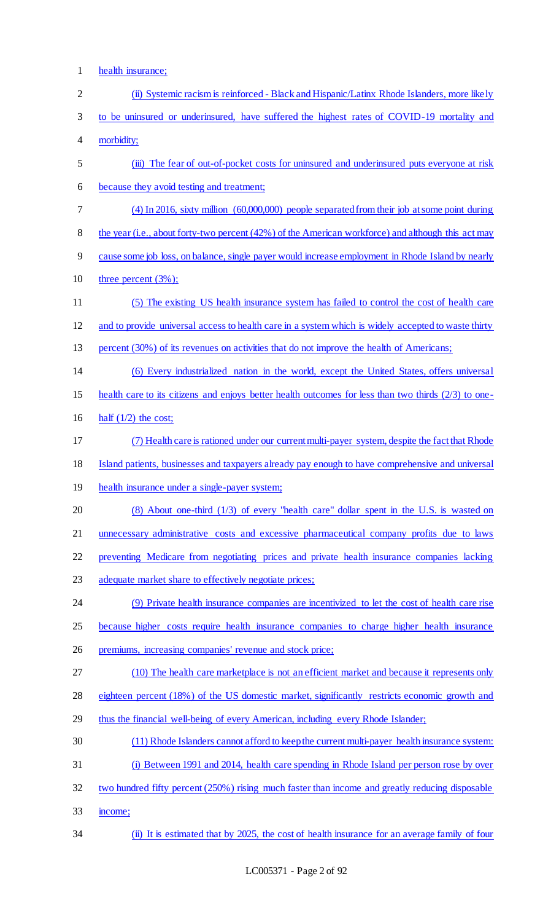health insurance;

(ii) Systemic racism is reinforced - Black and Hispanic/Latinx Rhode Islanders, more likely to be uninsured or underinsured, have suffered the highest rates of COVID-19 mortality and morbidity;

(iii) The fear of out-of-pocket costs for uninsured and underinsured puts everyone at risk because they avoid testing and treatment;

(4) In 2016, sixty million (60,000,000) people separated from their job at some point during the year (i.e., about forty-two percent (42%) of the American workforce) and although this act may cause some job loss, on balance, single payer would increase employment in Rhode Island by nearly three percent (3%);

(5) The existing US health insurance system has failed to control the cost of health care and to provide universal access to health care in a system which is widely accepted to waste thirty percent (30%) of its revenues on activities that do not improve the health of Americans;

(6) Every industrialized nation in the world, except the United States, offers universal health care to its citizens and enjoys better health outcomes for less than two thirds (2/3) to one-half (1/2) the cost;

(7) Health care is rationed under our current multi-payer system, despite the fact that Rhode Island patients, businesses and taxpayers already pay enough to have comprehensive and universal health insurance under a single-payer system;

(8) About one-third (1/3) of every "health care" dollar spent in the U.S. is wasted on unnecessary administrative costs and excessive pharmaceutical company profits due to laws preventing Medicare from negotiating prices and private health insurance companies lacking adequate market share to effectively negotiate prices;

(9) Private health insurance companies are incentivized to let the cost of health care rise because higher costs require health insurance companies to charge higher health insurance premiums, increasing companies' revenue and stock price;

(10) The health care marketplace is not an efficient market and because it represents only eighteen percent (18%) of the US domestic market, significantly restricts economic growth and thus the financial well-being of every American, including every Rhode Islander;

(11) Rhode Islanders cannot afford to keep the current multi-payer health insurance system:

(i) Between 1991 and 2014, health care spending in Rhode Island per person rose by over two hundred fifty percent (250%) rising much faster than income and greatly reducing disposable income;

(ii) It is estimated that by 2025, the cost of health insurance for an average family of four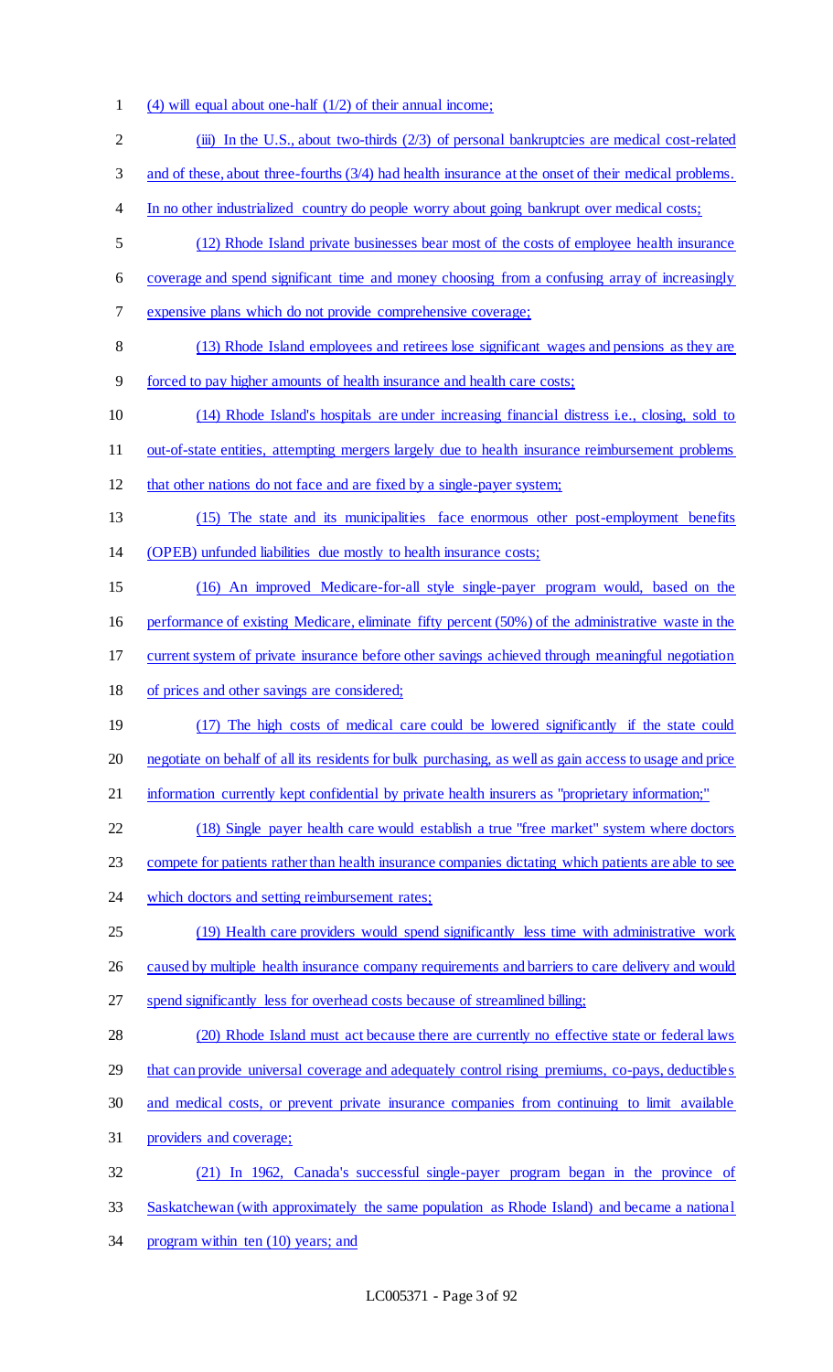(4) will equal about one-half (1/2) of their annual income;

(iii) In the U.S., about two-thirds (2/3) of personal bankruptcies are medical cost-related and of these, about three-fourths (3/4) had health insurance at the onset of their medical problems. In no other industrialized country do people worry about going bankrupt over medical costs;

(12) Rhode Island private businesses bear most of the costs of employee health insurance coverage and spend significant time and money choosing from a confusing array of increasingly expensive plans which do not provide comprehensive coverage;

(13) Rhode Island employees and retirees lose significant wages and pensions as they are forced to pay higher amounts of health insurance and health care costs;

(14) Rhode Island's hospitals are under increasing financial distress i.e., closing, sold to out-of-state entities, attempting mergers largely due to health insurance reimbursement problems that other nations do not face and are fixed by a single-payer system;

(15) The state and its municipalities face enormous other post-employment benefits (OPEB) unfunded liabilities due mostly to health insurance costs;

(16) An improved Medicare-for-all style single-payer program would, based on the performance of existing Medicare, eliminate fifty percent (50%) of the administrative waste in the current system of private insurance before other savings achieved through meaningful negotiation of prices and other savings are considered;

(17) The high costs of medical care could be lowered significantly if the state could negotiate on behalf of all its residents for bulk purchasing, as well as gain access to usage and price information currently kept confidential by private health insurers as "proprietary information;"

(18) Single payer health care would establish a true "free market" system where doctors compete for patients rather than health insurance companies dictating which patients are able to see which doctors and setting reimbursement rates;

(19) Health care providers would spend significantly less time with administrative work caused by multiple health insurance company requirements and barriers to care delivery and would spend significantly less for overhead costs because of streamlined billing;

(20) Rhode Island must act because there are currently no effective state or federal laws that can provide universal coverage and adequately control rising premiums, co-pays, deductibles and medical costs, or prevent private insurance companies from continuing to limit available providers and coverage;

(21) In 1962, Canada's successful single-payer program began in the province of Saskatchewan (with approximately the same population as Rhode Island) and became a national program within ten (10) years; and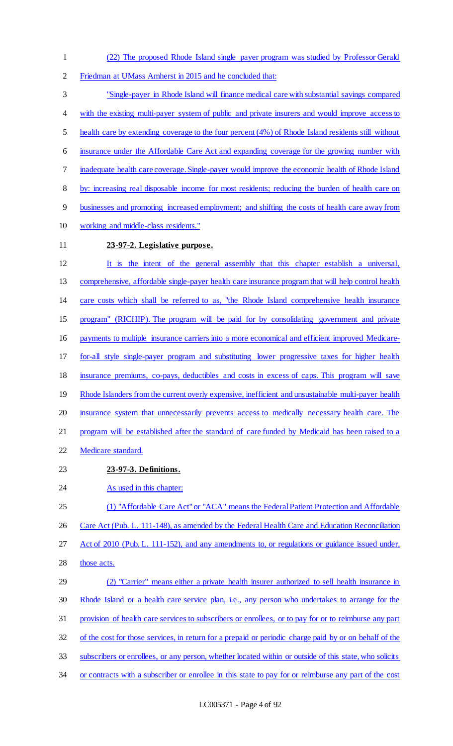(22) The proposed Rhode Island single payer program was studied by Professor Gerald Friedman at UMass Amherst in 2015 and he concluded that:

"Single-payer in Rhode Island will finance medical care with substantial savings compared with the existing multi-payer system of public and private insurers and would improve access to health care by extending coverage to the four percent (4%) of Rhode Island residents still without insurance under the Affordable Care Act and expanding coverage for the growing number with inadequate health care coverage. Single-payer would improve the economic health of Rhode Island by: increasing real disposable income for most residents; reducing the burden of health care on businesses and promoting increased employment; and shifting the costs of health care away from working and middle-class residents."

**23-97-2. Legislative purpose.**

It is the intent of the general assembly that this chapter establish a universal, comprehensive, affordable single-payer health care insurance program that will help control health care costs which shall be referred to as, "the Rhode Island comprehensive health insurance program" (RICHIP). The program will be paid for by consolidating government and private payments to multiple insurance carriers into a more economical and efficient improved Medicare-for-all style single-payer program and substituting lower progressive taxes for higher health insurance premiums, co-pays, deductibles and costs in excess of caps. This program will save Rhode Islanders from the current overly expensive, inefficient and unsustainable multi-payer health insurance system that unnecessarily prevents access to medically necessary health care. The program will be established after the standard of care funded by Medicaid has been raised to a Medicare standard.

**23-97-3. Definitions.**

As used in this chapter:

(1) "Affordable Care Act" or "ACA" means the Federal Patient Protection and Affordable Care Act (Pub. L. 111-148), as amended by the Federal Health Care and Education Reconciliation Act of 2010 (Pub. L. 111-152), and any amendments to, or regulations or guidance issued under, those acts.

(2) "Carrier" means either a private health insurer authorized to sell health insurance in Rhode Island or a health care service plan, i.e., any person who undertakes to arrange for the provision of health care services to subscribers or enrollees, or to pay for or to reimburse any part of the cost for those services, in return for a prepaid or periodic charge paid by or on behalf of the subscribers or enrollees, or any person, whether located within or outside of this state, who solicits or contracts with a subscriber or enrollee in this state to pay for or reimburse any part of the cost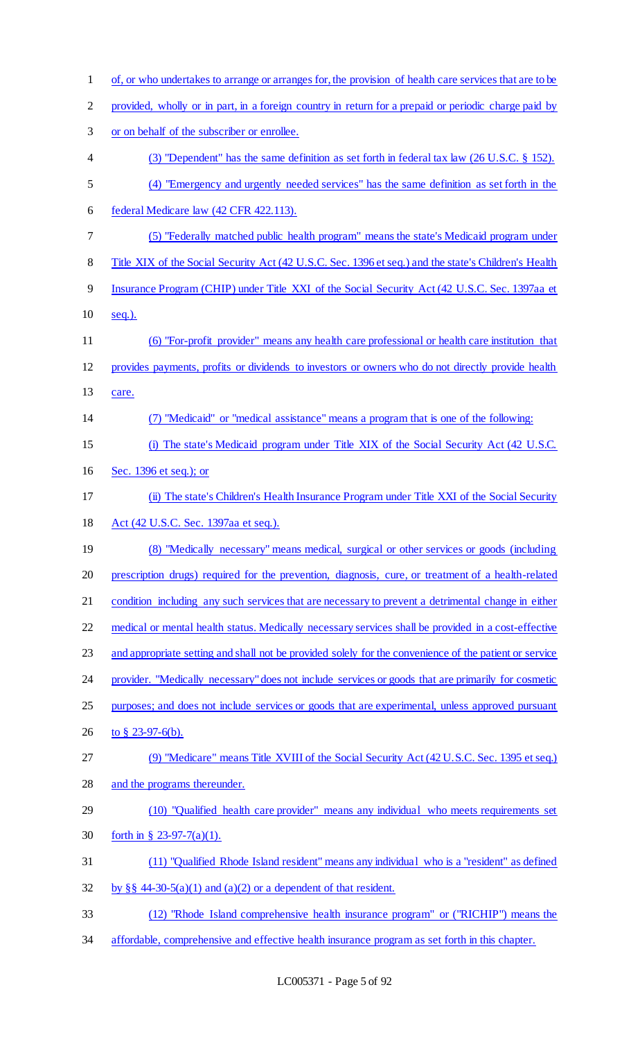of, or who undertakes to arrange or arranges for, the provision of health care services that are to be provided, wholly or in part, in a foreign country in return for a prepaid or periodic charge paid by or on behalf of the subscriber or enrollee.

(3) "Dependent" has the same definition as set forth in federal tax law (26 U.S.C. § 152).

(4) "Emergency and urgently needed services" has the same definition as set forth in the federal Medicare law (42 CFR 422.113).

(5) "Federally matched public health program" means the state's Medicaid program under Title XIX of the Social Security Act (42 U.S.C. Sec. 1396 et seq.) and the state's Children's Health Insurance Program (CHIP) under Title XXI of the Social Security Act (42 U.S.C. Sec. 1397aa et seq.).

(6) "For-profit provider" means any health care professional or health care institution that provides payments, profits or dividends to investors or owners who do not directly provide health care.

(7) "Medicaid" or "medical assistance" means a program that is one of the following:

(i) The state's Medicaid program under Title XIX of the Social Security Act (42 U.S.C. Sec. 1396 et seq.); or

(ii) The state's Children's Health Insurance Program under Title XXI of the Social Security Act (42 U.S.C. Sec. 1397aa et seq.).

(8) "Medically necessary" means medical, surgical or other services or goods (including prescription drugs) required for the prevention, diagnosis, cure, or treatment of a health-related condition including any such services that are necessary to prevent a detrimental change in either medical or mental health status. Medically necessary services shall be provided in a cost-effective and appropriate setting and shall not be provided solely for the convenience of the patient or service provider. "Medically necessary" does not include services or goods that are primarily for cosmetic purposes; and does not include services or goods that are experimental, unless approved pursuant to § 23-97-6(b).

(9) "Medicare" means Title XVIII of the Social Security Act (42 U.S.C. Sec. 1395 et seq.) and the programs thereunder.

(10) "Qualified health care provider" means any individual who meets requirements set forth in § 23-97-7(a)(1).

(11) "Qualified Rhode Island resident" means any individual who is a "resident" as defined by §§ 44-30-5(a)(1) and (a)(2) or a dependent of that resident.

(12) "Rhode Island comprehensive health insurance program" or ("RICHIP") means the affordable, comprehensive and effective health insurance program as set forth in this chapter.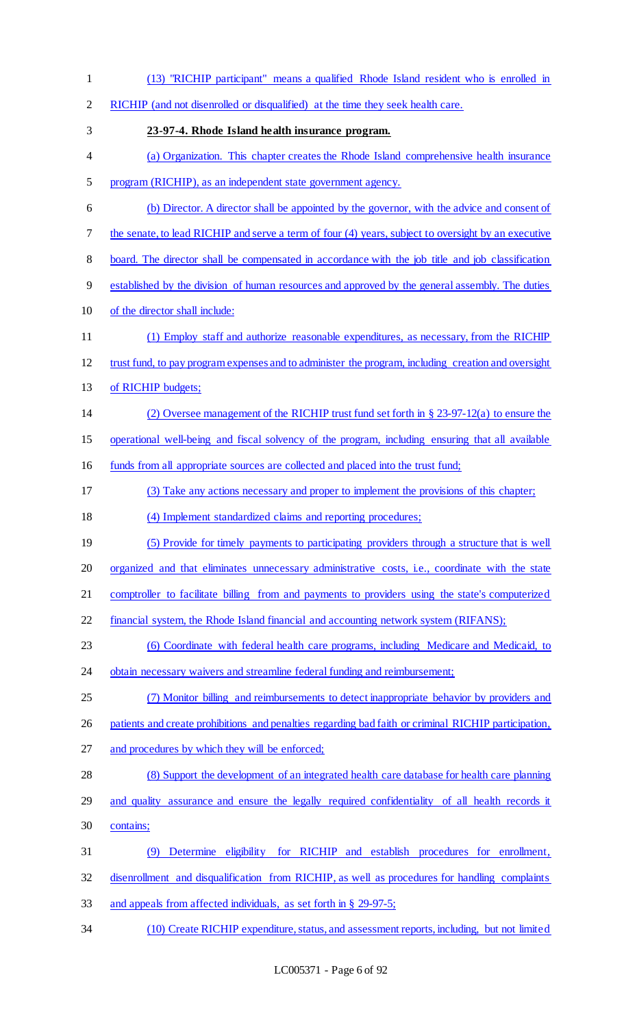(13) "RICHIP participant" means a qualified Rhode Island resident who is enrolled in RICHIP (and not disenrolled or disqualified) at the time they seek health care.

**23-97-4. Rhode Island health insurance program.**

(a) Organization. This chapter creates the Rhode Island comprehensive health insurance program (RICHIP), as an independent state government agency.

(b) Director. A director shall be appointed by the governor, with the advice and consent of the senate, to lead RICHIP and serve a term of four (4) years, subject to oversight by an executive board. The director shall be compensated in accordance with the job title and job classification established by the division of human resources and approved by the general assembly. The duties of the director shall include:

(1) Employ staff and authorize reasonable expenditures, as necessary, from the RICHIP trust fund, to pay program expenses and to administer the program, including creation and oversight of RICHIP budgets;

(2) Oversee management of the RICHIP trust fund set forth in § 23-97-12(a) to ensure the operational well-being and fiscal solvency of the program, including ensuring that all available funds from all appropriate sources are collected and placed into the trust fund;

(3) Take any actions necessary and proper to implement the provisions of this chapter;

(4) Implement standardized claims and reporting procedures;

(5) Provide for timely payments to participating providers through a structure that is well organized and that eliminates unnecessary administrative costs, i.e., coordinate with the state comptroller to facilitate billing from and payments to providers using the state's computerized financial system, the Rhode Island financial and accounting network system (RIFANS);

(6) Coordinate with federal health care programs, including Medicare and Medicaid, to obtain necessary waivers and streamline federal funding and reimbursement;

(7) Monitor billing and reimbursements to detect inappropriate behavior by providers and patients and create prohibitions and penalties regarding bad faith or criminal RICHIP participation, and procedures by which they will be enforced;

(8) Support the development of an integrated health care database for health care planning and quality assurance and ensure the legally required confidentiality of all health records it contains;

(9) Determine eligibility for RICHIP and establish procedures for enrollment, disenrollment and disqualification from RICHIP, as well as procedures for handling complaints and appeals from affected individuals, as set forth in § 29-97-5;

(10) Create RICHIP expenditure, status, and assessment reports, including, but not limited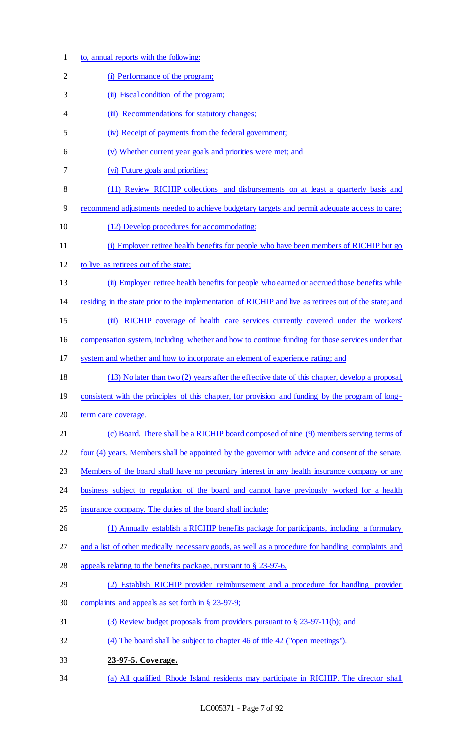to, annual reports with the following:

(i) Performance of the program;

(ii) Fiscal condition of the program;

(iii) Recommendations for statutory changes;

(iv) Receipt of payments from the federal government;

(v) Whether current year goals and priorities were met; and

(vi) Future goals and priorities;

(11) Review RICHIP collections and disbursements on at least a quarterly basis and recommend adjustments needed to achieve budgetary targets and permit adequate access to care;

(12) Develop procedures for accommodating:

(i) Employer retiree health benefits for people who have been members of RICHIP but go to live as retirees out of the state;

(ii) Employer retiree health benefits for people who earned or accrued those benefits while residing in the state prior to the implementation of RICHIP and live as retirees out of the state; and

(iii) RICHIP coverage of health care services currently covered under the workers' compensation system, including whether and how to continue funding for those services under that system and whether and how to incorporate an element of experience rating; and

(13) No later than two (2) years after the effective date of this chapter, develop a proposal, consistent with the principles of this chapter, for provision and funding by the program of long-term care coverage.

(c) Board. There shall be a RICHIP board composed of nine (9) members serving terms of four (4) years. Members shall be appointed by the governor with advice and consent of the senate. Members of the board shall have no pecuniary interest in any health insurance company or any business subject to regulation of the board and cannot have previously worked for a health insurance company. The duties of the board shall include:

(1) Annually establish a RICHIP benefits package for participants, including a formulary and a list of other medically necessary goods, as well as a procedure for handling complaints and appeals relating to the benefits package, pursuant to § 23-97-6.

(2) Establish RICHIP provider reimbursement and a procedure for handling provider complaints and appeals as set forth in § 23-97-9;

(3) Review budget proposals from providers pursuant to § 23-97-11(b); and

(4) The board shall be subject to chapter 46 of title 42 ("open meetings").

**23-97-5. Coverage.**

(a) All qualified Rhode Island residents may participate in RICHIP. The director shall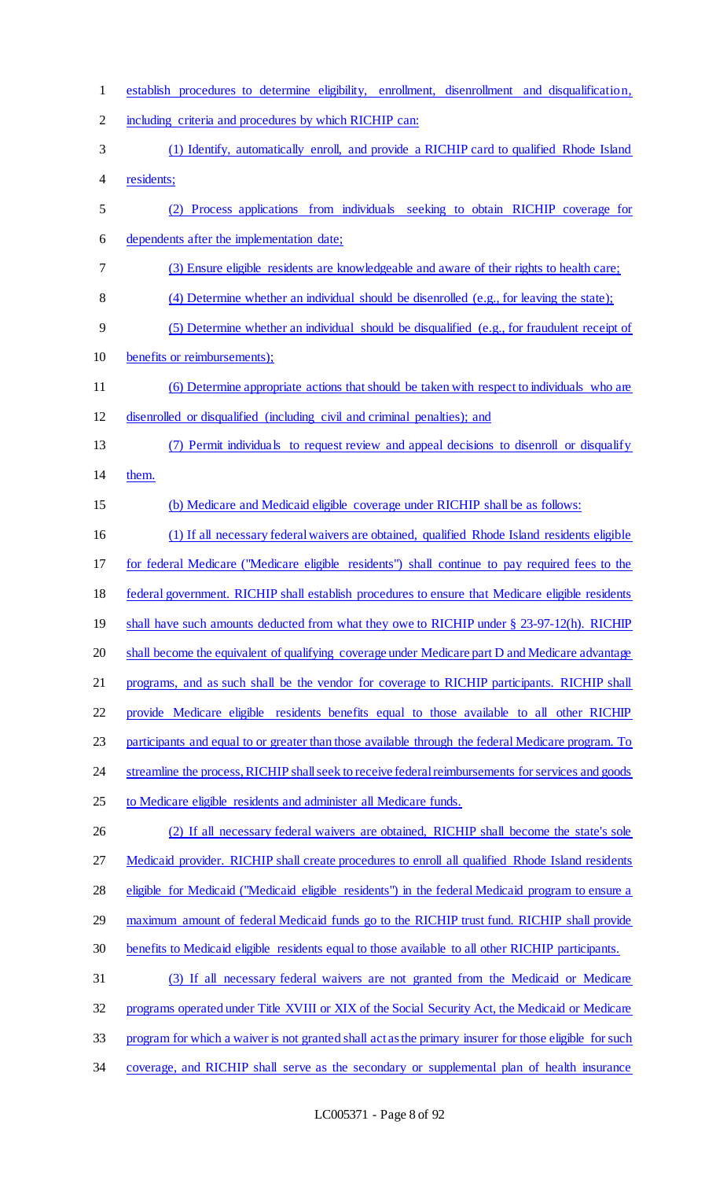establish procedures to determine eligibility, enrollment, disenrollment and disqualification, including criteria and procedures by which RICHIP can:

(1) Identify, automatically enroll, and provide a RICHIP card to qualified Rhode Island residents;

(2) Process applications from individuals seeking to obtain RICHIP coverage for dependents after the implementation date;

(3) Ensure eligible residents are knowledgeable and aware of their rights to health care;

(4) Determine whether an individual should be disenrolled (e.g., for leaving the state);

(5) Determine whether an individual should be disqualified (e.g., for fraudulent receipt of benefits or reimbursements);

(6) Determine appropriate actions that should be taken with respect to individuals who are disenrolled or disqualified (including civil and criminal penalties); and

(7) Permit individuals to request review and appeal decisions to disenroll or disqualify them.

(b) Medicare and Medicaid eligible coverage under RICHIP shall be as follows:

(1) If all necessary federal waivers are obtained, qualified Rhode Island residents eligible for federal Medicare ("Medicare eligible residents") shall continue to pay required fees to the federal government. RICHIP shall establish procedures to ensure that Medicare eligible residents shall have such amounts deducted from what they owe to RICHIP under § 23-97-12(h). RICHIP shall become the equivalent of qualifying coverage under Medicare part D and Medicare advantage programs, and as such shall be the vendor for coverage to RICHIP participants. RICHIP shall provide Medicare eligible residents benefits equal to those available to all other RICHIP participants and equal to or greater than those available through the federal Medicare program. To streamline the process, RICHIP shall seek to receive federal reimbursements for services and goods to Medicare eligible residents and administer all Medicare funds.

(2) If all necessary federal waivers are obtained, RICHIP shall become the state's sole Medicaid provider. RICHIP shall create procedures to enroll all qualified Rhode Island residents eligible for Medicaid ("Medicaid eligible residents") in the federal Medicaid program to ensure a maximum amount of federal Medicaid funds go to the RICHIP trust fund. RICHIP shall provide benefits to Medicaid eligible residents equal to those available to all other RICHIP participants.

(3) If all necessary federal waivers are not granted from the Medicaid or Medicare programs operated under Title XVIII or XIX of the Social Security Act, the Medicaid or Medicare program for which a waiver is not granted shall act as the primary insurer for those eligible for such coverage, and RICHIP shall serve as the secondary or supplemental plan of health insurance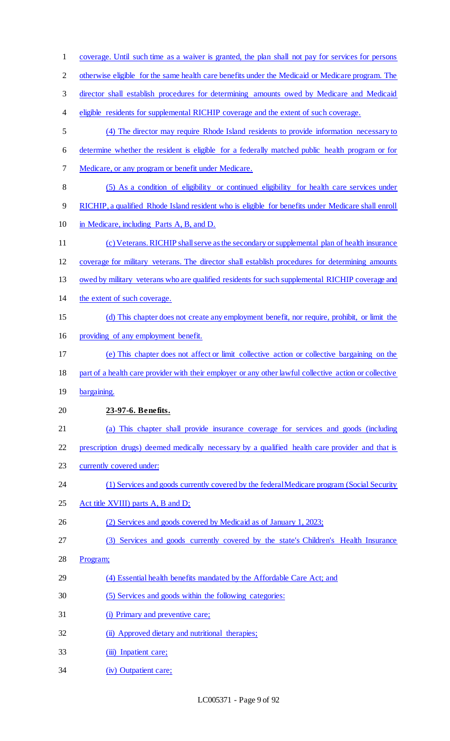coverage. Until such time as a waiver is granted, the plan shall not pay for services for persons otherwise eligible for the same health care benefits under the Medicaid or Medicare program. The director shall establish procedures for determining amounts owed by Medicare and Medicaid eligible residents for supplemental RICHIP coverage and the extent of such coverage.

(4) The director may require Rhode Island residents to provide information necessary to determine whether the resident is eligible for a federally matched public health program or for Medicare, or any program or benefit under Medicare.

(5) As a condition of eligibility or continued eligibility for health care services under RICHIP, a qualified Rhode Island resident who is eligible for benefits under Medicare shall enroll in Medicare, including Parts A, B, and D.

(c) Veterans. RICHIP shall serve as the secondary or supplemental plan of health insurance coverage for military veterans. The director shall establish procedures for determining amounts owed by military veterans who are qualified residents for such supplemental RICHIP coverage and the extent of such coverage.

(d) This chapter does not create any employment benefit, nor require, prohibit, or limit the providing of any employment benefit.

(e) This chapter does not affect or limit collective action or collective bargaining on the part of a health care provider with their employer or any other lawful collective action or collective bargaining.

**23-97-6. Benefits.**

(a) This chapter shall provide insurance coverage for services and goods (including prescription drugs) deemed medically necessary by a qualified health care provider and that is currently covered under:

(1) Services and goods currently covered by the federal Medicare program (Social Security Act title XVIII) parts A, B and D;

(2) Services and goods covered by Medicaid as of January 1, 2023;

(3) Services and goods currently covered by the state's Children's Health Insurance Program;

(4) Essential health benefits mandated by the Affordable Care Act; and

(5) Services and goods within the following categories:

(i) Primary and preventive care;

(ii) Approved dietary and nutritional therapies;

(iii) Inpatient care;

(iv) Outpatient care;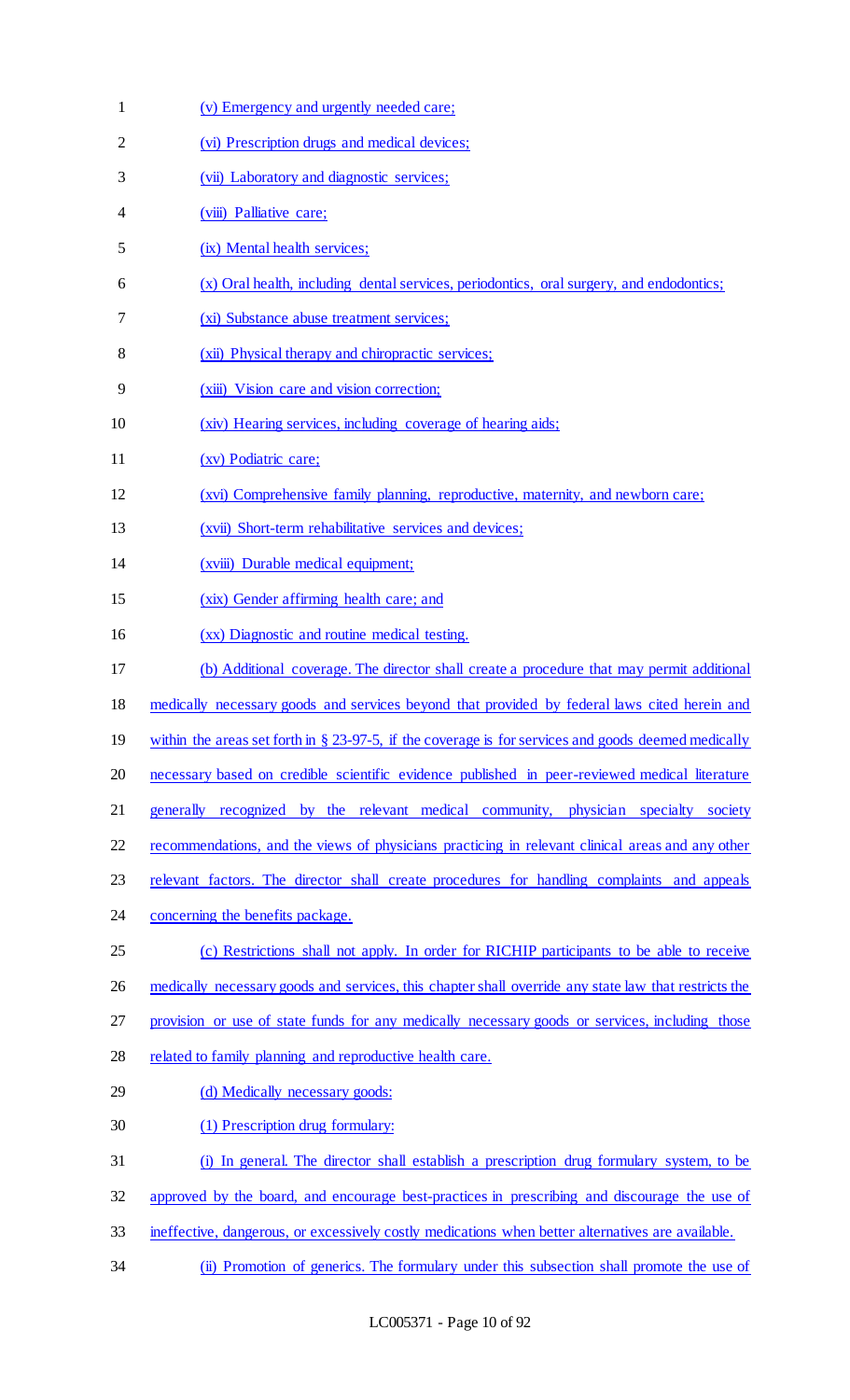(v) Emergency and urgently needed care;

(vi) Prescription drugs and medical devices;

(vii) Laboratory and diagnostic services;

(viii) Palliative care;

(ix) Mental health services;

(x) Oral health, including dental services, periodontics, oral surgery, and endodontics;

(xi) Substance abuse treatment services;

(xii) Physical therapy and chiropractic services;

(xiii) Vision care and vision correction;

(xiv) Hearing services, including coverage of hearing aids;

(xv) Podiatric care;

(xvi) Comprehensive family planning, reproductive, maternity, and newborn care;

(xvii) Short-term rehabilitative services and devices;

(xviii) Durable medical equipment;

(xix) Gender affirming health care; and

(xx) Diagnostic and routine medical testing.

(b) Additional coverage. The director shall create a procedure that may permit additional medically necessary goods and services beyond that provided by federal laws cited herein and within the areas set forth in § 23-97-5, if the coverage is for services and goods deemed medically necessary based on credible scientific evidence published in peer-reviewed medical literature generally recognized by the relevant medical community, physician specialty society recommendations, and the views of physicians practicing in relevant clinical areas and any other relevant factors. The director shall create procedures for handling complaints and appeals concerning the benefits package.

(c) Restrictions shall not apply. In order for RICHIP participants to be able to receive medically necessary goods and services, this chapter shall override any state law that restricts the provision or use of state funds for any medically necessary goods or services, including those related to family planning and reproductive health care.

(d) Medically necessary goods:

(1) Prescription drug formulary:

(i) In general. The director shall establish a prescription drug formulary system, to be approved by the board, and encourage best-practices in prescribing and discourage the use of ineffective, dangerous, or excessively costly medications when better alternatives are available.

(ii) Promotion of generics. The formulary under this subsection shall promote the use of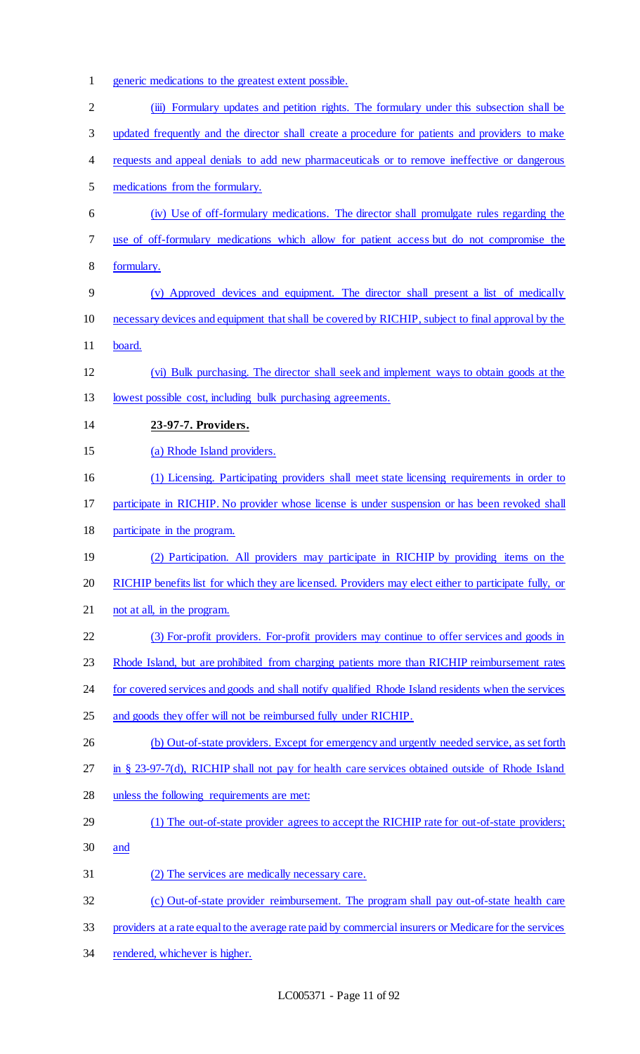generic medications to the greatest extent possible.

(iii) Formulary updates and petition rights. The formulary under this subsection shall be updated frequently and the director shall create a procedure for patients and providers to make requests and appeal denials to add new pharmaceuticals or to remove ineffective or dangerous medications from the formulary.

(iv) Use of off-formulary medications. The director shall promulgate rules regarding the use of off-formulary medications which allow for patient access but do not compromise the formulary.

(v) Approved devices and equipment. The director shall present a list of medically necessary devices and equipment that shall be covered by RICHIP, subject to final approval by the board.

(vi) Bulk purchasing. The director shall seek and implement ways to obtain goods at the lowest possible cost, including bulk purchasing agreements.

**23-97-7. Providers.**

(a) Rhode Island providers.

(1) Licensing. Participating providers shall meet state licensing requirements in order to participate in RICHIP. No provider whose license is under suspension or has been revoked shall participate in the program.

(2) Participation. All providers may participate in RICHIP by providing items on the RICHIP benefits list for which they are licensed. Providers may elect either to participate fully, or not at all, in the program.

(3) For-profit providers. For-profit providers may continue to offer services and goods in Rhode Island, but are prohibited from charging patients more than RICHIP reimbursement rates for covered services and goods and shall notify qualified Rhode Island residents when the services and goods they offer will not be reimbursed fully under RICHIP.

(b) Out-of-state providers. Except for emergency and urgently needed service, as set forth in § 23-97-7(d), RICHIP shall not pay for health care services obtained outside of Rhode Island unless the following requirements are met:

(1) The out-of-state provider agrees to accept the RICHIP rate for out-of-state providers; and

(2) The services are medically necessary care.

(c) Out-of-state provider reimbursement. The program shall pay out-of-state health care providers at a rate equal to the average rate paid by commercial insurers or Medicare for the services rendered, whichever is higher.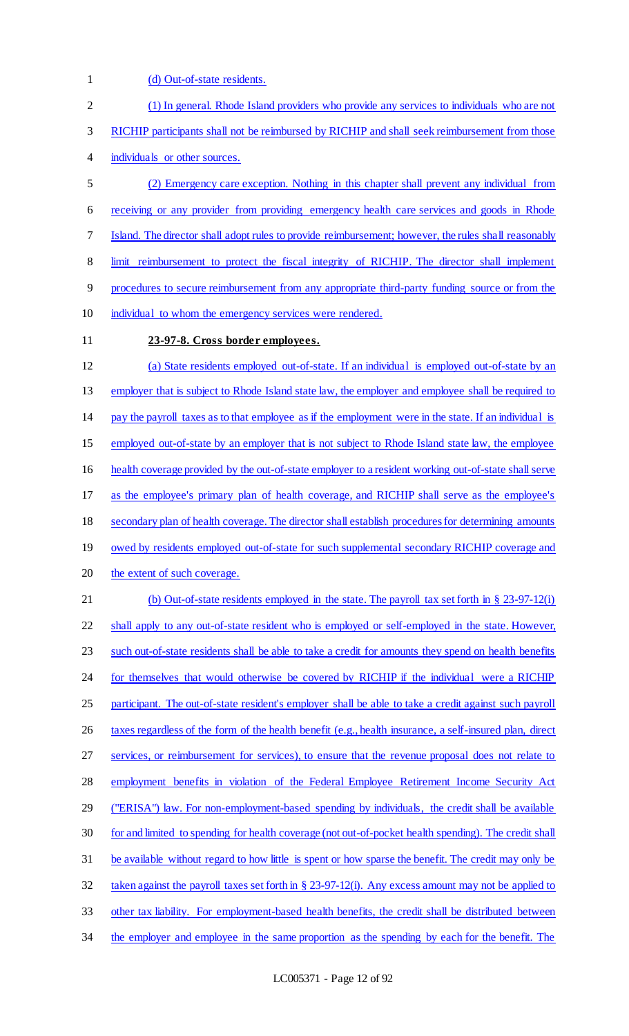(d) Out-of-state residents.

(1) In general. Rhode Island providers who provide any services to individuals who are not RICHIP participants shall not be reimbursed by RICHIP and shall seek reimbursement from those individuals or other sources.

(2) Emergency care exception. Nothing in this chapter shall prevent any individual from receiving or any provider from providing emergency health care services and goods in Rhode Island. The director shall adopt rules to provide reimbursement; however, the rules shall reasonably limit reimbursement to protect the fiscal integrity of RICHIP. The director shall implement procedures to secure reimbursement from any appropriate third-party funding source or from the individual to whom the emergency services were rendered.

**23-97-8. Cross border employees.**

(a) State residents employed out-of-state. If an individual is employed out-of-state by an employer that is subject to Rhode Island state law, the employer and employee shall be required to pay the payroll taxes as to that employee as if the employment were in the state. If an individual is employed out-of-state by an employer that is not subject to Rhode Island state law, the employee health coverage provided by the out-of-state employer to a resident working out-of-state shall serve as the employee's primary plan of health coverage, and RICHIP shall serve as the employee's secondary plan of health coverage. The director shall establish procedures for determining amounts owed by residents employed out-of-state for such supplemental secondary RICHIP coverage and the extent of such coverage.

(b) Out-of-state residents employed in the state. The payroll tax set forth in § 23-97-12(i) shall apply to any out-of-state resident who is employed or self-employed in the state. However, such out-of-state residents shall be able to take a credit for amounts they spend on health benefits for themselves that would otherwise be covered by RICHIP if the individual were a RICHIP participant. The out-of-state resident's employer shall be able to take a credit against such payroll taxes regardless of the form of the health benefit (e.g., health insurance, a self-insured plan, direct services, or reimbursement for services), to ensure that the revenue proposal does not relate to employment benefits in violation of the Federal Employee Retirement Income Security Act ("ERISA") law. For non-employment-based spending by individuals, the credit shall be available for and limited to spending for health coverage (not out-of-pocket health spending). The credit shall be available without regard to how little is spent or how sparse the benefit. The credit may only be taken against the payroll taxes set forth in § 23-97-12(i). Any excess amount may not be applied to other tax liability. For employment-based health benefits, the credit shall be distributed between the employer and employee in the same proportion as the spending by each for the benefit. The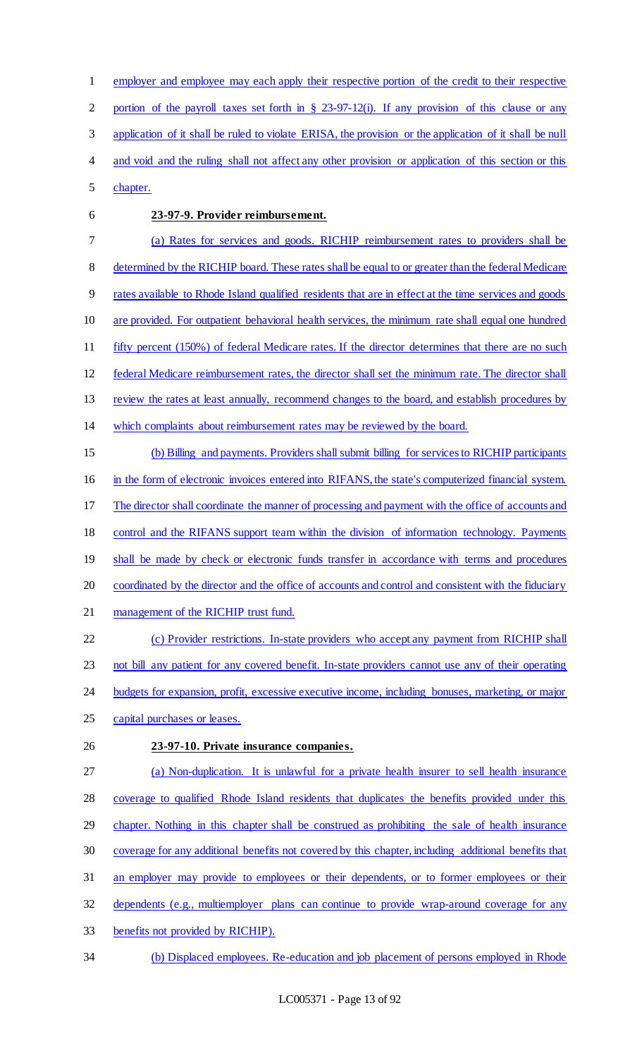employer and employee may each apply their respective portion of the credit to their respective portion of the payroll taxes set forth in § 23-97-12(i). If any provision of this clause or any application of it shall be ruled to violate ERISA, the provision or the application of it shall be null and void and the ruling shall not affect any other provision or application of this section or this chapter.

**23-97-9. Provider reimbursement.**

(a) Rates for services and goods. RICHIP reimbursement rates to providers shall be determined by the RICHIP board. These rates shall be equal to or greater than the federal Medicare rates available to Rhode Island qualified residents that are in effect at the time services and goods are provided. For outpatient behavioral health services, the minimum rate shall equal one hundred fifty percent (150%) of federal Medicare rates. If the director determines that there are no such federal Medicare reimbursement rates, the director shall set the minimum rate. The director shall review the rates at least annually, recommend changes to the board, and establish procedures by which complaints about reimbursement rates may be reviewed by the board.

(b) Billing and payments. Providers shall submit billing for services to RICHIP participants in the form of electronic invoices entered into RIFANS, the state's computerized financial system. The director shall coordinate the manner of processing and payment with the office of accounts and control and the RIFANS support team within the division of information technology. Payments shall be made by check or electronic funds transfer in accordance with terms and procedures coordinated by the director and the office of accounts and control and consistent with the fiduciary management of the RICHIP trust fund.

(c) Provider restrictions. In-state providers who accept any payment from RICHIP shall not bill any patient for any covered benefit. In-state providers cannot use any of their operating budgets for expansion, profit, excessive executive income, including bonuses, marketing, or major capital purchases or leases.

**23-97-10. Private insurance companies.**

(a) Non-duplication. It is unlawful for a private health insurer to sell health insurance coverage to qualified Rhode Island residents that duplicates the benefits provided under this chapter. Nothing in this chapter shall be construed as prohibiting the sale of health insurance coverage for any additional benefits not covered by this chapter, including additional benefits that an employer may provide to employees or their dependents, or to former employees or their dependents (e.g., multiemployer plans can continue to provide wrap-around coverage for any benefits not provided by RICHIP).

(b) Displaced employees. Re-education and job placement of persons employed in Rhode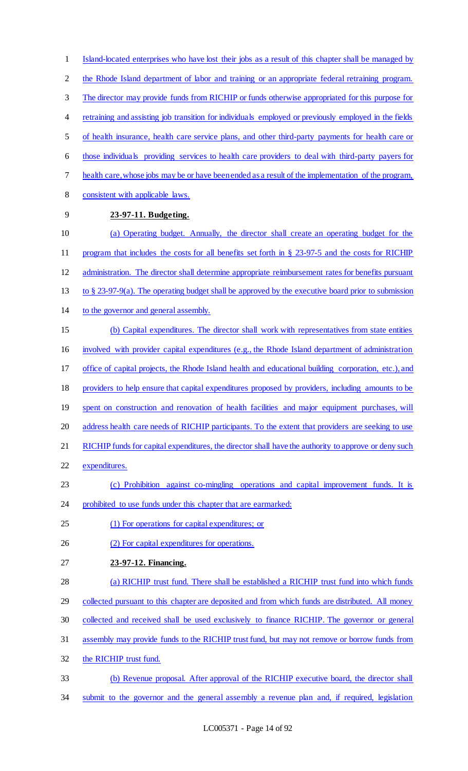Island-located enterprises who have lost their jobs as a result of this chapter shall be managed by the Rhode Island department of labor and training or an appropriate federal retraining program. The director may provide funds from RICHIP or funds otherwise appropriated for this purpose for retraining and assisting job transition for individuals employed or previously employed in the fields of health insurance, health care service plans, and other third-party payments for health care or those individuals providing services to health care providers to deal with third-party payers for health care, whose jobs may be or have been ended as a result of the implementation of the program, consistent with applicable laws.

**23-97-11. Budgeting.**

(a) Operating budget. Annually, the director shall create an operating budget for the program that includes the costs for all benefits set forth in § 23-97-5 and the costs for RICHIP administration. The director shall determine appropriate reimbursement rates for benefits pursuant to § 23-97-9(a). The operating budget shall be approved by the executive board prior to submission to the governor and general assembly.

(b) Capital expenditures. The director shall work with representatives from state entities involved with provider capital expenditures (e.g., the Rhode Island department of administration office of capital projects, the Rhode Island health and educational building corporation, etc.), and providers to help ensure that capital expenditures proposed by providers, including amounts to be spent on construction and renovation of health facilities and major equipment purchases, will address health care needs of RICHIP participants. To the extent that providers are seeking to use RICHIP funds for capital expenditures, the director shall have the authority to approve or deny such expenditures.

(c) Prohibition against co-mingling operations and capital improvement funds. It is prohibited to use funds under this chapter that are earmarked:

(1) For operations for capital expenditures; or

(2) For capital expenditures for operations.

**23-97-12. Financing.**

(a) RICHIP trust fund. There shall be established a RICHIP trust fund into which funds collected pursuant to this chapter are deposited and from which funds are distributed. All money collected and received shall be used exclusively to finance RICHIP. The governor or general assembly may provide funds to the RICHIP trust fund, but may not remove or borrow funds from the RICHIP trust fund.

(b) Revenue proposal. After approval of the RICHIP executive board, the director shall submit to the governor and the general assembly a revenue plan and, if required, legislation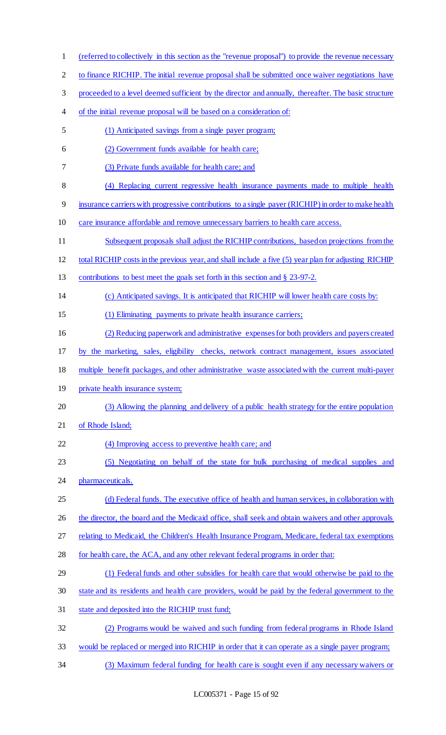(referred to collectively in this section as the "revenue proposal") to provide the revenue necessary to finance RICHIP. The initial revenue proposal shall be submitted once waiver negotiations have proceeded to a level deemed sufficient by the director and annually, thereafter. The basic structure of the initial revenue proposal will be based on a consideration of:

(1) Anticipated savings from a single payer program;

(2) Government funds available for health care;

(3) Private funds available for health care; and

(4) Replacing current regressive health insurance payments made to multiple health insurance carriers with progressive contributions to a single payer (RICHIP) in order to make health care insurance affordable and remove unnecessary barriers to health care access.

Subsequent proposals shall adjust the RICHIP contributions, based on projections from the total RICHIP costs in the previous year, and shall include a five (5) year plan for adjusting RICHIP contributions to best meet the goals set forth in this section and § 23-97-2.

(c) Anticipated savings. It is anticipated that RICHIP will lower health care costs by:

(1) Eliminating payments to private health insurance carriers;

(2) Reducing paperwork and administrative expenses for both providers and payers created by the marketing, sales, eligibility checks, network contract management, issues associated multiple benefit packages, and other administrative waste associated with the current multi-payer private health insurance system;

(3) Allowing the planning and delivery of a public health strategy for the entire population of Rhode Island;

(4) Improving access to preventive health care; and

(5) Negotiating on behalf of the state for bulk purchasing of medical supplies and pharmaceuticals.

(d) Federal funds. The executive office of health and human services, in collaboration with the director, the board and the Medicaid office, shall seek and obtain waivers and other approvals relating to Medicaid, the Children's Health Insurance Program, Medicare, federal tax exemptions for health care, the ACA, and any other relevant federal programs in order that:

(1) Federal funds and other subsidies for health care that would otherwise be paid to the state and its residents and health care providers, would be paid by the federal government to the state and deposited into the RICHIP trust fund;

(2) Programs would be waived and such funding from federal programs in Rhode Island would be replaced or merged into RICHIP in order that it can operate as a single payer program;

(3) Maximum federal funding for health care is sought even if any necessary waivers or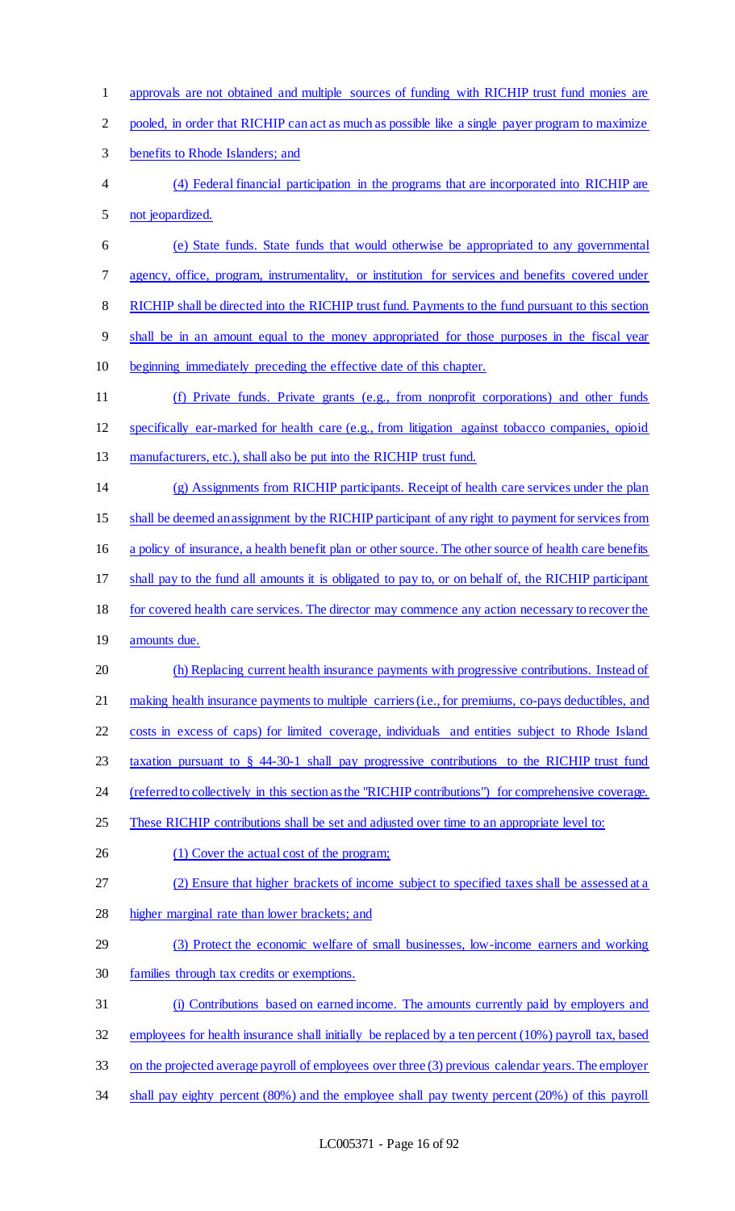approvals are not obtained and multiple sources of funding with RICHIP trust fund monies are pooled, in order that RICHIP can act as much as possible like a single payer program to maximize benefits to Rhode Islanders; and

(4) Federal financial participation in the programs that are incorporated into RICHIP are not jeopardized.

(e) State funds. State funds that would otherwise be appropriated to any governmental agency, office, program, instrumentality, or institution for services and benefits covered under RICHIP shall be directed into the RICHIP trust fund. Payments to the fund pursuant to this section shall be in an amount equal to the money appropriated for those purposes in the fiscal year beginning immediately preceding the effective date of this chapter.

(f) Private funds. Private grants (e.g., from nonprofit corporations) and other funds specifically ear-marked for health care (e.g., from litigation against tobacco companies, opioid manufacturers, etc.), shall also be put into the RICHIP trust fund.

(g) Assignments from RICHIP participants. Receipt of health care services under the plan shall be deemed an assignment by the RICHIP participant of any right to payment for services from a policy of insurance, a health benefit plan or other source. The other source of health care benefits shall pay to the fund all amounts it is obligated to pay to, or on behalf of, the RICHIP participant for covered health care services. The director may commence any action necessary to recover the amounts due.

(h) Replacing current health insurance payments with progressive contributions. Instead of making health insurance payments to multiple carriers (i.e., for premiums, co-pays deductibles, and costs in excess of caps) for limited coverage, individuals and entities subject to Rhode Island taxation pursuant to § 44-30-1 shall pay progressive contributions to the RICHIP trust fund (referred to collectively in this section as the "RICHIP contributions") for comprehensive coverage. These RICHIP contributions shall be set and adjusted over time to an appropriate level to:

(1) Cover the actual cost of the program;

(2) Ensure that higher brackets of income subject to specified taxes shall be assessed at a higher marginal rate than lower brackets; and

(3) Protect the economic welfare of small businesses, low-income earners and working families through tax credits or exemptions.

(i) Contributions based on earned income. The amounts currently paid by employers and employees for health insurance shall initially be replaced by a ten percent (10%) payroll tax, based on the projected average payroll of employees over three (3) previous calendar years. The employer shall pay eighty percent (80%) and the employee shall pay twenty percent (20%) of this payroll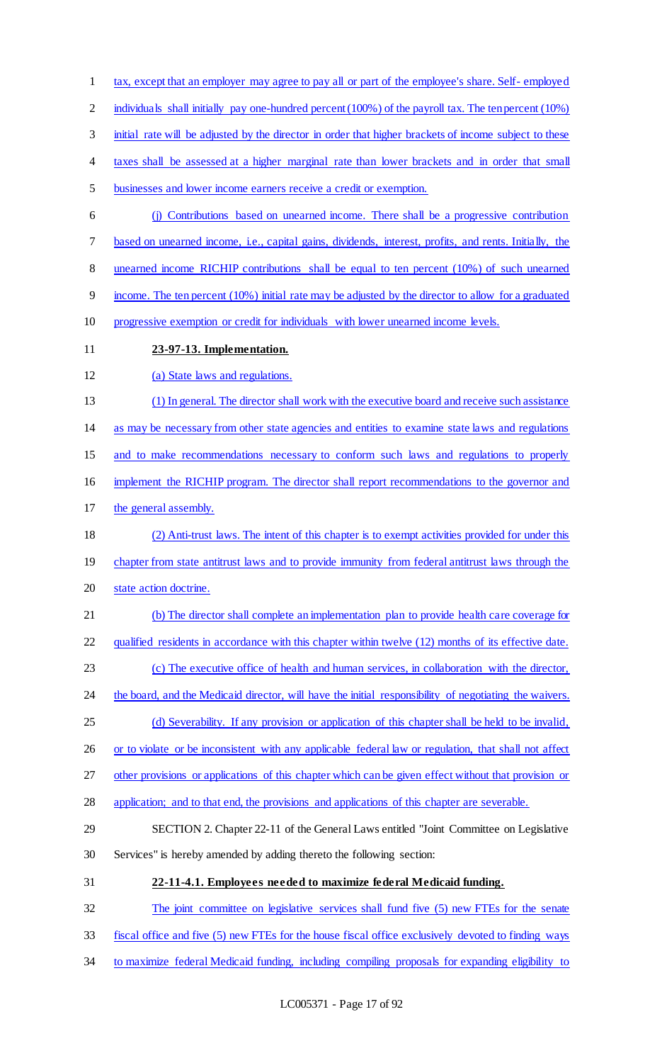tax, except that an employer may agree to pay all or part of the employee's share. Self- employed individuals shall initially pay one-hundred percent (100%) of the payroll tax. The ten percent (10%) initial rate will be adjusted by the director in order that higher brackets of income subject to these taxes shall be assessed at a higher marginal rate than lower brackets and in order that small businesses and lower income earners receive a credit or exemption.

(j) Contributions based on unearned income. There shall be a progressive contribution based on unearned income, i.e., capital gains, dividends, interest, profits, and rents. Initially, the unearned income RICHIP contributions shall be equal to ten percent (10%) of such unearned income. The ten percent (10%) initial rate may be adjusted by the director to allow for a graduated progressive exemption or credit for individuals with lower unearned income levels.

**23-97-13. Implementation.**

(a) State laws and regulations.

(1) In general. The director shall work with the executive board and receive such assistance as may be necessary from other state agencies and entities to examine state laws and regulations and to make recommendations necessary to conform such laws and regulations to properly implement the RICHIP program. The director shall report recommendations to the governor and the general assembly.

(2) Anti-trust laws. The intent of this chapter is to exempt activities provided for under this chapter from state antitrust laws and to provide immunity from federal antitrust laws through the state action doctrine.

(b) The director shall complete an implementation plan to provide health care coverage for qualified residents in accordance with this chapter within twelve (12) months of its effective date.

(c) The executive office of health and human services, in collaboration with the director, the board, and the Medicaid director, will have the initial responsibility of negotiating the waivers.

(d) Severability. If any provision or application of this chapter shall be held to be invalid, or to violate or be inconsistent with any applicable federal law or regulation, that shall not affect other provisions or applications of this chapter which can be given effect without that provision or application; and to that end, the provisions and applications of this chapter are severable.

SECTION 2. Chapter 22-11 of the General Laws entitled "Joint Committee on Legislative Services" is hereby amended by adding thereto the following section:

**22-11-4.1. Employees needed to maximize federal Medicaid funding.**

The joint committee on legislative services shall fund five (5) new FTEs for the senate fiscal office and five (5) new FTEs for the house fiscal office exclusively devoted to finding ways to maximize federal Medicaid funding, including compiling proposals for expanding eligibility to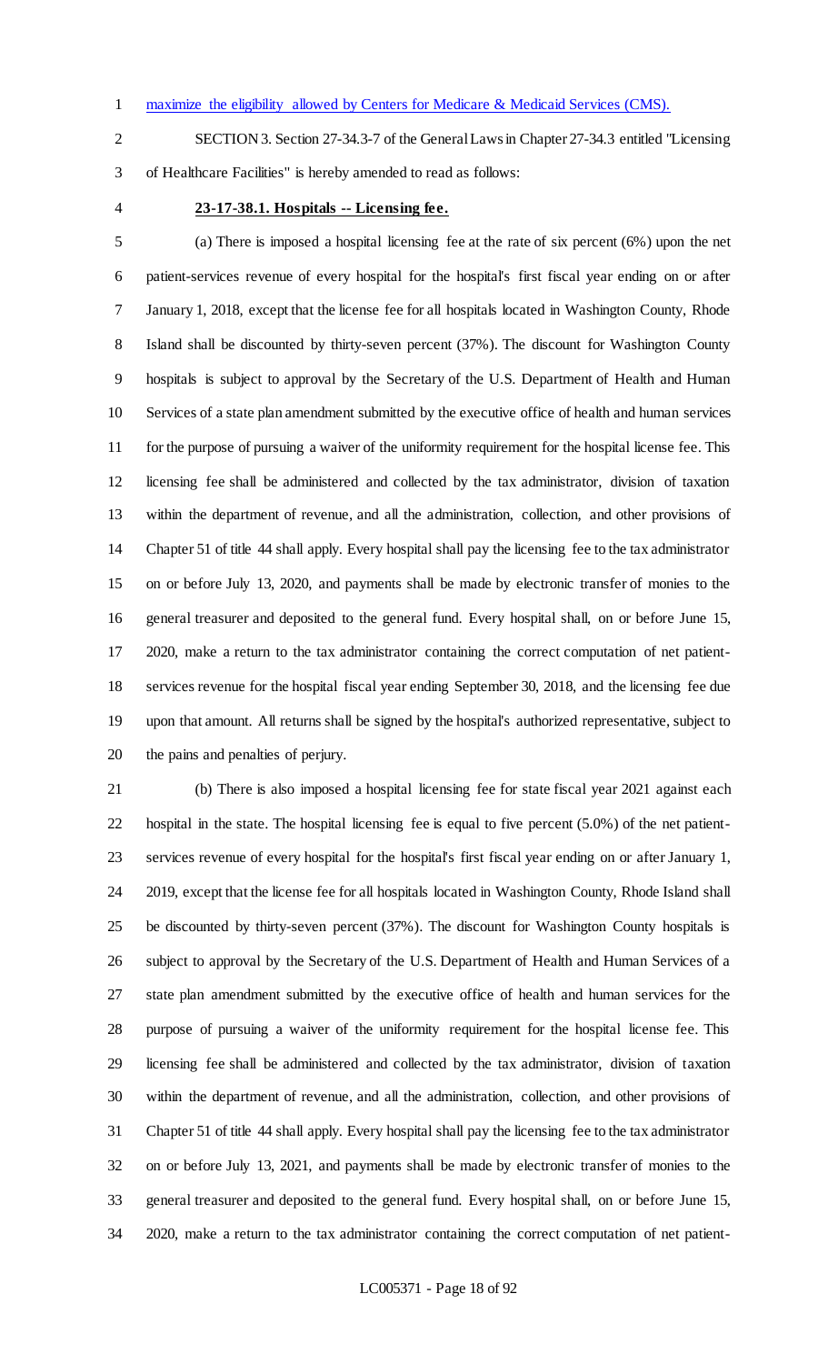maximize the eligibility allowed by Centers for Medicare & Medicaid Services (CMS).

SECTION 3. Section 27-34.3-7 of the General Laws in Chapter 27-34.3 entitled "Licensing of Healthcare Facilities" is hereby amended to read as follows:

**23-17-38.1. Hospitals -- Licensing fee.**

(a) There is imposed a hospital licensing fee at the rate of six percent (6%) upon the net patient-services revenue of every hospital for the hospital's first fiscal year ending on or after January 1, 2018, except that the license fee for all hospitals located in Washington County, Rhode Island shall be discounted by thirty-seven percent (37%). The discount for Washington County hospitals is subject to approval by the Secretary of the U.S. Department of Health and Human Services of a state plan amendment submitted by the executive office of health and human services for the purpose of pursuing a waiver of the uniformity requirement for the hospital license fee. This licensing fee shall be administered and collected by the tax administrator, division of taxation within the department of revenue, and all the administration, collection, and other provisions of Chapter 51 of title 44 shall apply. Every hospital shall pay the licensing fee to the tax administrator on or before July 13, 2020, and payments shall be made by electronic transfer of monies to the general treasurer and deposited to the general fund. Every hospital shall, on or before June 15, 2020, make a return to the tax administrator containing the correct computation of net patient-services revenue for the hospital fiscal year ending September 30, 2018, and the licensing fee due upon that amount. All returns shall be signed by the hospital's authorized representative, subject to the pains and penalties of perjury.

(b) There is also imposed a hospital licensing fee for state fiscal year 2021 against each hospital in the state. The hospital licensing fee is equal to five percent (5.0%) of the net patient-services revenue of every hospital for the hospital's first fiscal year ending on or after January 1, 2019, except that the license fee for all hospitals located in Washington County, Rhode Island shall be discounted by thirty-seven percent (37%). The discount for Washington County hospitals is subject to approval by the Secretary of the U.S. Department of Health and Human Services of a state plan amendment submitted by the executive office of health and human services for the purpose of pursuing a waiver of the uniformity requirement for the hospital license fee. This licensing fee shall be administered and collected by the tax administrator, division of taxation within the department of revenue, and all the administration, collection, and other provisions of Chapter 51 of title 44 shall apply. Every hospital shall pay the licensing fee to the tax administrator on or before July 13, 2021, and payments shall be made by electronic transfer of monies to the general treasurer and deposited to the general fund. Every hospital shall, on or before June 15, 2020, make a return to the tax administrator containing the correct computation of net patient-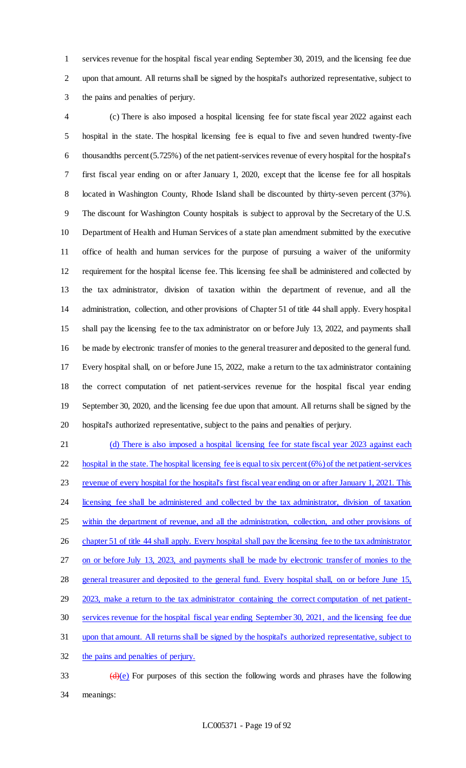services revenue for the hospital fiscal year ending September 30, 2019, and the licensing fee due upon that amount. All returns shall be signed by the hospital's authorized representative, subject to the pains and penalties of perjury.

(c) There is also imposed a hospital licensing fee for state fiscal year 2022 against each hospital in the state. The hospital licensing fee is equal to five and seven hundred twenty-five thousandths percent (5.725%) of the net patient-services revenue of every hospital for the hospital's first fiscal year ending on or after January 1, 2020, except that the license fee for all hospitals located in Washington County, Rhode Island shall be discounted by thirty-seven percent (37%). The discount for Washington County hospitals is subject to approval by the Secretary of the U.S. Department of Health and Human Services of a state plan amendment submitted by the executive office of health and human services for the purpose of pursuing a waiver of the uniformity requirement for the hospital license fee. This licensing fee shall be administered and collected by the tax administrator, division of taxation within the department of revenue, and all the administration, collection, and other provisions of Chapter 51 of title 44 shall apply. Every hospital shall pay the licensing fee to the tax administrator on or before July 13, 2022, and payments shall be made by electronic transfer of monies to the general treasurer and deposited to the general fund. Every hospital shall, on or before June 15, 2022, make a return to the tax administrator containing the correct computation of net patient-services revenue for the hospital fiscal year ending September 30, 2020, and the licensing fee due upon that amount. All returns shall be signed by the hospital's authorized representative, subject to the pains and penalties of perjury.

<u>(d) There is also imposed a hospital licensing fee for state fiscal year 2023 against each hospital in the state. The hospital licensing fee is equal to six percent (6%) of the net patient-services revenue of every hospital for the hospital's first fiscal year ending on or after January 1, 2021. This licensing fee shall be administered and collected by the tax administrator, division of taxation within the department of revenue, and all the administration, collection, and other provisions of chapter 51 of title 44 shall apply. Every hospital shall pay the licensing fee to the tax administrator on or before July 13, 2023, and payments shall be made by electronic transfer of monies to the general treasurer and deposited to the general fund. Every hospital shall, on or before June 15, 2023, make a return to the tax administrator containing the correct computation of net patient-services revenue for the hospital fiscal year ending September 30, 2021, and the licensing fee due upon that amount. All returns shall be signed by the hospital's authorized representative, subject to the pains and penalties of perjury.</u>

~~(d)~~<u>(e)</u> For purposes of this section the following words and phrases have the following meanings: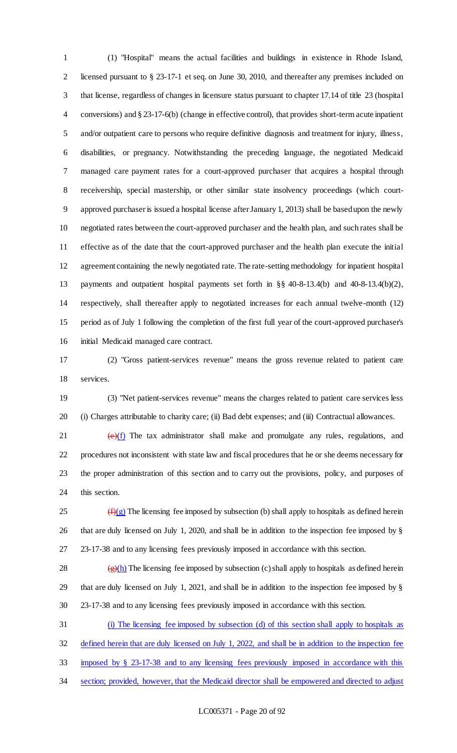(1) "Hospital" means the actual facilities and buildings in existence in Rhode Island, licensed pursuant to § 23-17-1 et seq. on June 30, 2010, and thereafter any premises included on that license, regardless of changes in licensure status pursuant to chapter 17.14 of title 23 (hospital conversions) and § 23-17-6(b) (change in effective control), that provides short-term acute inpatient and/or outpatient care to persons who require definitive diagnosis and treatment for injury, illness, disabilities, or pregnancy. Notwithstanding the preceding language, the negotiated Medicaid managed care payment rates for a court-approved purchaser that acquires a hospital through receivership, special mastership, or other similar state insolvency proceedings (which court-approved purchaser is issued a hospital license after January 1, 2013) shall be based upon the newly negotiated rates between the court-approved purchaser and the health plan, and such rates shall be effective as of the date that the court-approved purchaser and the health plan execute the initial agreement containing the newly negotiated rate. The rate-setting methodology for inpatient hospital payments and outpatient hospital payments set forth in §§ 40-8-13.4(b) and 40-8-13.4(b)(2), respectively, shall thereafter apply to negotiated increases for each annual twelve-month (12) period as of July 1 following the completion of the first full year of the court-approved purchaser's initial Medicaid managed care contract.

(2) "Gross patient-services revenue" means the gross revenue related to patient care services.

(3) "Net patient-services revenue" means the charges related to patient care services less (i) Charges attributable to charity care; (ii) Bad debt expenses; and (iii) Contractual allowances.

~~(e)~~(f) The tax administrator shall make and promulgate any rules, regulations, and procedures not inconsistent with state law and fiscal procedures that he or she deems necessary for the proper administration of this section and to carry out the provisions, policy, and purposes of this section.

~~(f)~~(g) The licensing fee imposed by subsection (b) shall apply to hospitals as defined herein that are duly licensed on July 1, 2020, and shall be in addition to the inspection fee imposed by § 23-17-38 and to any licensing fees previously imposed in accordance with this section.

~~(g)~~(h) The licensing fee imposed by subsection (c) shall apply to hospitals as defined herein that are duly licensed on July 1, 2021, and shall be in addition to the inspection fee imposed by § 23-17-38 and to any licensing fees previously imposed in accordance with this section.

(i) The licensing fee imposed by subsection (d) of this section shall apply to hospitals as defined herein that are duly licensed on July 1, 2022, and shall be in addition to the inspection fee imposed by § 23-17-38 and to any licensing fees previously imposed in accordance with this section; provided, however, that the Medicaid director shall be empowered and directed to adjust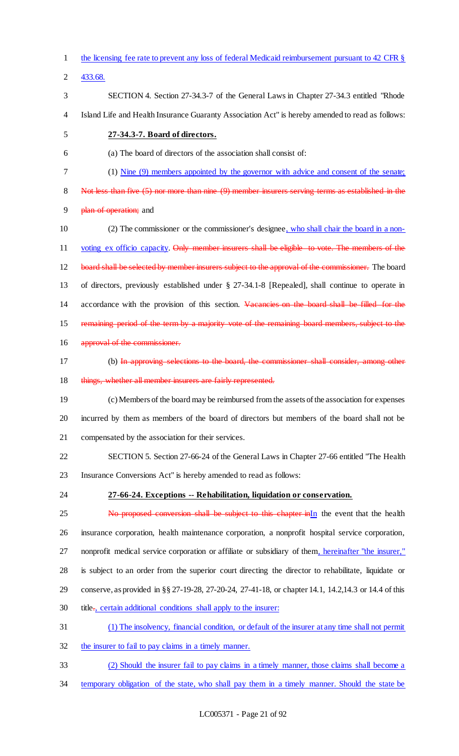the licensing fee rate to prevent any loss of federal Medicaid reimbursement pursuant to 42 CFR § 433.68.

SECTION 4. Section 27-34.3-7 of the General Laws in Chapter 27-34.3 entitled "Rhode Island Life and Health Insurance Guaranty Association Act" is hereby amended to read as follows:

**27-34.3-7. Board of directors.**

(a) The board of directors of the association shall consist of:

(1) Nine (9) members appointed by the governor with advice and consent of the senate; ~~Not less than five (5) nor more than nine (9) member insurers serving terms as established in the plan of operation;~~ and

(2) The commissioner or the commissioner's designee, who shall chair the board in a non-voting ex officio capacity. ~~Only member insurers shall be eligible to vote. The members of the board shall be selected by member insurers subject to the approval of the commissioner.~~ The board of directors, previously established under § 27-34.1-8 [Repealed], shall continue to operate in accordance with the provision of this section. ~~Vacancies on the board shall be filled for the remaining period of the term by a majority vote of the remaining board members, subject to the approval of the commissioner.~~

(b) ~~In approving selections to the board, the commissioner shall consider, among other things, whether all member insurers are fairly represented.~~

(c) Members of the board may be reimbursed from the assets of the association for expenses incurred by them as members of the board of directors but members of the board shall not be compensated by the association for their services.

SECTION 5. Section 27-66-24 of the General Laws in Chapter 27-66 entitled "The Health Insurance Conversions Act" is hereby amended to read as follows:

**27-66-24. Exceptions -- Rehabilitation, liquidation or conservation.**

~~No proposed conversion shall be subject to this chapter in~~In the event that the health insurance corporation, health maintenance corporation, a nonprofit hospital service corporation, nonprofit medical service corporation or affiliate or subsidiary of them, hereinafter "the insurer," is subject to an order from the superior court directing the director to rehabilitate, liquidate or conserve, as provided in §§ 27-19-28, 27-20-24, 27-41-18, or chapter 14.1, 14.2,14.3 or 14.4 of this title~~.~~, certain additional conditions shall apply to the insurer:

(1) The insolvency, financial condition, or default of the insurer at any time shall not permit the insurer to fail to pay claims in a timely manner.

(2) Should the insurer fail to pay claims in a timely manner, those claims shall become a temporary obligation of the state, who shall pay them in a timely manner. Should the state be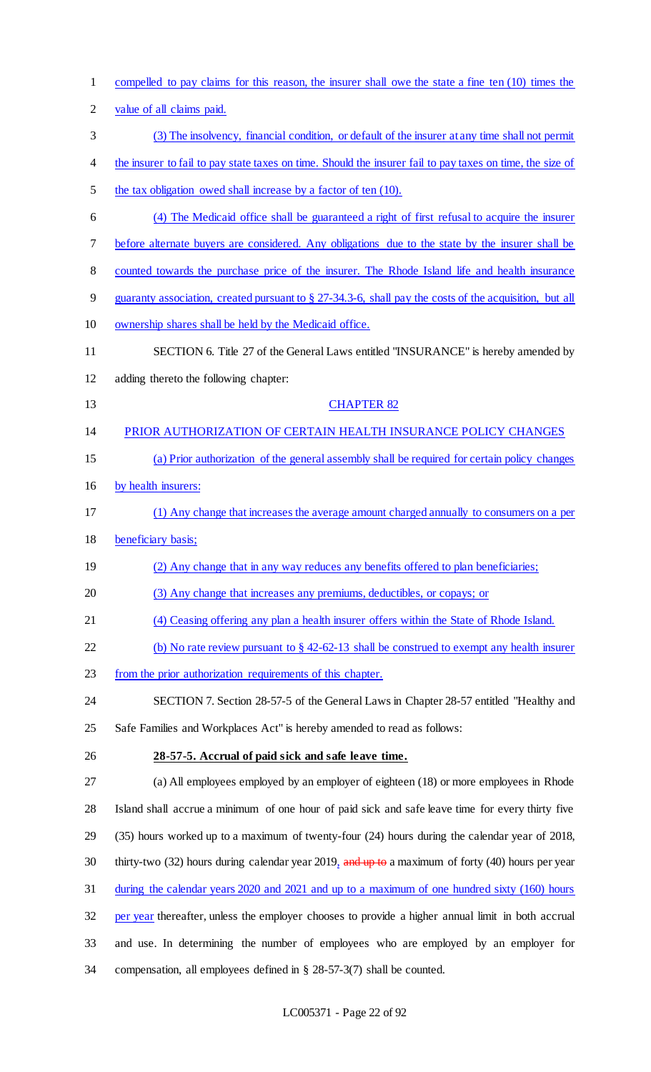compelled to pay claims for this reason, the insurer shall owe the state a fine ten (10) times the value of all claims paid.

(3) The insolvency, financial condition, or default of the insurer at any time shall not permit the insurer to fail to pay state taxes on time. Should the insurer fail to pay taxes on time, the size of the tax obligation owed shall increase by a factor of ten (10).

(4) The Medicaid office shall be guaranteed a right of first refusal to acquire the insurer before alternate buyers are considered. Any obligations due to the state by the insurer shall be counted towards the purchase price of the insurer. The Rhode Island life and health insurance guaranty association, created pursuant to § 27-34.3-6, shall pay the costs of the acquisition, but all ownership shares shall be held by the Medicaid office.

SECTION 6. Title 27 of the General Laws entitled "INSURANCE" is hereby amended by adding thereto the following chapter:

CHAPTER 82

PRIOR AUTHORIZATION OF CERTAIN HEALTH INSURANCE POLICY CHANGES

(a) Prior authorization of the general assembly shall be required for certain policy changes by health insurers:

(1) Any change that increases the average amount charged annually to consumers on a per beneficiary basis;

(2) Any change that in any way reduces any benefits offered to plan beneficiaries;

(3) Any change that increases any premiums, deductibles, or copays; or

(4) Ceasing offering any plan a health insurer offers within the State of Rhode Island.

(b) No rate review pursuant to § 42-62-13 shall be construed to exempt any health insurer from the prior authorization requirements of this chapter.

SECTION 7. Section 28-57-5 of the General Laws in Chapter 28-57 entitled "Healthy and Safe Families and Workplaces Act" is hereby amended to read as follows:

**28-57-5. Accrual of paid sick and safe leave time.**

(a) All employees employed by an employer of eighteen (18) or more employees in Rhode Island shall accrue a minimum of one hour of paid sick and safe leave time for every thirty five (35) hours worked up to a maximum of twenty-four (24) hours during the calendar year of 2018, thirty-two (32) hours during calendar year 2019, ~~and up to~~ a maximum of forty (40) hours per year during the calendar years 2020 and 2021 and up to a maximum of one hundred sixty (160) hours per year thereafter, unless the employer chooses to provide a higher annual limit in both accrual and use. In determining the number of employees who are employed by an employer for compensation, all employees defined in § 28-57-3(7) shall be counted.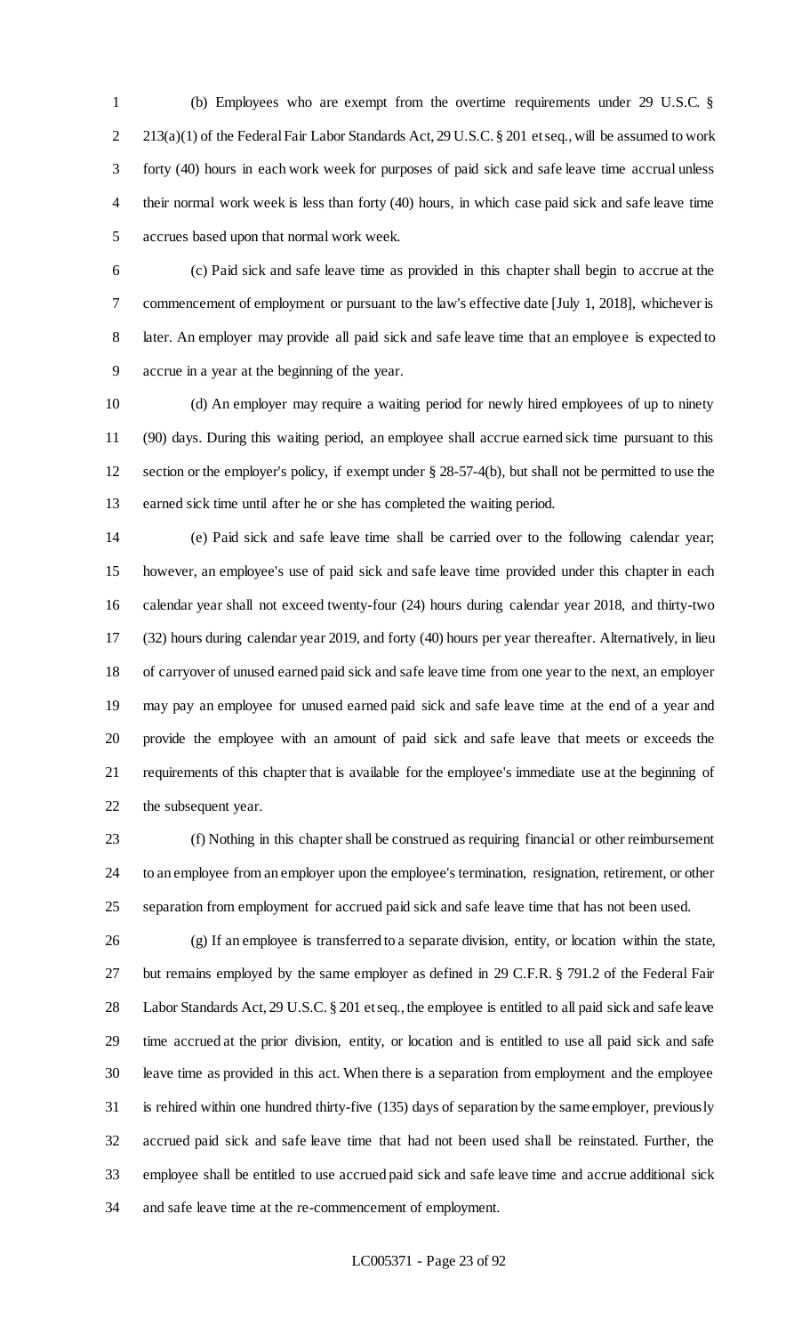(b) Employees who are exempt from the overtime requirements under 29 U.S.C. § 213(a)(1) of the Federal Fair Labor Standards Act, 29 U.S.C. § 201 et seq., will be assumed to work forty (40) hours in each work week for purposes of paid sick and safe leave time accrual unless their normal work week is less than forty (40) hours, in which case paid sick and safe leave time accrues based upon that normal work week.

(c) Paid sick and safe leave time as provided in this chapter shall begin to accrue at the commencement of employment or pursuant to the law's effective date [July 1, 2018], whichever is later. An employer may provide all paid sick and safe leave time that an employee is expected to accrue in a year at the beginning of the year.

(d) An employer may require a waiting period for newly hired employees of up to ninety (90) days. During this waiting period, an employee shall accrue earned sick time pursuant to this section or the employer's policy, if exempt under § 28-57-4(b), but shall not be permitted to use the earned sick time until after he or she has completed the waiting period.

(e) Paid sick and safe leave time shall be carried over to the following calendar year; however, an employee's use of paid sick and safe leave time provided under this chapter in each calendar year shall not exceed twenty-four (24) hours during calendar year 2018, and thirty-two (32) hours during calendar year 2019, and forty (40) hours per year thereafter. Alternatively, in lieu of carryover of unused earned paid sick and safe leave time from one year to the next, an employer may pay an employee for unused earned paid sick and safe leave time at the end of a year and provide the employee with an amount of paid sick and safe leave that meets or exceeds the requirements of this chapter that is available for the employee's immediate use at the beginning of the subsequent year.

(f) Nothing in this chapter shall be construed as requiring financial or other reimbursement to an employee from an employer upon the employee's termination, resignation, retirement, or other separation from employment for accrued paid sick and safe leave time that has not been used.

(g) If an employee is transferred to a separate division, entity, or location within the state, but remains employed by the same employer as defined in 29 C.F.R. § 791.2 of the Federal Fair Labor Standards Act, 29 U.S.C. § 201 et seq., the employee is entitled to all paid sick and safe leave time accrued at the prior division, entity, or location and is entitled to use all paid sick and safe leave time as provided in this act. When there is a separation from employment and the employee is rehired within one hundred thirty-five (135) days of separation by the same employer, previously accrued paid sick and safe leave time that had not been used shall be reinstated. Further, the employee shall be entitled to use accrued paid sick and safe leave time and accrue additional sick and safe leave time at the re-commencement of employment.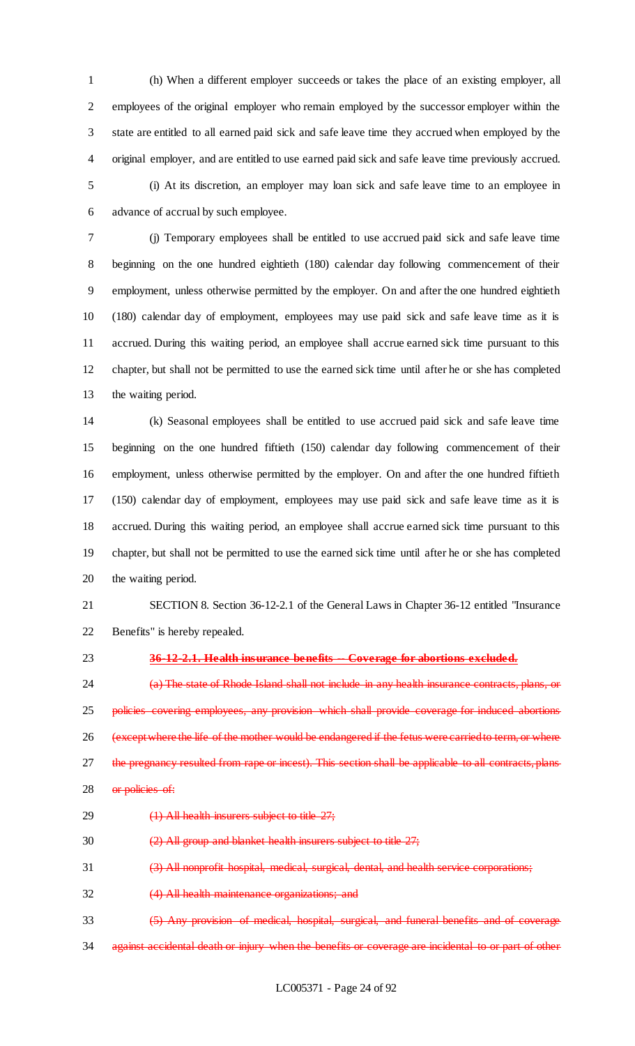(h) When a different employer succeeds or takes the place of an existing employer, all employees of the original employer who remain employed by the successor employer within the state are entitled to all earned paid sick and safe leave time they accrued when employed by the original employer, and are entitled to use earned paid sick and safe leave time previously accrued.

(i) At its discretion, an employer may loan sick and safe leave time to an employee in advance of accrual by such employee.

(j) Temporary employees shall be entitled to use accrued paid sick and safe leave time beginning on the one hundred eightieth (180) calendar day following commencement of their employment, unless otherwise permitted by the employer. On and after the one hundred eightieth (180) calendar day of employment, employees may use paid sick and safe leave time as it is accrued. During this waiting period, an employee shall accrue earned sick time pursuant to this chapter, but shall not be permitted to use the earned sick time until after he or she has completed the waiting period.

(k) Seasonal employees shall be entitled to use accrued paid sick and safe leave time beginning on the one hundred fiftieth (150) calendar day following commencement of their employment, unless otherwise permitted by the employer. On and after the one hundred fiftieth (150) calendar day of employment, employees may use paid sick and safe leave time as it is accrued. During this waiting period, an employee shall accrue earned sick time pursuant to this chapter, but shall not be permitted to use the earned sick time until after he or she has completed the waiting period.

SECTION 8. Section 36-12-2.1 of the General Laws in Chapter 36-12 entitled "Insurance Benefits" is hereby repealed.

~~**36-12-2.1. Health insurance benefits -- Coverage for abortions excluded.**~~

~~(a) The state of Rhode Island shall not include in any health insurance contracts, plans, or policies covering employees, any provision which shall provide coverage for induced abortions (except where the life of the mother would be endangered if the fetus were carried to term, or where the pregnancy resulted from rape or incest). This section shall be applicable to all contracts, plans or policies of:~~

~~(1) All health insurers subject to title 27;~~

~~(2) All group and blanket health insurers subject to title 27;~~

~~(3) All nonprofit hospital, medical, surgical, dental, and health service corporations;~~

~~(4) All health maintenance organizations; and~~

~~(5) Any provision of medical, hospital, surgical, and funeral benefits and of coverage against accidental death or injury when the benefits or coverage are incidental to or part of other~~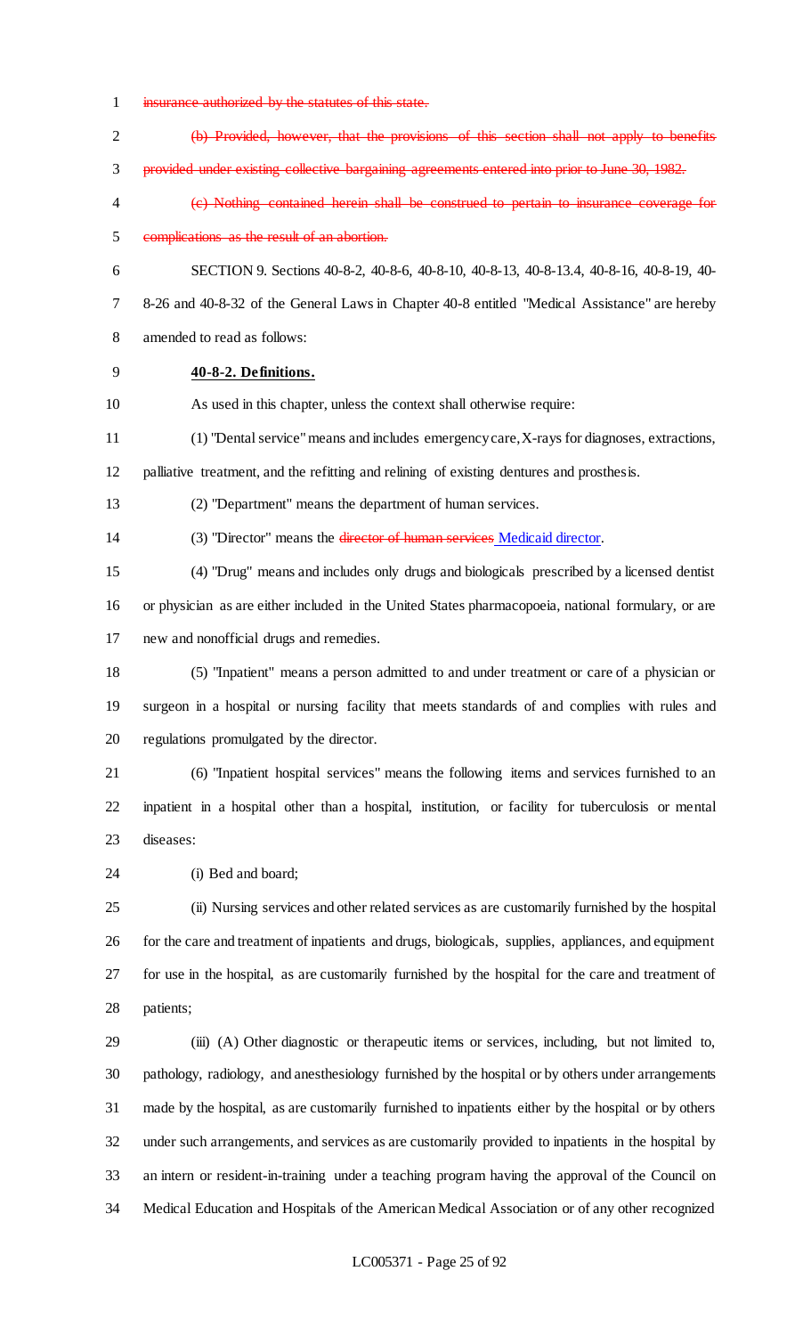~~insurance authorized by the statutes of this state.~~

~~(b) Provided, however, that the provisions of this section shall not apply to benefits provided under existing collective bargaining agreements entered into prior to June 30, 1982.~~

~~(c) Nothing contained herein shall be construed to pertain to insurance coverage for complications as the result of an abortion.~~

SECTION 9. Sections 40-8-2, 40-8-6, 40-8-10, 40-8-13, 40-8-13.4, 40-8-16, 40-8-19, 40-8-26 and 40-8-32 of the General Laws in Chapter 40-8 entitled "Medical Assistance" are hereby amended to read as follows:

**40-8-2. Definitions.**

As used in this chapter, unless the context shall otherwise require:

(1) "Dental service" means and includes emergency care, X-rays for diagnoses, extractions, palliative treatment, and the refitting and relining of existing dentures and prosthesis.

(2) "Department" means the department of human services.

(3) "Director" means the ~~director of human services~~ Medicaid director.

(4) "Drug" means and includes only drugs and biologicals prescribed by a licensed dentist or physician as are either included in the United States pharmacopoeia, national formulary, or are new and nonofficial drugs and remedies.

(5) "Inpatient" means a person admitted to and under treatment or care of a physician or surgeon in a hospital or nursing facility that meets standards of and complies with rules and regulations promulgated by the director.

(6) "Inpatient hospital services" means the following items and services furnished to an inpatient in a hospital other than a hospital, institution, or facility for tuberculosis or mental diseases:

(i) Bed and board;

(ii) Nursing services and other related services as are customarily furnished by the hospital for the care and treatment of inpatients and drugs, biologicals, supplies, appliances, and equipment for use in the hospital, as are customarily furnished by the hospital for the care and treatment of patients;

(iii) (A) Other diagnostic or therapeutic items or services, including, but not limited to, pathology, radiology, and anesthesiology furnished by the hospital or by others under arrangements made by the hospital, as are customarily furnished to inpatients either by the hospital or by others under such arrangements, and services as are customarily provided to inpatients in the hospital by an intern or resident-in-training under a teaching program having the approval of the Council on Medical Education and Hospitals of the American Medical Association or of any other recognized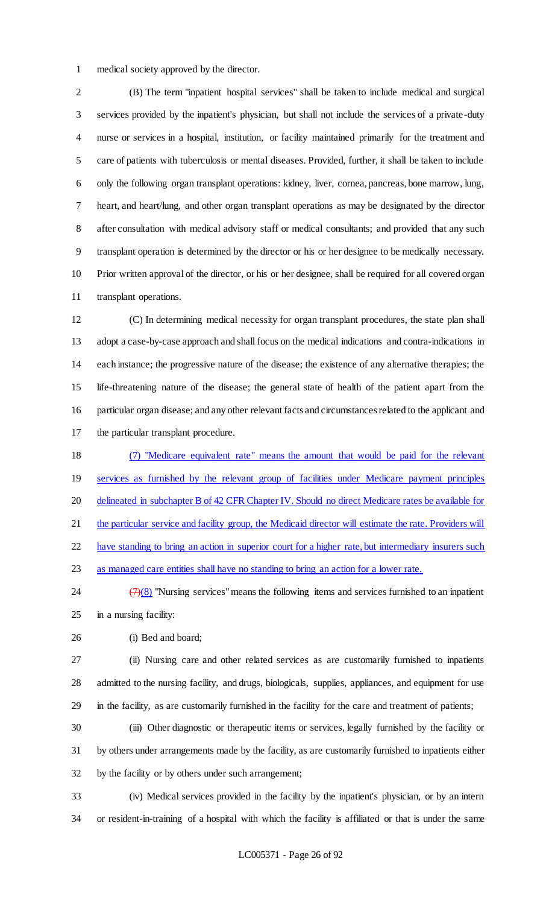medical society approved by the director.

(B) The term "inpatient hospital services" shall be taken to include medical and surgical services provided by the inpatient's physician, but shall not include the services of a private-duty nurse or services in a hospital, institution, or facility maintained primarily for the treatment and care of patients with tuberculosis or mental diseases. Provided, further, it shall be taken to include only the following organ transplant operations: kidney, liver, cornea, pancreas, bone marrow, lung, heart, and heart/lung, and other organ transplant operations as may be designated by the director after consultation with medical advisory staff or medical consultants; and provided that any such transplant operation is determined by the director or his or her designee to be medically necessary. Prior written approval of the director, or his or her designee, shall be required for all covered organ transplant operations.

(C) In determining medical necessity for organ transplant procedures, the state plan shall adopt a case-by-case approach and shall focus on the medical indications and contra-indications in each instance; the progressive nature of the disease; the existence of any alternative therapies; the life-threatening nature of the disease; the general state of health of the patient apart from the particular organ disease; and any other relevant facts and circumstances related to the applicant and the particular transplant procedure.

<u>(7) "Medicare equivalent rate" means the amount that would be paid for the relevant services as furnished by the relevant group of facilities under Medicare payment principles delineated in subchapter B of 42 CFR Chapter IV. Should no direct Medicare rates be available for the particular service and facility group, the Medicaid director will estimate the rate. Providers will have standing to bring an action in superior court for a higher rate, but intermediary insurers such as managed care entities shall have no standing to bring an action for a lower rate.</u>

~~(7)~~<u>(8)</u> "Nursing services" means the following items and services furnished to an inpatient in a nursing facility:

(i) Bed and board;

(ii) Nursing care and other related services as are customarily furnished to inpatients admitted to the nursing facility, and drugs, biologicals, supplies, appliances, and equipment for use in the facility, as are customarily furnished in the facility for the care and treatment of patients;

(iii) Other diagnostic or therapeutic items or services, legally furnished by the facility or by others under arrangements made by the facility, as are customarily furnished to inpatients either by the facility or by others under such arrangement;

(iv) Medical services provided in the facility by the inpatient's physician, or by an intern or resident-in-training of a hospital with which the facility is affiliated or that is under the same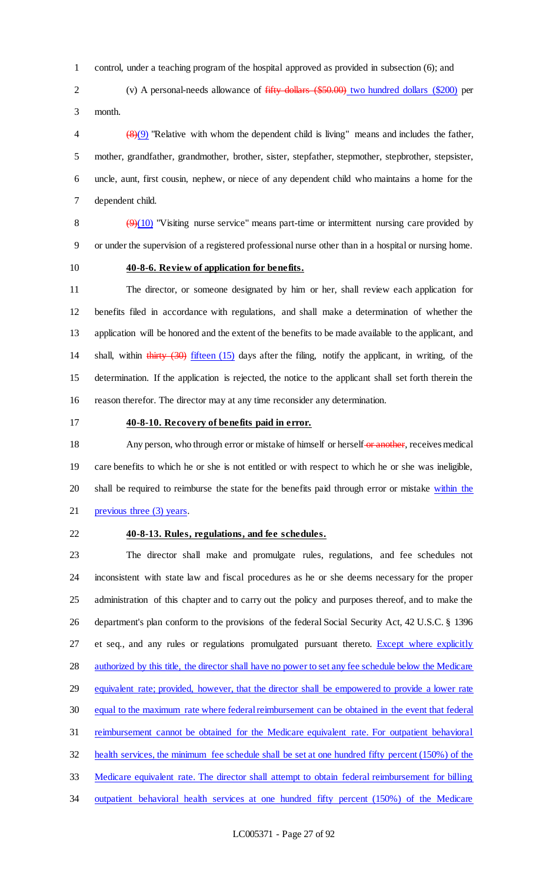control, under a teaching program of the hospital approved as provided in subsection (6); and

(v) A personal-needs allowance of ~~fifty dollars ($50.00)~~ two hundred dollars ($200) per month.

~~(8)~~(9) "Relative with whom the dependent child is living" means and includes the father, mother, grandfather, grandmother, brother, sister, stepfather, stepmother, stepbrother, stepsister, uncle, aunt, first cousin, nephew, or niece of any dependent child who maintains a home for the dependent child.

~~(9)~~(10) "Visiting nurse service" means part-time or intermittent nursing care provided by or under the supervision of a registered professional nurse other than in a hospital or nursing home.

**40-8-6. Review of application for benefits.**

The director, or someone designated by him or her, shall review each application for benefits filed in accordance with regulations, and shall make a determination of whether the application will be honored and the extent of the benefits to be made available to the applicant, and shall, within ~~thirty (30)~~ fifteen (15) days after the filing, notify the applicant, in writing, of the determination. If the application is rejected, the notice to the applicant shall set forth therein the reason therefor. The director may at any time reconsider any determination.

**40-8-10. Recovery of benefits paid in error.**

Any person, who through error or mistake of himself or herself ~~or another~~, receives medical care benefits to which he or she is not entitled or with respect to which he or she was ineligible, shall be required to reimburse the state for the benefits paid through error or mistake within the previous three (3) years.

**40-8-13. Rules, regulations, and fee schedules.**

The director shall make and promulgate rules, regulations, and fee schedules not inconsistent with state law and fiscal procedures as he or she deems necessary for the proper administration of this chapter and to carry out the policy and purposes thereof, and to make the department's plan conform to the provisions of the federal Social Security Act, 42 U.S.C. § 1396 et seq., and any rules or regulations promulgated pursuant thereto. Except where explicitly authorized by this title, the director shall have no power to set any fee schedule below the Medicare equivalent rate; provided, however, that the director shall be empowered to provide a lower rate equal to the maximum rate where federal reimbursement can be obtained in the event that federal reimbursement cannot be obtained for the Medicare equivalent rate. For outpatient behavioral health services, the minimum fee schedule shall be set at one hundred fifty percent (150%) of the Medicare equivalent rate. The director shall attempt to obtain federal reimbursement for billing outpatient behavioral health services at one hundred fifty percent (150%) of the Medicare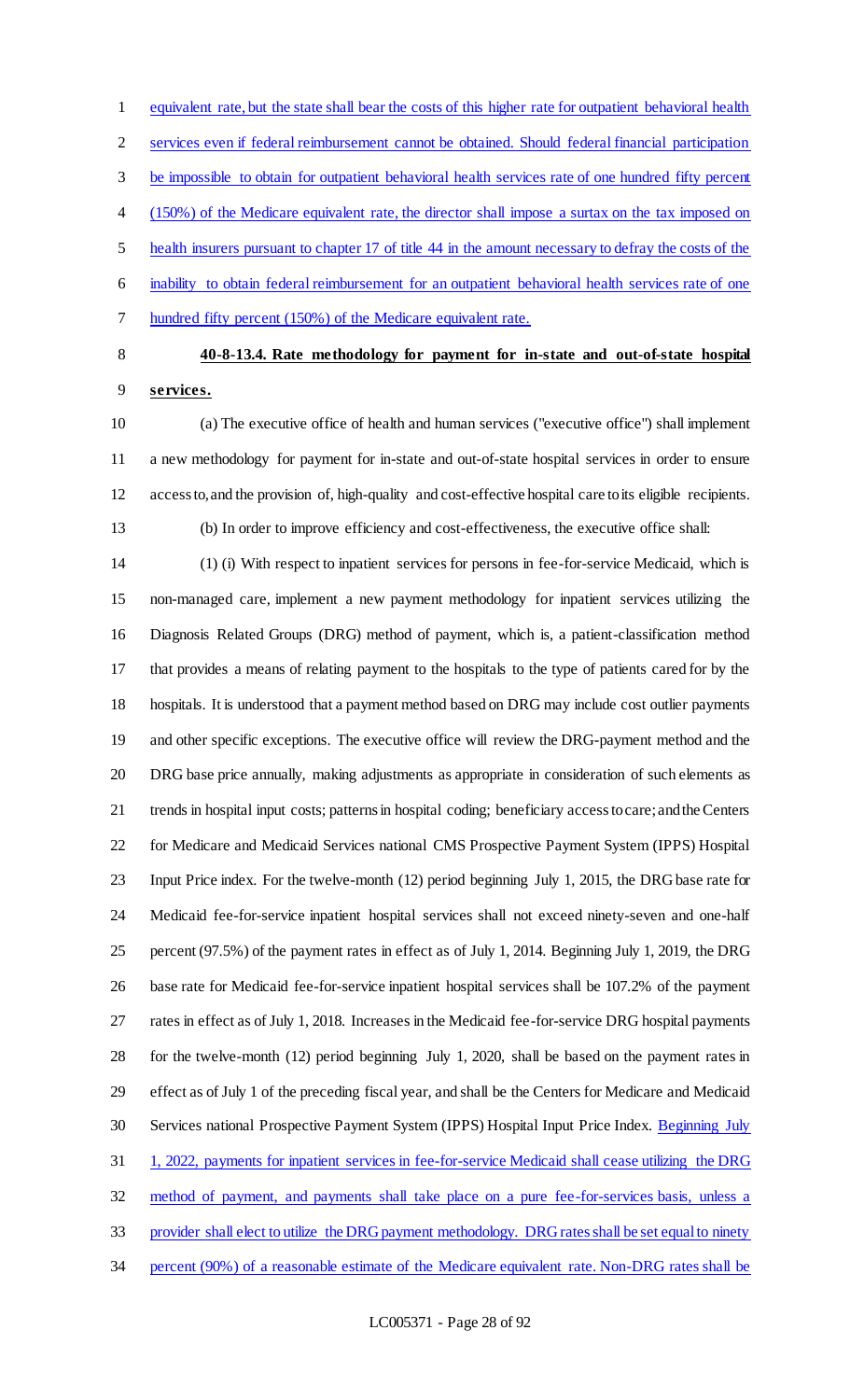equivalent rate, but the state shall bear the costs of this higher rate for outpatient behavioral health services even if federal reimbursement cannot be obtained. Should federal financial participation be impossible to obtain for outpatient behavioral health services rate of one hundred fifty percent (150%) of the Medicare equivalent rate, the director shall impose a surtax on the tax imposed on health insurers pursuant to chapter 17 of title 44 in the amount necessary to defray the costs of the inability to obtain federal reimbursement for an outpatient behavioral health services rate of one hundred fifty percent (150%) of the Medicare equivalent rate.

**40-8-13.4. Rate methodology for payment for in-state and out-of-state hospital services.**

(a) The executive office of health and human services ("executive office") shall implement a new methodology for payment for in-state and out-of-state hospital services in order to ensure access to, and the provision of, high-quality and cost-effective hospital care to its eligible recipients.

(b) In order to improve efficiency and cost-effectiveness, the executive office shall:

(1) (i) With respect to inpatient services for persons in fee-for-service Medicaid, which is non-managed care, implement a new payment methodology for inpatient services utilizing the Diagnosis Related Groups (DRG) method of payment, which is, a patient-classification method that provides a means of relating payment to the hospitals to the type of patients cared for by the hospitals. It is understood that a payment method based on DRG may include cost outlier payments and other specific exceptions. The executive office will review the DRG-payment method and the DRG base price annually, making adjustments as appropriate in consideration of such elements as trends in hospital input costs; patterns in hospital coding; beneficiary access to care; and the Centers for Medicare and Medicaid Services national CMS Prospective Payment System (IPPS) Hospital Input Price index. For the twelve-month (12) period beginning July 1, 2015, the DRG base rate for Medicaid fee-for-service inpatient hospital services shall not exceed ninety-seven and one-half percent (97.5%) of the payment rates in effect as of July 1, 2014. Beginning July 1, 2019, the DRG base rate for Medicaid fee-for-service inpatient hospital services shall be 107.2% of the payment rates in effect as of July 1, 2018. Increases in the Medicaid fee-for-service DRG hospital payments for the twelve-month (12) period beginning July 1, 2020, shall be based on the payment rates in effect as of July 1 of the preceding fiscal year, and shall be the Centers for Medicare and Medicaid Services national Prospective Payment System (IPPS) Hospital Input Price Index. Beginning July 1, 2022, payments for inpatient services in fee-for-service Medicaid shall cease utilizing the DRG method of payment, and payments shall take place on a pure fee-for-services basis, unless a provider shall elect to utilize the DRG payment methodology. DRG rates shall be set equal to ninety percent (90%) of a reasonable estimate of the Medicare equivalent rate. Non-DRG rates shall be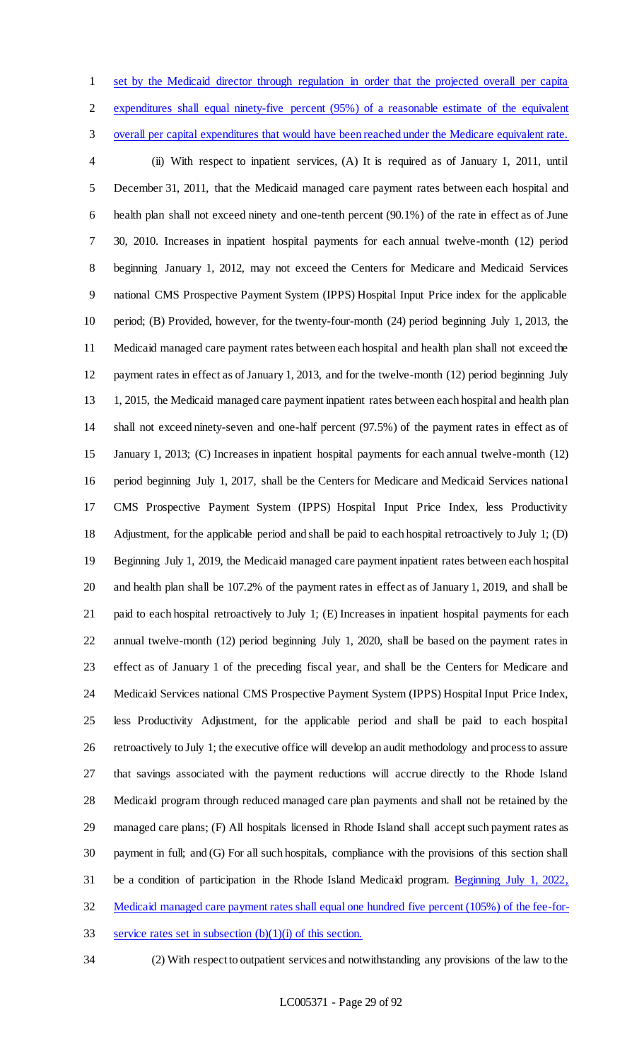set by the Medicaid director through regulation in order that the projected overall per capita expenditures shall equal ninety-five percent (95%) of a reasonable estimate of the equivalent overall per capital expenditures that would have been reached under the Medicare equivalent rate.

(ii) With respect to inpatient services, (A) It is required as of January 1, 2011, until December 31, 2011, that the Medicaid managed care payment rates between each hospital and health plan shall not exceed ninety and one-tenth percent (90.1%) of the rate in effect as of June 30, 2010. Increases in inpatient hospital payments for each annual twelve-month (12) period beginning January 1, 2012, may not exceed the Centers for Medicare and Medicaid Services national CMS Prospective Payment System (IPPS) Hospital Input Price index for the applicable period; (B) Provided, however, for the twenty-four-month (24) period beginning July 1, 2013, the Medicaid managed care payment rates between each hospital and health plan shall not exceed the payment rates in effect as of January 1, 2013, and for the twelve-month (12) period beginning July 1, 2015, the Medicaid managed care payment inpatient rates between each hospital and health plan shall not exceed ninety-seven and one-half percent (97.5%) of the payment rates in effect as of January 1, 2013; (C) Increases in inpatient hospital payments for each annual twelve-month (12) period beginning July 1, 2017, shall be the Centers for Medicare and Medicaid Services national CMS Prospective Payment System (IPPS) Hospital Input Price Index, less Productivity Adjustment, for the applicable period and shall be paid to each hospital retroactively to July 1; (D) Beginning July 1, 2019, the Medicaid managed care payment inpatient rates between each hospital and health plan shall be 107.2% of the payment rates in effect as of January 1, 2019, and shall be paid to each hospital retroactively to July 1; (E) Increases in inpatient hospital payments for each annual twelve-month (12) period beginning July 1, 2020, shall be based on the payment rates in effect as of January 1 of the preceding fiscal year, and shall be the Centers for Medicare and Medicaid Services national CMS Prospective Payment System (IPPS) Hospital Input Price Index, less Productivity Adjustment, for the applicable period and shall be paid to each hospital retroactively to July 1; the executive office will develop an audit methodology and process to assure that savings associated with the payment reductions will accrue directly to the Rhode Island Medicaid program through reduced managed care plan payments and shall not be retained by the managed care plans; (F) All hospitals licensed in Rhode Island shall accept such payment rates as payment in full; and (G) For all such hospitals, compliance with the provisions of this section shall be a condition of participation in the Rhode Island Medicaid program. Beginning July 1, 2022, Medicaid managed care payment rates shall equal one hundred five percent (105%) of the fee-for-service rates set in subsection (b)(1)(i) of this section.

(2) With respect to outpatient services and notwithstanding any provisions of the law to the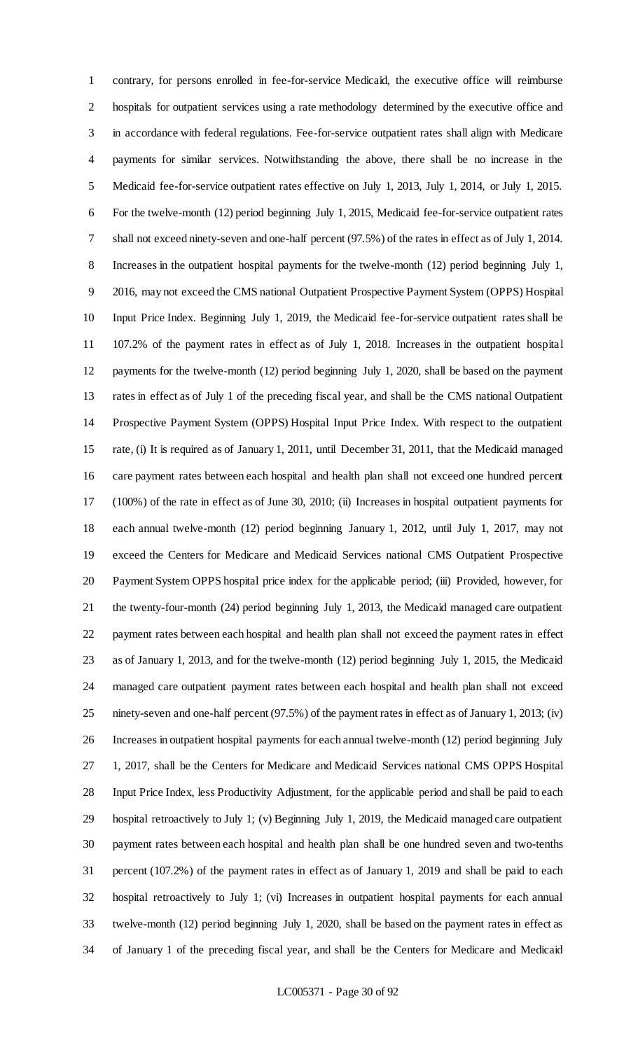contrary, for persons enrolled in fee-for-service Medicaid, the executive office will reimburse hospitals for outpatient services using a rate methodology determined by the executive office and in accordance with federal regulations. Fee-for-service outpatient rates shall align with Medicare payments for similar services. Notwithstanding the above, there shall be no increase in the Medicaid fee-for-service outpatient rates effective on July 1, 2013, July 1, 2014, or July 1, 2015. For the twelve-month (12) period beginning July 1, 2015, Medicaid fee-for-service outpatient rates shall not exceed ninety-seven and one-half percent (97.5%) of the rates in effect as of July 1, 2014. Increases in the outpatient hospital payments for the twelve-month (12) period beginning July 1, 2016, may not exceed the CMS national Outpatient Prospective Payment System (OPPS) Hospital Input Price Index. Beginning July 1, 2019, the Medicaid fee-for-service outpatient rates shall be 107.2% of the payment rates in effect as of July 1, 2018. Increases in the outpatient hospital payments for the twelve-month (12) period beginning July 1, 2020, shall be based on the payment rates in effect as of July 1 of the preceding fiscal year, and shall be the CMS national Outpatient Prospective Payment System (OPPS) Hospital Input Price Index. With respect to the outpatient rate, (i) It is required as of January 1, 2011, until December 31, 2011, that the Medicaid managed care payment rates between each hospital and health plan shall not exceed one hundred percent (100%) of the rate in effect as of June 30, 2010; (ii) Increases in hospital outpatient payments for each annual twelve-month (12) period beginning January 1, 2012, until July 1, 2017, may not exceed the Centers for Medicare and Medicaid Services national CMS Outpatient Prospective Payment System OPPS hospital price index for the applicable period; (iii) Provided, however, for the twenty-four-month (24) period beginning July 1, 2013, the Medicaid managed care outpatient payment rates between each hospital and health plan shall not exceed the payment rates in effect as of January 1, 2013, and for the twelve-month (12) period beginning July 1, 2015, the Medicaid managed care outpatient payment rates between each hospital and health plan shall not exceed ninety-seven and one-half percent (97.5%) of the payment rates in effect as of January 1, 2013; (iv) Increases in outpatient hospital payments for each annual twelve-month (12) period beginning July 1, 2017, shall be the Centers for Medicare and Medicaid Services national CMS OPPS Hospital Input Price Index, less Productivity Adjustment, for the applicable period and shall be paid to each hospital retroactively to July 1; (v) Beginning July 1, 2019, the Medicaid managed care outpatient payment rates between each hospital and health plan shall be one hundred seven and two-tenths percent (107.2%) of the payment rates in effect as of January 1, 2019 and shall be paid to each hospital retroactively to July 1; (vi) Increases in outpatient hospital payments for each annual twelve-month (12) period beginning July 1, 2020, shall be based on the payment rates in effect as of January 1 of the preceding fiscal year, and shall be the Centers for Medicare and Medicaid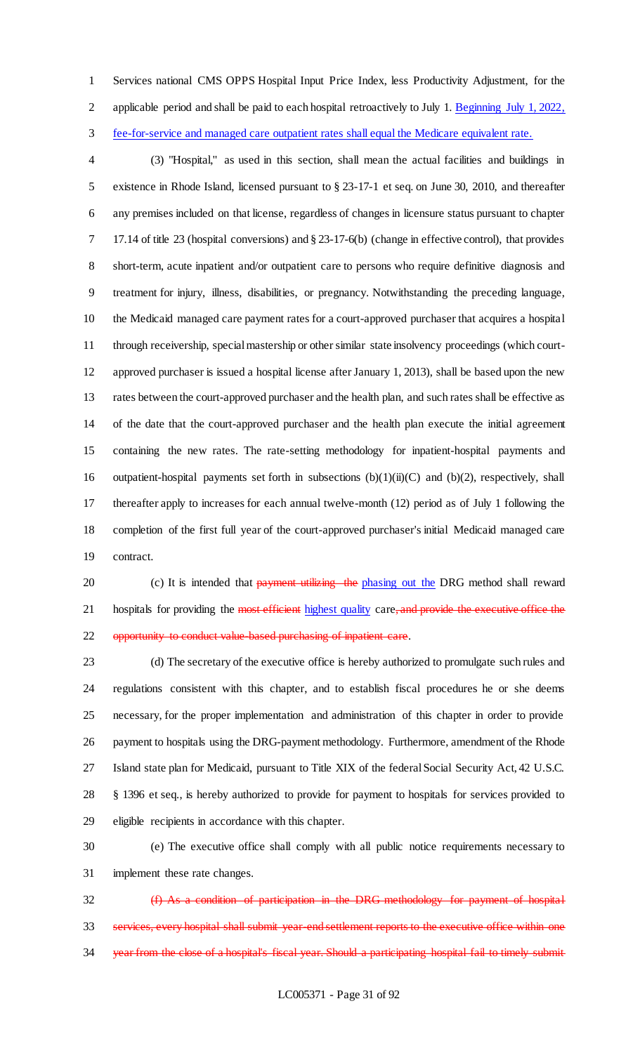Services national CMS OPPS Hospital Input Price Index, less Productivity Adjustment, for the applicable period and shall be paid to each hospital retroactively to July 1. Beginning July 1, 2022, fee-for-service and managed care outpatient rates shall equal the Medicare equivalent rate.

(3) "Hospital," as used in this section, shall mean the actual facilities and buildings in existence in Rhode Island, licensed pursuant to § 23-17-1 et seq. on June 30, 2010, and thereafter any premises included on that license, regardless of changes in licensure status pursuant to chapter 17.14 of title 23 (hospital conversions) and § 23-17-6(b) (change in effective control), that provides short-term, acute inpatient and/or outpatient care to persons who require definitive diagnosis and treatment for injury, illness, disabilities, or pregnancy. Notwithstanding the preceding language, the Medicaid managed care payment rates for a court-approved purchaser that acquires a hospital through receivership, special mastership or other similar state insolvency proceedings (which court-approved purchaser is issued a hospital license after January 1, 2013), shall be based upon the new rates between the court-approved purchaser and the health plan, and such rates shall be effective as of the date that the court-approved purchaser and the health plan execute the initial agreement containing the new rates. The rate-setting methodology for inpatient-hospital payments and outpatient-hospital payments set forth in subsections (b)(1)(ii)(C) and (b)(2), respectively, shall thereafter apply to increases for each annual twelve-month (12) period as of July 1 following the completion of the first full year of the court-approved purchaser's initial Medicaid managed care contract.

(c) It is intended that ~~payment utilizing the~~ phasing out the DRG method shall reward hospitals for providing the ~~most efficient~~ highest quality care~~, and provide the executive office the opportunity to conduct value-based purchasing of inpatient care~~.

(d) The secretary of the executive office is hereby authorized to promulgate such rules and regulations consistent with this chapter, and to establish fiscal procedures he or she deems necessary, for the proper implementation and administration of this chapter in order to provide payment to hospitals using the DRG-payment methodology. Furthermore, amendment of the Rhode Island state plan for Medicaid, pursuant to Title XIX of the federal Social Security Act, 42 U.S.C. § 1396 et seq., is hereby authorized to provide for payment to hospitals for services provided to eligible recipients in accordance with this chapter.

(e) The executive office shall comply with all public notice requirements necessary to implement these rate changes.

~~(f) As a condition of participation in the DRG methodology for payment of hospital services, every hospital shall submit year-end settlement reports to the executive office within one year from the close of a hospital's fiscal year. Should a participating hospital fail to timely submit~~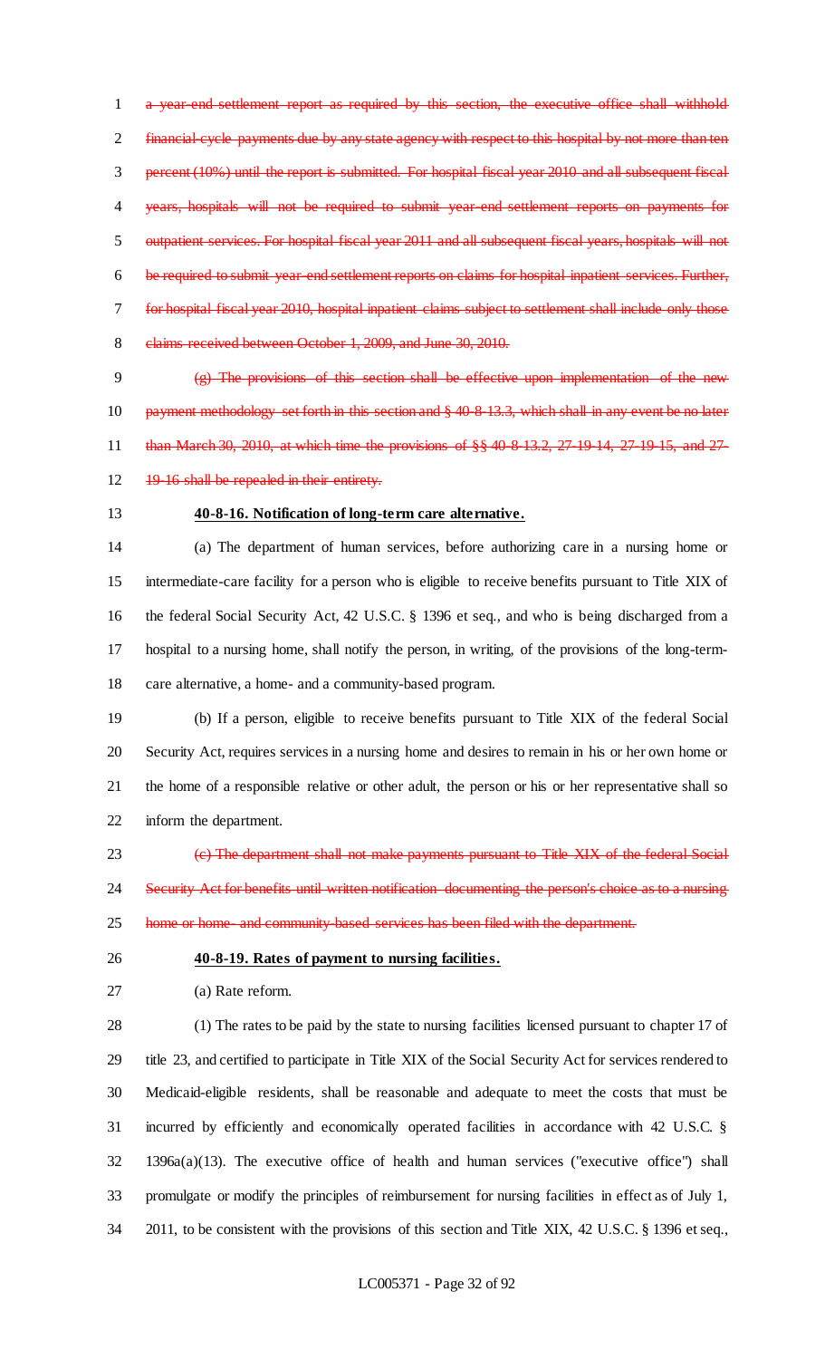~~a year-end settlement report as required by this section, the executive office shall withhold financial-cycle payments due by any state agency with respect to this hospital by not more than ten percent (10%) until the report is submitted. For hospital fiscal year 2010 and all subsequent fiscal years, hospitals will not be required to submit year-end settlement reports on payments for outpatient services. For hospital fiscal year 2011 and all subsequent fiscal years, hospitals will not be required to submit year-end settlement reports on claims for hospital inpatient services. Further, for hospital fiscal year 2010, hospital inpatient claims subject to settlement shall include only those claims received between October 1, 2009, and June 30, 2010.~~

~~(g) The provisions of this section shall be effective upon implementation of the new payment methodology set forth in this section and § 40-8-13.3, which shall in any event be no later than March 30, 2010, at which time the provisions of §§ 40-8-13.2, 27-19-14, 27-19-15, and 27-19-16 shall be repealed in their entirety.~~

**40-8-16. Notification of long-term care alternative.**

(a) The department of human services, before authorizing care in a nursing home or intermediate-care facility for a person who is eligible to receive benefits pursuant to Title XIX of the federal Social Security Act, 42 U.S.C. § 1396 et seq., and who is being discharged from a hospital to a nursing home, shall notify the person, in writing, of the provisions of the long-term-care alternative, a home- and a community-based program.

(b) If a person, eligible to receive benefits pursuant to Title XIX of the federal Social Security Act, requires services in a nursing home and desires to remain in his or her own home or the home of a responsible relative or other adult, the person or his or her representative shall so inform the department.

~~(c) The department shall not make payments pursuant to Title XIX of the federal Social Security Act for benefits until written notification documenting the person's choice as to a nursing home or home- and community-based services has been filed with the department.~~

**40-8-19. Rates of payment to nursing facilities.**

(a) Rate reform.

(1) The rates to be paid by the state to nursing facilities licensed pursuant to chapter 17 of title 23, and certified to participate in Title XIX of the Social Security Act for services rendered to Medicaid-eligible residents, shall be reasonable and adequate to meet the costs that must be incurred by efficiently and economically operated facilities in accordance with 42 U.S.C. § 1396a(a)(13). The executive office of health and human services ("executive office") shall promulgate or modify the principles of reimbursement for nursing facilities in effect as of July 1, 2011, to be consistent with the provisions of this section and Title XIX, 42 U.S.C. § 1396 et seq.,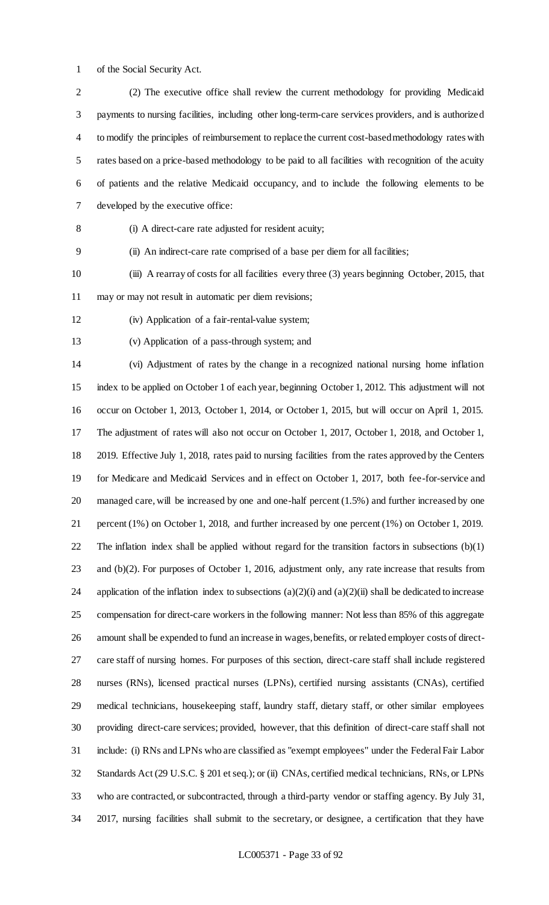of the Social Security Act.

(2) The executive office shall review the current methodology for providing Medicaid payments to nursing facilities, including other long-term-care services providers, and is authorized to modify the principles of reimbursement to replace the current cost-based methodology rates with rates based on a price-based methodology to be paid to all facilities with recognition of the acuity of patients and the relative Medicaid occupancy, and to include the following elements to be developed by the executive office:

(i) A direct-care rate adjusted for resident acuity;

(ii) An indirect-care rate comprised of a base per diem for all facilities;

(iii) A rearray of costs for all facilities every three (3) years beginning October, 2015, that may or may not result in automatic per diem revisions;

(iv) Application of a fair-rental-value system;

(v) Application of a pass-through system; and

(vi) Adjustment of rates by the change in a recognized national nursing home inflation index to be applied on October 1 of each year, beginning October 1, 2012. This adjustment will not occur on October 1, 2013, October 1, 2014, or October 1, 2015, but will occur on April 1, 2015. The adjustment of rates will also not occur on October 1, 2017, October 1, 2018, and October 1, 2019. Effective July 1, 2018, rates paid to nursing facilities from the rates approved by the Centers for Medicare and Medicaid Services and in effect on October 1, 2017, both fee-for-service and managed care, will be increased by one and one-half percent (1.5%) and further increased by one percent (1%) on October 1, 2018, and further increased by one percent (1%) on October 1, 2019. The inflation index shall be applied without regard for the transition factors in subsections (b)(1) and (b)(2). For purposes of October 1, 2016, adjustment only, any rate increase that results from application of the inflation index to subsections (a)(2)(i) and (a)(2)(ii) shall be dedicated to increase compensation for direct-care workers in the following manner: Not less than 85% of this aggregate amount shall be expended to fund an increase in wages, benefits, or related employer costs of direct-care staff of nursing homes. For purposes of this section, direct-care staff shall include registered nurses (RNs), licensed practical nurses (LPNs), certified nursing assistants (CNAs), certified medical technicians, housekeeping staff, laundry staff, dietary staff, or other similar employees providing direct-care services; provided, however, that this definition of direct-care staff shall not include: (i) RNs and LPNs who are classified as "exempt employees" under the Federal Fair Labor Standards Act (29 U.S.C. § 201 et seq.); or (ii) CNAs, certified medical technicians, RNs, or LPNs who are contracted, or subcontracted, through a third-party vendor or staffing agency. By July 31, 2017, nursing facilities shall submit to the secretary, or designee, a certification that they have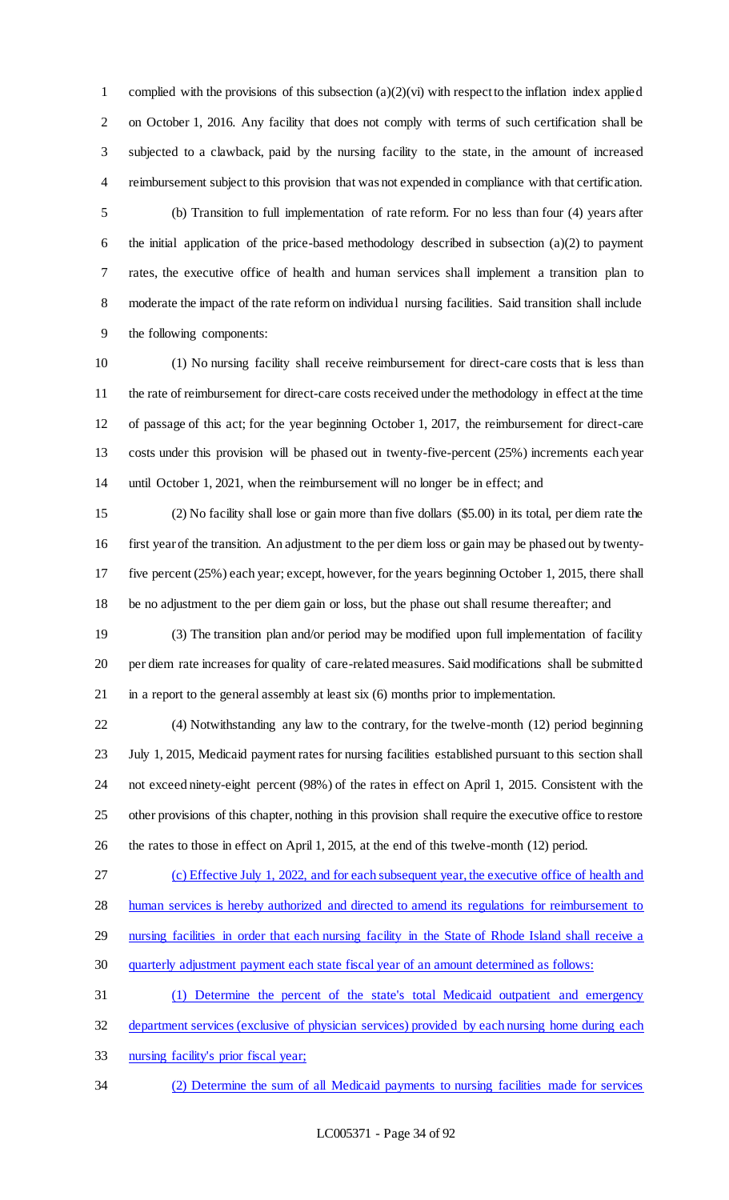complied with the provisions of this subsection (a)(2)(vi) with respect to the inflation index applied on October 1, 2016. Any facility that does not comply with terms of such certification shall be subjected to a clawback, paid by the nursing facility to the state, in the amount of increased reimbursement subject to this provision that was not expended in compliance with that certification.

(b) Transition to full implementation of rate reform. For no less than four (4) years after the initial application of the price-based methodology described in subsection (a)(2) to payment rates, the executive office of health and human services shall implement a transition plan to moderate the impact of the rate reform on individual nursing facilities. Said transition shall include the following components:

(1) No nursing facility shall receive reimbursement for direct-care costs that is less than the rate of reimbursement for direct-care costs received under the methodology in effect at the time of passage of this act; for the year beginning October 1, 2017, the reimbursement for direct-care costs under this provision will be phased out in twenty-five-percent (25%) increments each year until October 1, 2021, when the reimbursement will no longer be in effect; and

(2) No facility shall lose or gain more than five dollars ($5.00) in its total, per diem rate the first year of the transition. An adjustment to the per diem loss or gain may be phased out by twenty-five percent (25%) each year; except, however, for the years beginning October 1, 2015, there shall be no adjustment to the per diem gain or loss, but the phase out shall resume thereafter; and

(3) The transition plan and/or period may be modified upon full implementation of facility per diem rate increases for quality of care-related measures. Said modifications shall be submitted in a report to the general assembly at least six (6) months prior to implementation.

(4) Notwithstanding any law to the contrary, for the twelve-month (12) period beginning July 1, 2015, Medicaid payment rates for nursing facilities established pursuant to this section shall not exceed ninety-eight percent (98%) of the rates in effect on April 1, 2015. Consistent with the other provisions of this chapter, nothing in this provision shall require the executive office to restore the rates to those in effect on April 1, 2015, at the end of this twelve-month (12) period.

<u>(c) Effective July 1, 2022, and for each subsequent year, the executive office of health and human services is hereby authorized and directed to amend its regulations for reimbursement to nursing facilities in order that each nursing facility in the State of Rhode Island shall receive a quarterly adjustment payment each state fiscal year of an amount determined as follows:</u>

<u>(1) Determine the percent of the state's total Medicaid outpatient and emergency department services (exclusive of physician services) provided by each nursing home during each nursing facility's prior fiscal year;</u>

<u>(2) Determine the sum of all Medicaid payments to nursing facilities made for services</u>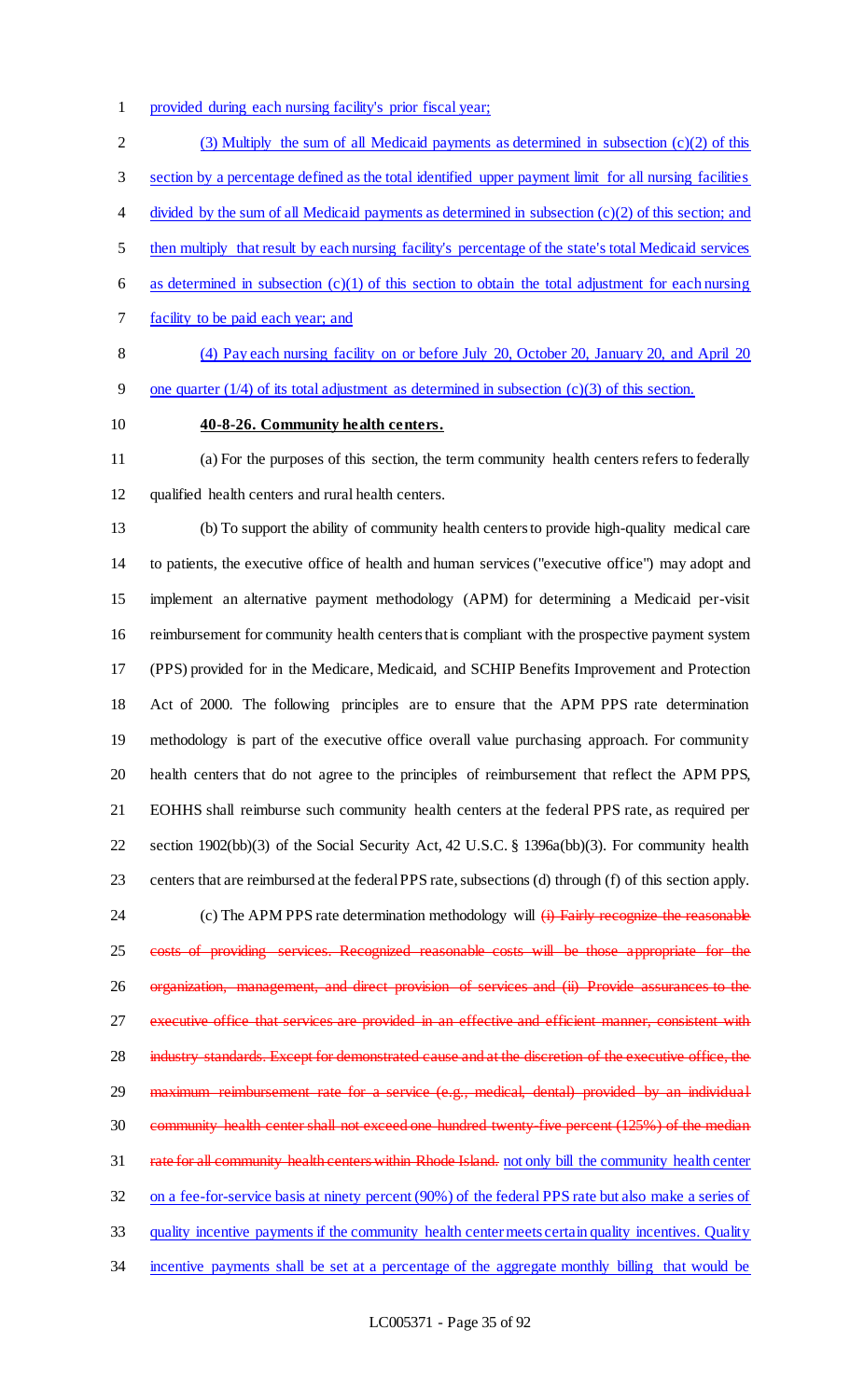provided during each nursing facility's prior fiscal year;

(3) Multiply the sum of all Medicaid payments as determined in subsection (c)(2) of this section by a percentage defined as the total identified upper payment limit for all nursing facilities divided by the sum of all Medicaid payments as determined in subsection (c)(2) of this section; and then multiply that result by each nursing facility's percentage of the state's total Medicaid services as determined in subsection (c)(1) of this section to obtain the total adjustment for each nursing facility to be paid each year; and

(4) Pay each nursing facility on or before July 20, October 20, January 20, and April 20 one quarter (1/4) of its total adjustment as determined in subsection (c)(3) of this section.

**40-8-26. Community health centers.**

(a) For the purposes of this section, the term community health centers refers to federally qualified health centers and rural health centers.

(b) To support the ability of community health centers to provide high-quality medical care to patients, the executive office of health and human services ("executive office") may adopt and implement an alternative payment methodology (APM) for determining a Medicaid per-visit reimbursement for community health centers that is compliant with the prospective payment system (PPS) provided for in the Medicare, Medicaid, and SCHIP Benefits Improvement and Protection Act of 2000. The following principles are to ensure that the APM PPS rate determination methodology is part of the executive office overall value purchasing approach. For community health centers that do not agree to the principles of reimbursement that reflect the APM PPS, EOHHS shall reimburse such community health centers at the federal PPS rate, as required per section 1902(bb)(3) of the Social Security Act, 42 U.S.C. § 1396a(bb)(3). For community health centers that are reimbursed at the federal PPS rate, subsections (d) through (f) of this section apply.

(c) The APM PPS rate determination methodology will ~~(i) Fairly recognize the reasonable costs of providing services. Recognized reasonable costs will be those appropriate for the organization, management, and direct provision of services and (ii) Provide assurances to the executive office that services are provided in an effective and efficient manner, consistent with industry standards. Except for demonstrated cause and at the discretion of the executive office, the maximum reimbursement rate for a service (e.g., medical, dental) provided by an individual community health center shall not exceed one hundred twenty-five percent (125%) of the median rate for all community health centers within Rhode Island.~~ not only bill the community health center on a fee-for-service basis at ninety percent (90%) of the federal PPS rate but also make a series of quality incentive payments if the community health center meets certain quality incentives. Quality incentive payments shall be set at a percentage of the aggregate monthly billing that would be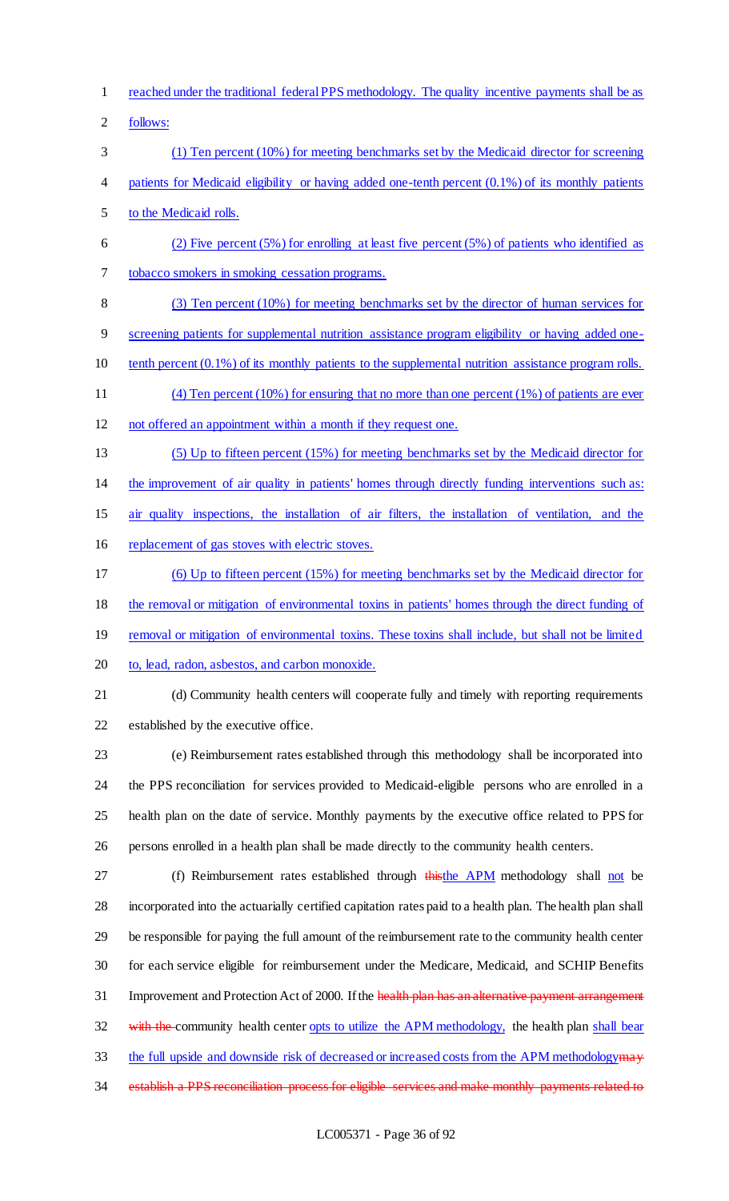reached under the traditional federal PPS methodology. The quality incentive payments shall be as follows:

(1) Ten percent (10%) for meeting benchmarks set by the Medicaid director for screening patients for Medicaid eligibility or having added one-tenth percent (0.1%) of its monthly patients to the Medicaid rolls.

(2) Five percent (5%) for enrolling at least five percent (5%) of patients who identified as tobacco smokers in smoking cessation programs.

(3) Ten percent (10%) for meeting benchmarks set by the director of human services for screening patients for supplemental nutrition assistance program eligibility or having added one-tenth percent (0.1%) of its monthly patients to the supplemental nutrition assistance program rolls.

(4) Ten percent (10%) for ensuring that no more than one percent (1%) of patients are ever not offered an appointment within a month if they request one.

(5) Up to fifteen percent (15%) for meeting benchmarks set by the Medicaid director for the improvement of air quality in patients' homes through directly funding interventions such as: air quality inspections, the installation of air filters, the installation of ventilation, and the replacement of gas stoves with electric stoves.

(6) Up to fifteen percent (15%) for meeting benchmarks set by the Medicaid director for the removal or mitigation of environmental toxins in patients' homes through the direct funding of removal or mitigation of environmental toxins. These toxins shall include, but shall not be limited to, lead, radon, asbestos, and carbon monoxide.

(d) Community health centers will cooperate fully and timely with reporting requirements established by the executive office.

(e) Reimbursement rates established through this methodology shall be incorporated into the PPS reconciliation for services provided to Medicaid-eligible persons who are enrolled in a health plan on the date of service. Monthly payments by the executive office related to PPS for persons enrolled in a health plan shall be made directly to the community health centers.

(f) Reimbursement rates established through ~~this~~the APM methodology shall not be incorporated into the actuarially certified capitation rates paid to a health plan. The health plan shall be responsible for paying the full amount of the reimbursement rate to the community health center for each service eligible for reimbursement under the Medicare, Medicaid, and SCHIP Benefits Improvement and Protection Act of 2000. If the ~~health plan has an alternative payment arrangement with the~~ community health center opts to utilize the APM methodology, the health plan shall bear the full upside and downside risk of decreased or increased costs from the APM methodology~~may establish a PPS reconciliation process for eligible services and make monthly payments related to~~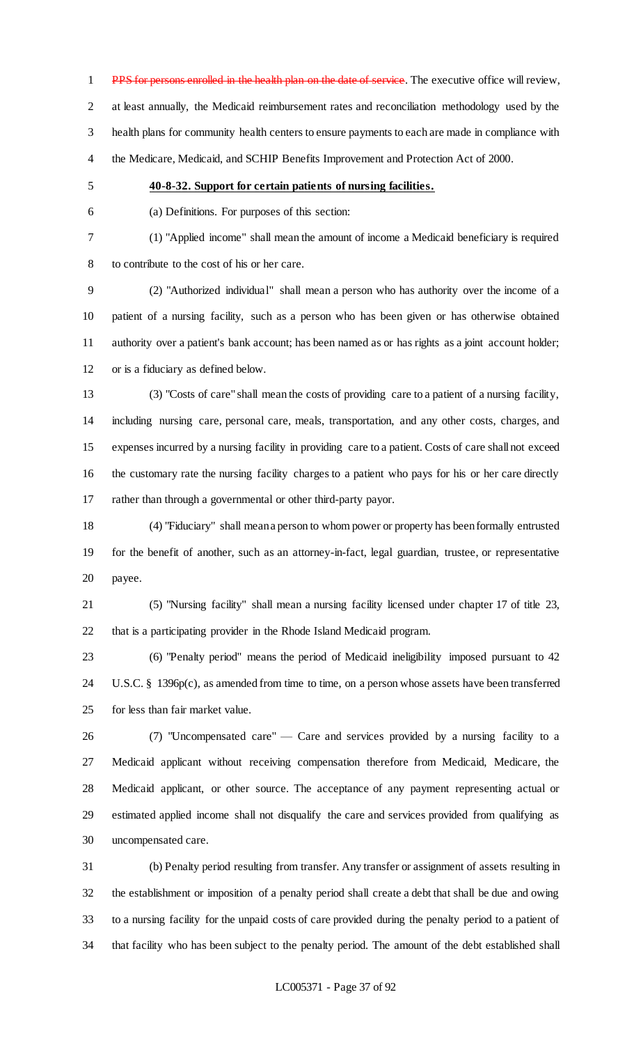~~PPS for persons enrolled in the health plan on the date of service~~. The executive office will review, at least annually, the Medicaid reimbursement rates and reconciliation methodology used by the health plans for community health centers to ensure payments to each are made in compliance with the Medicare, Medicaid, and SCHIP Benefits Improvement and Protection Act of 2000.

**<u>40-8-32. Support for certain patients of nursing facilities.</u>**

(a) Definitions. For purposes of this section:

(1) "Applied income" shall mean the amount of income a Medicaid beneficiary is required to contribute to the cost of his or her care.

(2) "Authorized individual" shall mean a person who has authority over the income of a patient of a nursing facility, such as a person who has been given or has otherwise obtained authority over a patient's bank account; has been named as or has rights as a joint account holder; or is a fiduciary as defined below.

(3) "Costs of care" shall mean the costs of providing care to a patient of a nursing facility, including nursing care, personal care, meals, transportation, and any other costs, charges, and expenses incurred by a nursing facility in providing care to a patient. Costs of care shall not exceed the customary rate the nursing facility charges to a patient who pays for his or her care directly rather than through a governmental or other third-party payor.

(4) "Fiduciary" shall mean a person to whom power or property has been formally entrusted for the benefit of another, such as an attorney-in-fact, legal guardian, trustee, or representative payee.

(5) "Nursing facility" shall mean a nursing facility licensed under chapter 17 of title 23, that is a participating provider in the Rhode Island Medicaid program.

(6) "Penalty period" means the period of Medicaid ineligibility imposed pursuant to 42 U.S.C. § 1396p(c), as amended from time to time, on a person whose assets have been transferred for less than fair market value.

(7) "Uncompensated care" — Care and services provided by a nursing facility to a Medicaid applicant without receiving compensation therefore from Medicaid, Medicare, the Medicaid applicant, or other source. The acceptance of any payment representing actual or estimated applied income shall not disqualify the care and services provided from qualifying as uncompensated care.

(b) Penalty period resulting from transfer. Any transfer or assignment of assets resulting in the establishment or imposition of a penalty period shall create a debt that shall be due and owing to a nursing facility for the unpaid costs of care provided during the penalty period to a patient of that facility who has been subject to the penalty period. The amount of the debt established shall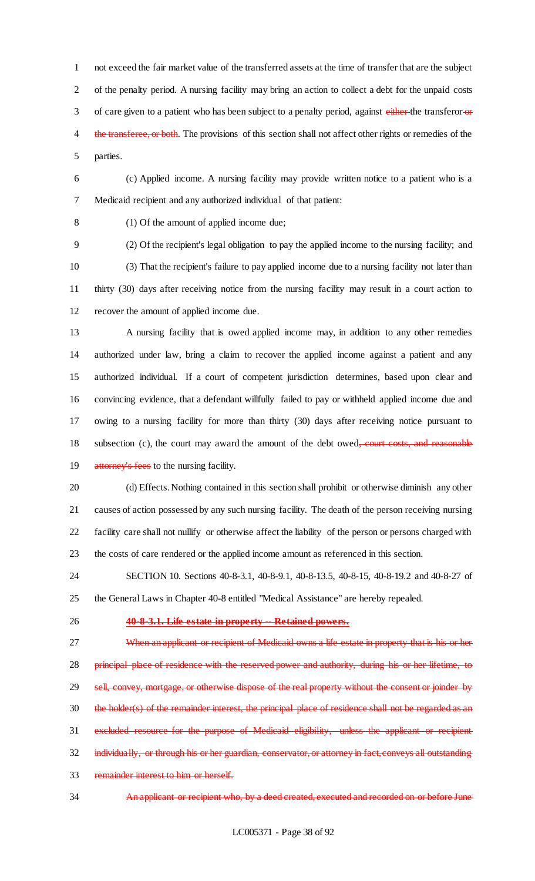not exceed the fair market value of the transferred assets at the time of transfer that are the subject of the penalty period. A nursing facility may bring an action to collect a debt for the unpaid costs of care given to a patient who has been subject to a penalty period, against ~~either~~ the transferor ~~or the transferee, or both~~. The provisions of this section shall not affect other rights or remedies of the parties.

(c) Applied income. A nursing facility may provide written notice to a patient who is a Medicaid recipient and any authorized individual of that patient:

(1) Of the amount of applied income due;

(2) Of the recipient's legal obligation to pay the applied income to the nursing facility; and

(3) That the recipient's failure to pay applied income due to a nursing facility not later than thirty (30) days after receiving notice from the nursing facility may result in a court action to recover the amount of applied income due.

A nursing facility that is owed applied income may, in addition to any other remedies authorized under law, bring a claim to recover the applied income against a patient and any authorized individual. If a court of competent jurisdiction determines, based upon clear and convincing evidence, that a defendant willfully failed to pay or withheld applied income due and owing to a nursing facility for more than thirty (30) days after receiving notice pursuant to subsection (c), the court may award the amount of the debt owed~~, court costs, and reasonable attorney's fees~~ to the nursing facility.

(d) Effects. Nothing contained in this section shall prohibit or otherwise diminish any other causes of action possessed by any such nursing facility. The death of the person receiving nursing facility care shall not nullify or otherwise affect the liability of the person or persons charged with the costs of care rendered or the applied income amount as referenced in this section.

SECTION 10. Sections 40-8-3.1, 40-8-9.1, 40-8-13.5, 40-8-15, 40-8-19.2 and 40-8-27 of the General Laws in Chapter 40-8 entitled "Medical Assistance" are hereby repealed.

~~**40-8-3.1. Life estate in property -- Retained powers.**~~

~~When an applicant or recipient of Medicaid owns a life estate in property that is his or her principal place of residence with the reserved power and authority, during his or her lifetime, to sell, convey, mortgage, or otherwise dispose of the real property without the consent or joinder by the holder(s) of the remainder interest, the principal place of residence shall not be regarded as an excluded resource for the purpose of Medicaid eligibility, unless the applicant or recipient individually, or through his or her guardian, conservator, or attorney in fact, conveys all outstanding remainder interest to him or herself.~~

~~An applicant or recipient who, by a deed created, executed and recorded on or before June~~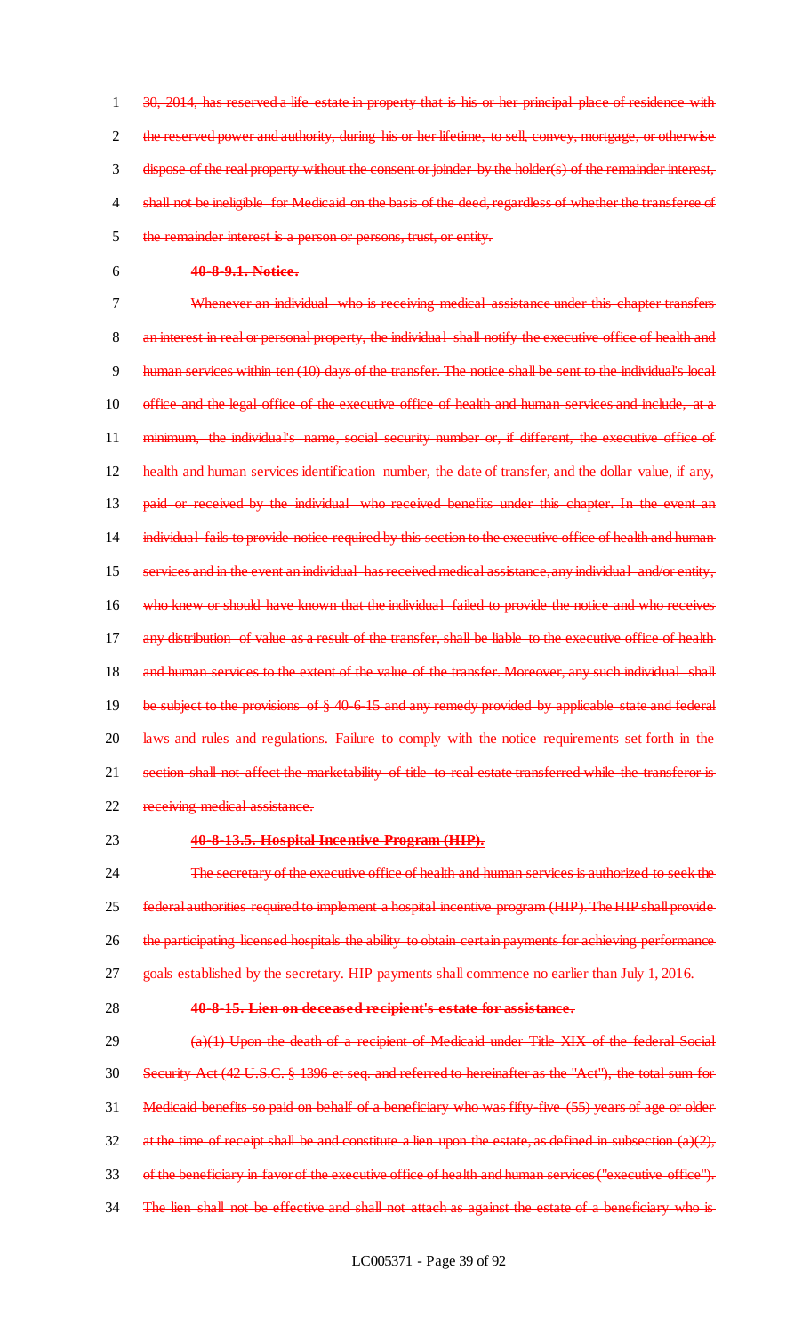30, 2014, has reserved a life estate in property that is his or her principal place of residence with the reserved power and authority, during his or her lifetime, to sell, convey, mortgage, or otherwise dispose of the real property without the consent or joinder by the holder(s) of the remainder interest, shall not be ineligible for Medicaid on the basis of the deed, regardless of whether the transferee of the remainder interest is a person or persons, trust, or entity.

**40-8-9.1. Notice.**

Whenever an individual who is receiving medical assistance under this chapter transfers an interest in real or personal property, the individual shall notify the executive office of health and human services within ten (10) days of the transfer. The notice shall be sent to the individual's local office and the legal office of the executive office of health and human services and include, at a minimum, the individual's name, social security number or, if different, the executive office of health and human services identification number, the date of transfer, and the dollar value, if any, paid or received by the individual who received benefits under this chapter. In the event an individual fails to provide notice required by this section to the executive office of health and human services and in the event an individual has received medical assistance, any individual and/or entity, who knew or should have known that the individual failed to provide the notice and who receives any distribution of value as a result of the transfer, shall be liable to the executive office of health and human services to the extent of the value of the transfer. Moreover, any such individual shall be subject to the provisions of § 40-6-15 and any remedy provided by applicable state and federal laws and rules and regulations. Failure to comply with the notice requirements set forth in the section shall not affect the marketability of title to real estate transferred while the transferor is receiving medical assistance.

**40-8-13.5. Hospital Incentive Program (HIP).**

The secretary of the executive office of health and human services is authorized to seek the federal authorities required to implement a hospital incentive program (HIP). The HIP shall provide the participating licensed hospitals the ability to obtain certain payments for achieving performance goals established by the secretary. HIP payments shall commence no earlier than July 1, 2016.

**40-8-15. Lien on deceased recipient's estate for assistance.**

(a)(1) Upon the death of a recipient of Medicaid under Title XIX of the federal Social Security Act (42 U.S.C. § 1396 et seq. and referred to hereinafter as the "Act"), the total sum for Medicaid benefits so paid on behalf of a beneficiary who was fifty-five (55) years of age or older at the time of receipt shall be and constitute a lien upon the estate, as defined in subsection (a)(2), of the beneficiary in favor of the executive office of health and human services ("executive office"). The lien shall not be effective and shall not attach as against the estate of a beneficiary who is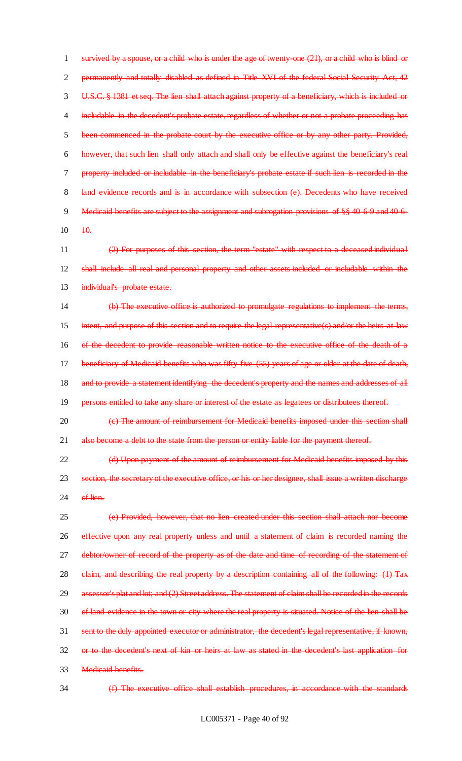survived by a spouse, or a child who is under the age of twenty-one (21), or a child who is blind or permanently and totally disabled as defined in Title XVI of the federal Social Security Act, 42 U.S.C. § 1381 et seq. The lien shall attach against property of a beneficiary, which is included or includable in the decedent's probate estate, regardless of whether or not a probate proceeding has been commenced in the probate court by the executive office or by any other party. Provided, however, that such lien shall only attach and shall only be effective against the beneficiary's real property included or includable in the beneficiary's probate estate if such lien is recorded in the land evidence records and is in accordance with subsection (e). Decedents who have received Medicaid benefits are subject to the assignment and subrogation provisions of §§ 40-6-9 and 40-6-10.

(2) For purposes of this section, the term "estate" with respect to a deceased individual shall include all real and personal property and other assets included or includable within the individual's probate estate.

(b) The executive office is authorized to promulgate regulations to implement the terms, intent, and purpose of this section and to require the legal representative(s) and/or the heirs-at-law of the decedent to provide reasonable written notice to the executive office of the death of a beneficiary of Medicaid benefits who was fifty-five (55) years of age or older at the date of death, and to provide a statement identifying the decedent's property and the names and addresses of all persons entitled to take any share or interest of the estate as legatees or distributees thereof.

(c) The amount of reimbursement for Medicaid benefits imposed under this section shall also become a debt to the state from the person or entity liable for the payment thereof.

(d) Upon payment of the amount of reimbursement for Medicaid benefits imposed by this section, the secretary of the executive office, or his or her designee, shall issue a written discharge of lien.

(e) Provided, however, that no lien created under this section shall attach nor become effective upon any real property unless and until a statement of claim is recorded naming the debtor/owner of record of the property as of the date and time of recording of the statement of claim, and describing the real property by a description containing all of the following: (1) Tax assessor's plat and lot; and (2) Street address. The statement of claim shall be recorded in the records of land evidence in the town or city where the real property is situated. Notice of the lien shall be sent to the duly appointed executor or administrator, the decedent's legal representative, if known, or to the decedent's next of kin or heirs at law as stated in the decedent's last application for Medicaid benefits.

(f) The executive office shall establish procedures, in accordance with the standards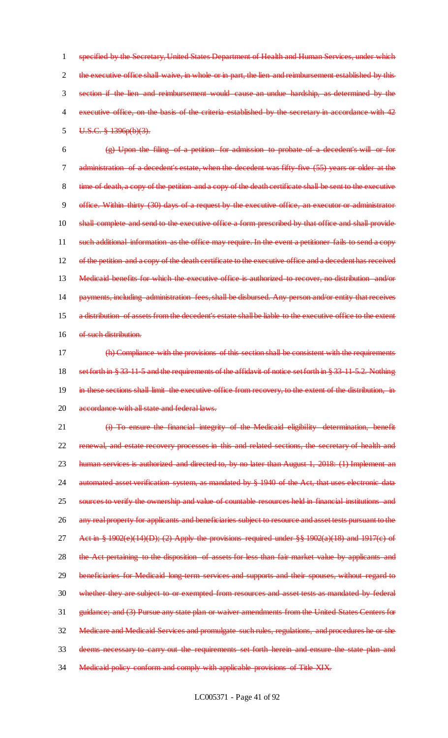specified by the Secretary, United States Department of Health and Human Services, under which the executive office shall waive, in whole or in part, the lien and reimbursement established by this section if the lien and reimbursement would cause an undue hardship, as determined by the executive office, on the basis of the criteria established by the secretary in accordance with 42 U.S.C. § 1396p(b)(3).

(g) Upon the filing of a petition for admission to probate of a decedent's will or for administration of a decedent's estate, when the decedent was fifty-five (55) years or older at the time of death, a copy of the petition and a copy of the death certificate shall be sent to the executive office. Within thirty (30) days of a request by the executive office, an executor or administrator shall complete and send to the executive office a form prescribed by that office and shall provide such additional information as the office may require. In the event a petitioner fails to send a copy of the petition and a copy of the death certificate to the executive office and a decedent has received Medicaid benefits for which the executive office is authorized to recover, no distribution and/or payments, including administration fees, shall be disbursed. Any person and/or entity that receives a distribution of assets from the decedent's estate shall be liable to the executive office to the extent of such distribution.

(h) Compliance with the provisions of this section shall be consistent with the requirements set forth in § 33-11-5 and the requirements of the affidavit of notice set forth in § 33-11-5.2. Nothing in these sections shall limit the executive office from recovery, to the extent of the distribution, in accordance with all state and federal laws.

(i) To ensure the financial integrity of the Medicaid eligibility determination, benefit renewal, and estate recovery processes in this and related sections, the secretary of health and human services is authorized and directed to, by no later than August 1, 2018: (1) Implement an automated asset verification system, as mandated by § 1940 of the Act, that uses electronic data sources to verify the ownership and value of countable resources held in financial institutions and any real property for applicants and beneficiaries subject to resource and asset tests pursuant to the Act in § 1902(e)(14)(D); (2) Apply the provisions required under §§ 1902(a)(18) and 1917(c) of the Act pertaining to the disposition of assets for less than fair market value by applicants and beneficiaries for Medicaid long-term services and supports and their spouses, without regard to whether they are subject to or exempted from resources and asset tests as mandated by federal guidance; and (3) Pursue any state plan or waiver amendments from the United States Centers for Medicare and Medicaid Services and promulgate such rules, regulations, and procedures he or she deems necessary to carry out the requirements set forth herein and ensure the state plan and Medicaid policy conform and comply with applicable provisions of Title XIX.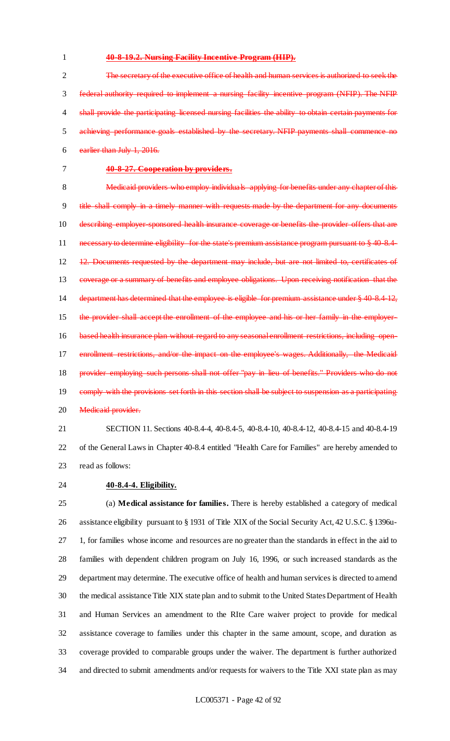~~**40-8-19.2. Nursing Facility Incentive Program (HIP).**~~

~~The secretary of the executive office of health and human services is authorized to seek the federal authority required to implement a nursing facility incentive program (NFIP). The NFIP shall provide the participating licensed nursing facilities the ability to obtain certain payments for achieving performance goals established by the secretary. NFIP payments shall commence no earlier than July 1, 2016.~~

~~**40-8-27. Cooperation by providers.**~~

~~Medicaid providers who employ individuals applying for benefits under any chapter of this title shall comply in a timely manner with requests made by the department for any documents describing employer-sponsored health insurance coverage or benefits the provider offers that are necessary to determine eligibility for the state's premium assistance program pursuant to § 40-8.4-12. Documents requested by the department may include, but are not limited to, certificates of coverage or a summary of benefits and employee obligations. Upon receiving notification that the department has determined that the employee is eligible for premium assistance under § 40-8.4-12, the provider shall accept the enrollment of the employee and his or her family in the employer-based health insurance plan without regard to any seasonal enrollment restrictions, including open-enrollment restrictions, and/or the impact on the employee's wages. Additionally, the Medicaid provider employing such persons shall not offer "pay in lieu of benefits." Providers who do not comply with the provisions set forth in this section shall be subject to suspension as a participating Medicaid provider.~~

SECTION 11. Sections 40-8.4-4, 40-8.4-5, 40-8.4-10, 40-8.4-12, 40-8.4-15 and 40-8.4-19 of the General Laws in Chapter 40-8.4 entitled "Health Care for Families" are hereby amended to read as follows:

**40-8.4-4. Eligibility.**

(a) **Medical assistance for families.** There is hereby established a category of medical assistance eligibility pursuant to § 1931 of Title XIX of the Social Security Act, 42 U.S.C. § 1396u-1, for families whose income and resources are no greater than the standards in effect in the aid to families with dependent children program on July 16, 1996, or such increased standards as the department may determine. The executive office of health and human services is directed to amend the medical assistance Title XIX state plan and to submit to the United States Department of Health and Human Services an amendment to the RIte Care waiver project to provide for medical assistance coverage to families under this chapter in the same amount, scope, and duration as coverage provided to comparable groups under the waiver. The department is further authorized and directed to submit amendments and/or requests for waivers to the Title XXI state plan as may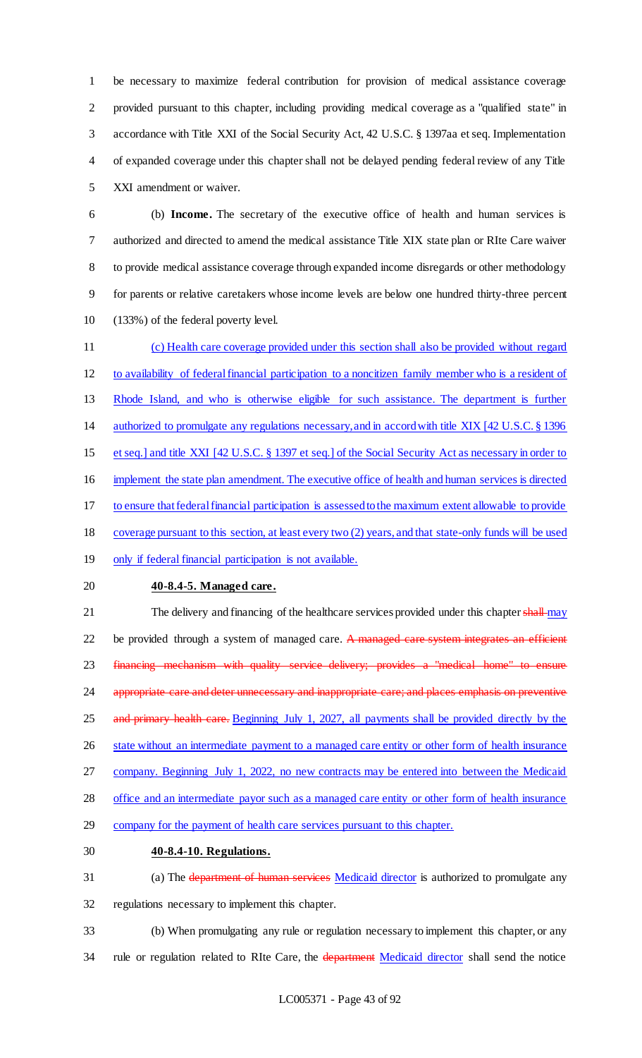be necessary to maximize federal contribution for provision of medical assistance coverage provided pursuant to this chapter, including providing medical coverage as a "qualified state" in accordance with Title XXI of the Social Security Act, 42 U.S.C. § 1397aa et seq. Implementation of expanded coverage under this chapter shall not be delayed pending federal review of any Title XXI amendment or waiver.

(b) **Income.** The secretary of the executive office of health and human services is authorized and directed to amend the medical assistance Title XIX state plan or RIte Care waiver to provide medical assistance coverage through expanded income disregards or other methodology for parents or relative caretakers whose income levels are below one hundred thirty-three percent (133%) of the federal poverty level.

(c) Health care coverage provided under this section shall also be provided without regard to availability of federal financial participation to a noncitizen family member who is a resident of Rhode Island, and who is otherwise eligible for such assistance. The department is further authorized to promulgate any regulations necessary, and in accord with title XIX [42 U.S.C. § 1396 et seq.] and title XXI [42 U.S.C. § 1397 et seq.] of the Social Security Act as necessary in order to implement the state plan amendment. The executive office of health and human services is directed to ensure that federal financial participation is assessed to the maximum extent allowable to provide coverage pursuant to this section, at least every two (2) years, and that state-only funds will be used only if federal financial participation is not available.

**40-8.4-5. Managed care.**

The delivery and financing of the healthcare services provided under this chapter ~~shall~~ may be provided through a system of managed care. ~~A managed care system integrates an efficient financing mechanism with quality service delivery; provides a "medical home" to ensure appropriate care and deter unnecessary and inappropriate care; and places emphasis on preventive and primary health care.~~ Beginning July 1, 2027, all payments shall be provided directly by the state without an intermediate payment to a managed care entity or other form of health insurance company. Beginning July 1, 2022, no new contracts may be entered into between the Medicaid office and an intermediate payor such as a managed care entity or other form of health insurance company for the payment of health care services pursuant to this chapter.

**40-8.4-10. Regulations.**

(a) The ~~department of human services~~ Medicaid director is authorized to promulgate any regulations necessary to implement this chapter.

(b) When promulgating any rule or regulation necessary to implement this chapter, or any rule or regulation related to RIte Care, the ~~department~~ Medicaid director shall send the notice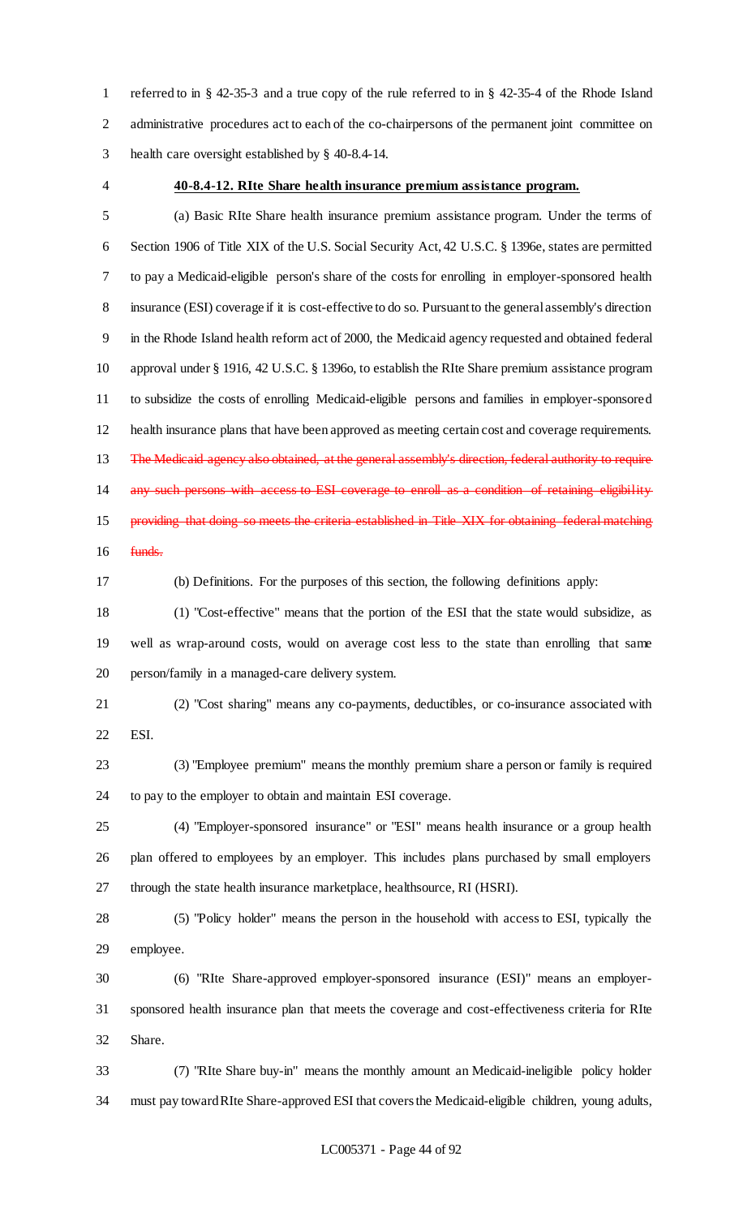referred to in § 42-35-3 and a true copy of the rule referred to in § 42-35-4 of the Rhode Island administrative procedures act to each of the co-chairpersons of the permanent joint committee on health care oversight established by § 40-8.4-14.

**40-8.4-12. RIte Share health insurance premium assistance program.**

(a) Basic RIte Share health insurance premium assistance program. Under the terms of Section 1906 of Title XIX of the U.S. Social Security Act, 42 U.S.C. § 1396e, states are permitted to pay a Medicaid-eligible person's share of the costs for enrolling in employer-sponsored health insurance (ESI) coverage if it is cost-effective to do so. Pursuant to the general assembly's direction in the Rhode Island health reform act of 2000, the Medicaid agency requested and obtained federal approval under § 1916, 42 U.S.C. § 1396o, to establish the RIte Share premium assistance program to subsidize the costs of enrolling Medicaid-eligible persons and families in employer-sponsored health insurance plans that have been approved as meeting certain cost and coverage requirements. ~~The Medicaid agency also obtained, at the general assembly's direction, federal authority to require any such persons with access to ESI coverage to enroll as a condition of retaining eligibility providing that doing so meets the criteria established in Title XIX for obtaining federal matching funds.~~

(b) Definitions. For the purposes of this section, the following definitions apply:

(1) "Cost-effective" means that the portion of the ESI that the state would subsidize, as well as wrap-around costs, would on average cost less to the state than enrolling that same person/family in a managed-care delivery system.

(2) "Cost sharing" means any co-payments, deductibles, or co-insurance associated with ESI.

(3) "Employee premium" means the monthly premium share a person or family is required to pay to the employer to obtain and maintain ESI coverage.

(4) "Employer-sponsored insurance" or "ESI" means health insurance or a group health plan offered to employees by an employer. This includes plans purchased by small employers through the state health insurance marketplace, healthsource, RI (HSRI).

(5) "Policy holder" means the person in the household with access to ESI, typically the employee.

(6) "RIte Share-approved employer-sponsored insurance (ESI)" means an employer-sponsored health insurance plan that meets the coverage and cost-effectiveness criteria for RIte Share.

(7) "RIte Share buy-in" means the monthly amount an Medicaid-ineligible policy holder must pay toward RIte Share-approved ESI that covers the Medicaid-eligible children, young adults,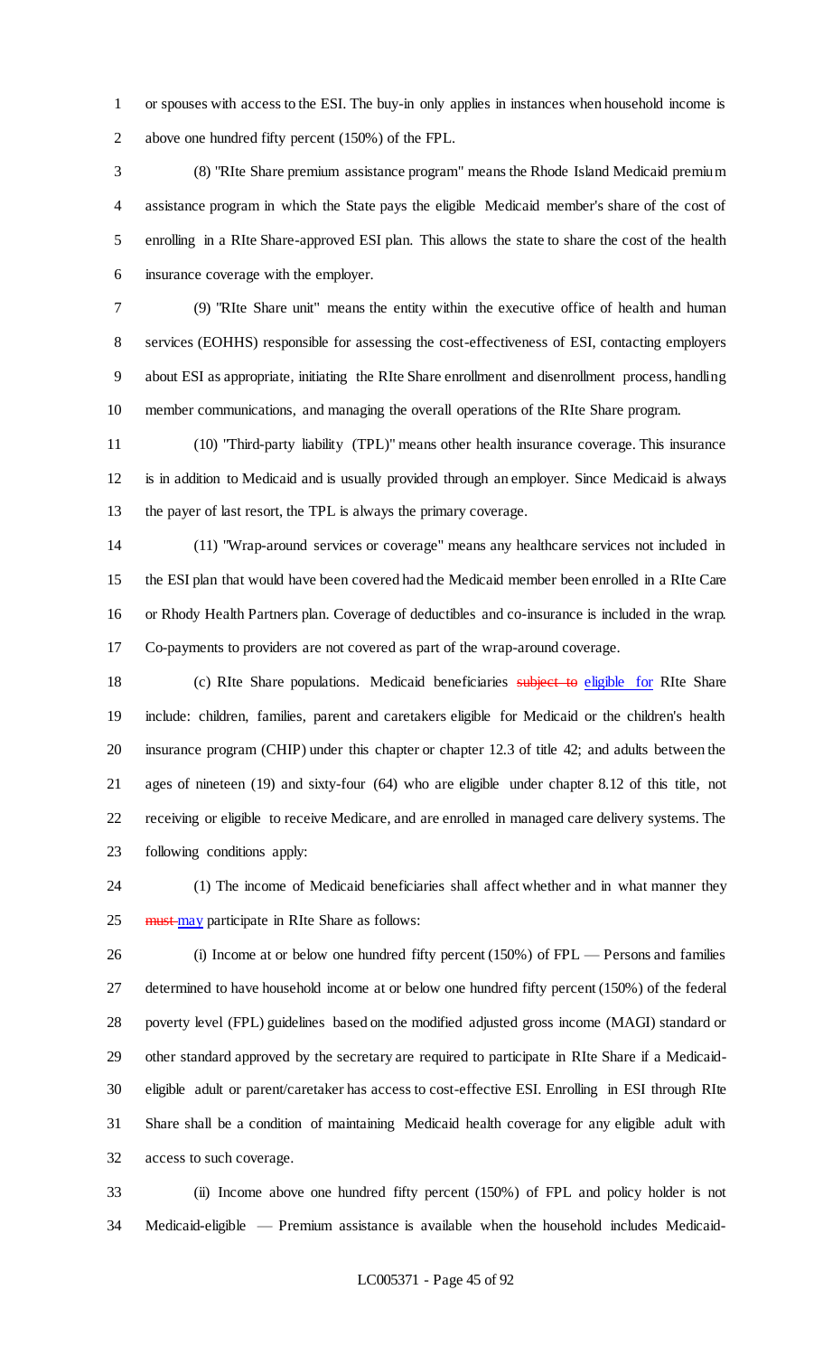or spouses with access to the ESI. The buy-in only applies in instances when household income is above one hundred fifty percent (150%) of the FPL.

(8) "RIte Share premium assistance program" means the Rhode Island Medicaid premium assistance program in which the State pays the eligible Medicaid member's share of the cost of enrolling in a RIte Share-approved ESI plan. This allows the state to share the cost of the health insurance coverage with the employer.

(9) "RIte Share unit" means the entity within the executive office of health and human services (EOHHS) responsible for assessing the cost-effectiveness of ESI, contacting employers about ESI as appropriate, initiating the RIte Share enrollment and disenrollment process, handling member communications, and managing the overall operations of the RIte Share program.

(10) "Third-party liability (TPL)" means other health insurance coverage. This insurance is in addition to Medicaid and is usually provided through an employer. Since Medicaid is always the payer of last resort, the TPL is always the primary coverage.

(11) "Wrap-around services or coverage" means any healthcare services not included in the ESI plan that would have been covered had the Medicaid member been enrolled in a RIte Care or Rhody Health Partners plan. Coverage of deductibles and co-insurance is included in the wrap. Co-payments to providers are not covered as part of the wrap-around coverage.

(c) RIte Share populations. Medicaid beneficiaries ~~subject to~~ eligible for RIte Share include: children, families, parent and caretakers eligible for Medicaid or the children's health insurance program (CHIP) under this chapter or chapter 12.3 of title 42; and adults between the ages of nineteen (19) and sixty-four (64) who are eligible under chapter 8.12 of this title, not receiving or eligible to receive Medicare, and are enrolled in managed care delivery systems. The following conditions apply:

(1) The income of Medicaid beneficiaries shall affect whether and in what manner they ~~must~~ may participate in RIte Share as follows:

(i) Income at or below one hundred fifty percent (150%) of FPL — Persons and families determined to have household income at or below one hundred fifty percent (150%) of the federal poverty level (FPL) guidelines based on the modified adjusted gross income (MAGI) standard or other standard approved by the secretary are required to participate in RIte Share if a Medicaid-eligible adult or parent/caretaker has access to cost-effective ESI. Enrolling in ESI through RIte Share shall be a condition of maintaining Medicaid health coverage for any eligible adult with access to such coverage.

(ii) Income above one hundred fifty percent (150%) of FPL and policy holder is not Medicaid-eligible — Premium assistance is available when the household includes Medicaid-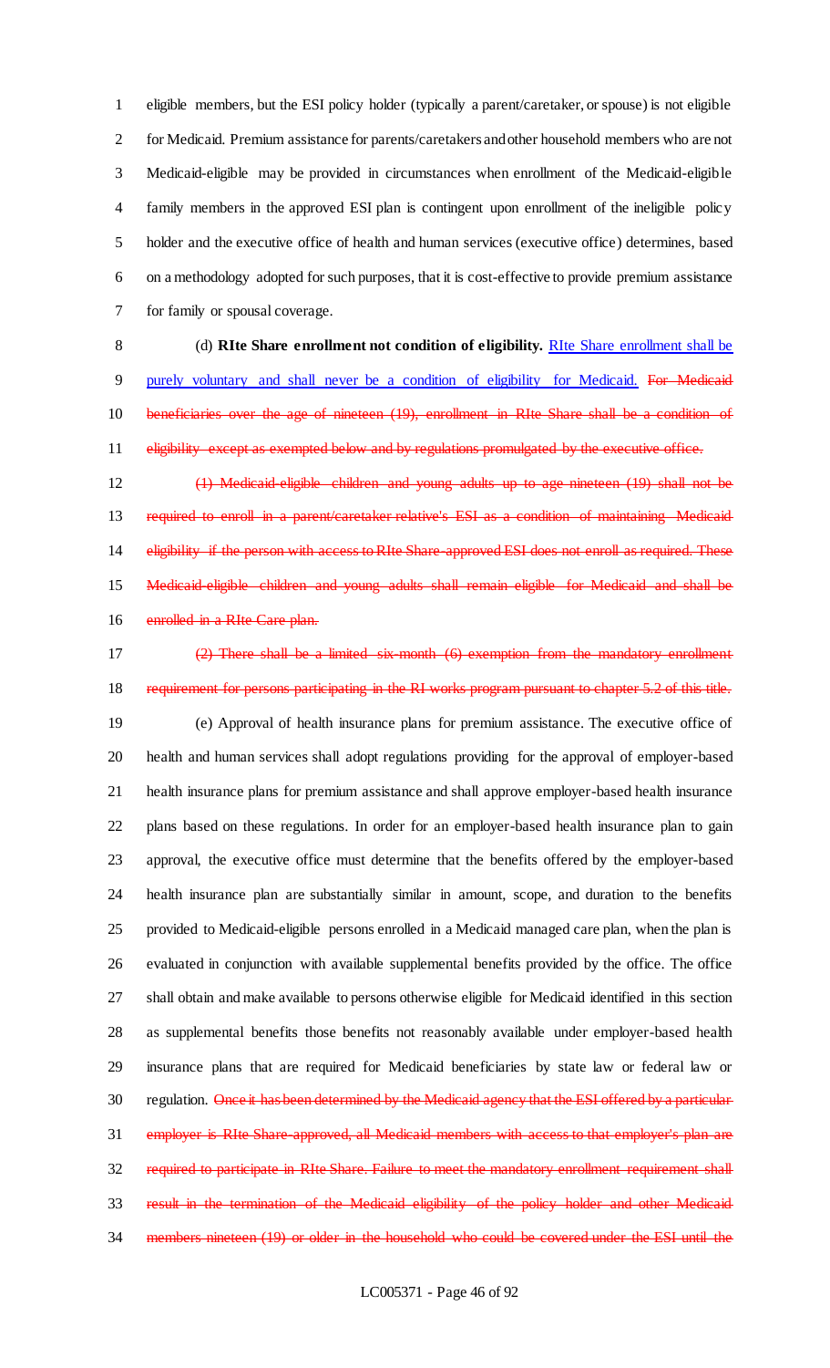eligible members, but the ESI policy holder (typically a parent/caretaker, or spouse) is not eligible for Medicaid. Premium assistance for parents/caretakers and other household members who are not Medicaid-eligible may be provided in circumstances when enrollment of the Medicaid-eligible family members in the approved ESI plan is contingent upon enrollment of the ineligible policy holder and the executive office of health and human services (executive office) determines, based on a methodology adopted for such purposes, that it is cost-effective to provide premium assistance for family or spousal coverage.

(d) **RIte Share enrollment not condition of eligibility.** RIte Share enrollment shall be purely voluntary and shall never be a condition of eligibility for Medicaid. ~~For Medicaid beneficiaries over the age of nineteen (19), enrollment in RIte Share shall be a condition of eligibility except as exempted below and by regulations promulgated by the executive office.~~

~~(1) Medicaid-eligible children and young adults up to age nineteen (19) shall not be required to enroll in a parent/caretaker relative's ESI as a condition of maintaining Medicaid eligibility if the person with access to RIte Share-approved ESI does not enroll as required. These Medicaid-eligible children and young adults shall remain eligible for Medicaid and shall be enrolled in a RIte Care plan.~~

~~(2) There shall be a limited six-month (6) exemption from the mandatory enrollment requirement for persons participating in the RI works program pursuant to chapter 5.2 of this title.~~

(e) Approval of health insurance plans for premium assistance. The executive office of health and human services shall adopt regulations providing for the approval of employer-based health insurance plans for premium assistance and shall approve employer-based health insurance plans based on these regulations. In order for an employer-based health insurance plan to gain approval, the executive office must determine that the benefits offered by the employer-based health insurance plan are substantially similar in amount, scope, and duration to the benefits provided to Medicaid-eligible persons enrolled in a Medicaid managed care plan, when the plan is evaluated in conjunction with available supplemental benefits provided by the office. The office shall obtain and make available to persons otherwise eligible for Medicaid identified in this section as supplemental benefits those benefits not reasonably available under employer-based health insurance plans that are required for Medicaid beneficiaries by state law or federal law or regulation. ~~Once it has been determined by the Medicaid agency that the ESI offered by a particular employer is RIte Share-approved, all Medicaid members with access to that employer's plan are required to participate in RIte Share. Failure to meet the mandatory enrollment requirement shall result in the termination of the Medicaid eligibility of the policy holder and other Medicaid members nineteen (19) or older in the household who could be covered under the ESI until the~~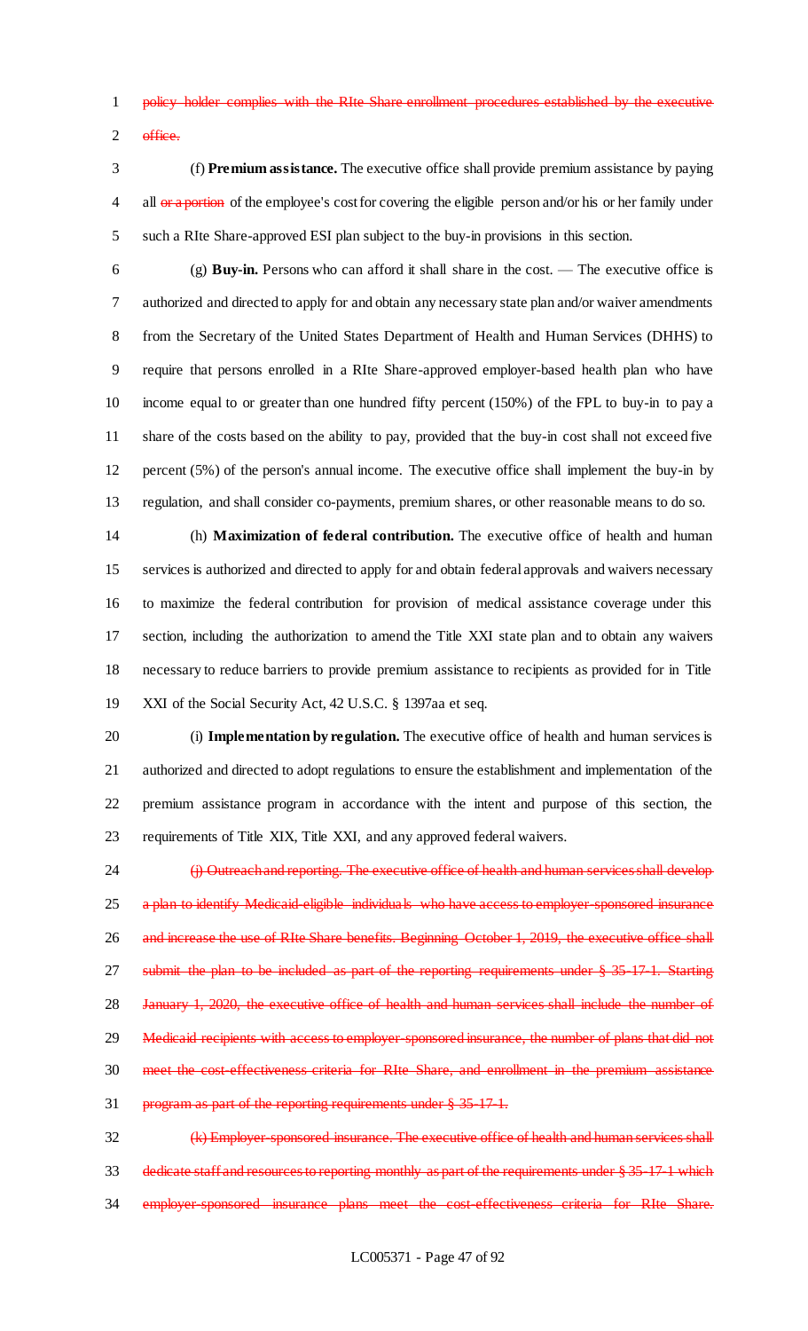~~policy holder complies with the RIte Share enrollment procedures established by the executive office.~~

(f) **Premium assistance.** The executive office shall provide premium assistance by paying all ~~or a portion~~ of the employee's cost for covering the eligible person and/or his or her family under such a RIte Share-approved ESI plan subject to the buy-in provisions in this section.

(g) **Buy-in.** Persons who can afford it shall share in the cost. — The executive office is authorized and directed to apply for and obtain any necessary state plan and/or waiver amendments from the Secretary of the United States Department of Health and Human Services (DHHS) to require that persons enrolled in a RIte Share-approved employer-based health plan who have income equal to or greater than one hundred fifty percent (150%) of the FPL to buy-in to pay a share of the costs based on the ability to pay, provided that the buy-in cost shall not exceed five percent (5%) of the person's annual income. The executive office shall implement the buy-in by regulation, and shall consider co-payments, premium shares, or other reasonable means to do so.

(h) **Maximization of federal contribution.** The executive office of health and human services is authorized and directed to apply for and obtain federal approvals and waivers necessary to maximize the federal contribution for provision of medical assistance coverage under this section, including the authorization to amend the Title XXI state plan and to obtain any waivers necessary to reduce barriers to provide premium assistance to recipients as provided for in Title XXI of the Social Security Act, 42 U.S.C. § 1397aa et seq.

(i) **Implementation by regulation.** The executive office of health and human services is authorized and directed to adopt regulations to ensure the establishment and implementation of the premium assistance program in accordance with the intent and purpose of this section, the requirements of Title XIX, Title XXI, and any approved federal waivers.

~~(j) Outreach and reporting. The executive office of health and human services shall develop a plan to identify Medicaid-eligible individuals who have access to employer-sponsored insurance and increase the use of RIte Share benefits. Beginning October 1, 2019, the executive office shall submit the plan to be included as part of the reporting requirements under § 35-17-1. Starting January 1, 2020, the executive office of health and human services shall include the number of Medicaid recipients with access to employer-sponsored insurance, the number of plans that did not meet the cost-effectiveness criteria for RIte Share, and enrollment in the premium assistance program as part of the reporting requirements under § 35-17-1.~~

~~(k) Employer-sponsored insurance. The executive office of health and human services shall dedicate staff and resources to reporting monthly as part of the requirements under § 35-17-1 which employer-sponsored insurance plans meet the cost-effectiveness criteria for RIte Share.~~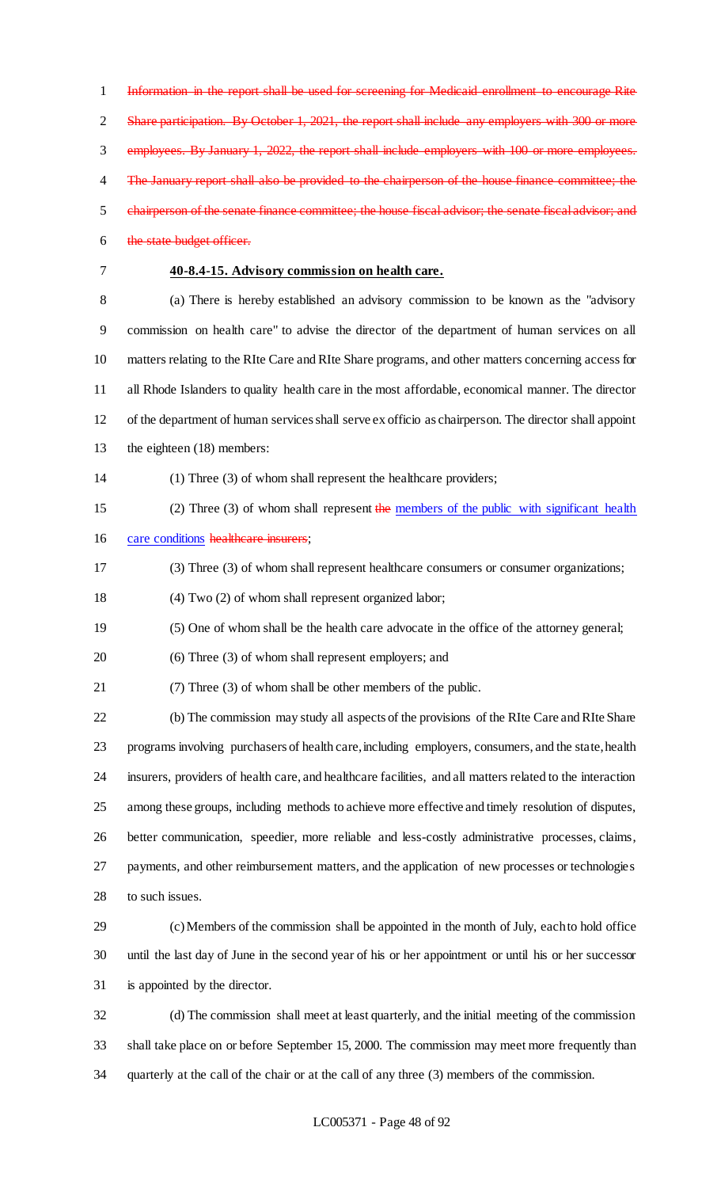~~Information in the report shall be used for screening for Medicaid enrollment to encourage Rite Share participation. By October 1, 2021, the report shall include any employers with 300 or more employees. By January 1, 2022, the report shall include employers with 100 or more employees. The January report shall also be provided to the chairperson of the house finance committee; the chairperson of the senate finance committee; the house fiscal advisor; the senate fiscal advisor; and the state budget officer.~~

**40-8.4-15. Advisory commission on health care.**

(a) There is hereby established an advisory commission to be known as the "advisory commission on health care" to advise the director of the department of human services on all matters relating to the RIte Care and RIte Share programs, and other matters concerning access for all Rhode Islanders to quality health care in the most affordable, economical manner. The director of the department of human services shall serve ex officio as chairperson. The director shall appoint the eighteen (18) members:

(1) Three (3) of whom shall represent the healthcare providers;

(2) Three (3) of whom shall represent ~~the~~ members of the public with significant health care conditions ~~healthcare insurers~~;

(3) Three (3) of whom shall represent healthcare consumers or consumer organizations;

(4) Two (2) of whom shall represent organized labor;

(5) One of whom shall be the health care advocate in the office of the attorney general;

(6) Three (3) of whom shall represent employers; and

(7) Three (3) of whom shall be other members of the public.

(b) The commission may study all aspects of the provisions of the RIte Care and RIte Share programs involving purchasers of health care, including employers, consumers, and the state, health insurers, providers of health care, and healthcare facilities, and all matters related to the interaction among these groups, including methods to achieve more effective and timely resolution of disputes, better communication, speedier, more reliable and less-costly administrative processes, claims, payments, and other reimbursement matters, and the application of new processes or technologies to such issues.

(c) Members of the commission shall be appointed in the month of July, each to hold office until the last day of June in the second year of his or her appointment or until his or her successor is appointed by the director.

(d) The commission shall meet at least quarterly, and the initial meeting of the commission shall take place on or before September 15, 2000. The commission may meet more frequently than quarterly at the call of the chair or at the call of any three (3) members of the commission.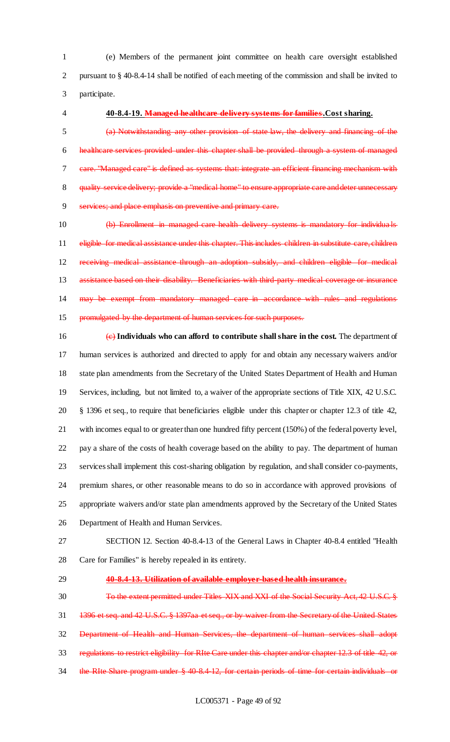(e) Members of the permanent joint committee on health care oversight established pursuant to § 40-8.4-14 shall be notified of each meeting of the commission and shall be invited to participate.

**40-8.4-19. ~~Managed healthcare delivery systems for families~~.Cost sharing.**

~~(a) Notwithstanding any other provision of state law, the delivery and financing of the healthcare services provided under this chapter shall be provided through a system of managed care. "Managed care" is defined as systems that: integrate an efficient financing mechanism with quality service delivery; provide a "medical home" to ensure appropriate care and deter unnecessary services; and place emphasis on preventive and primary care.~~

~~(b) Enrollment in managed care health delivery systems is mandatory for individuals eligible for medical assistance under this chapter. This includes children in substitute care, children receiving medical assistance through an adoption subsidy, and children eligible for medical assistance based on their disability. Beneficiaries with third-party medical coverage or insurance may be exempt from mandatory managed care in accordance with rules and regulations promulgated by the department of human services for such purposes.~~

~~(c)~~ **Individuals who can afford to contribute shall share in the cost.** The department of human services is authorized and directed to apply for and obtain any necessary waivers and/or state plan amendments from the Secretary of the United States Department of Health and Human Services, including, but not limited to, a waiver of the appropriate sections of Title XIX, 42 U.S.C. § 1396 et seq., to require that beneficiaries eligible under this chapter or chapter 12.3 of title 42, with incomes equal to or greater than one hundred fifty percent (150%) of the federal poverty level, pay a share of the costs of health coverage based on the ability to pay. The department of human services shall implement this cost-sharing obligation by regulation, and shall consider co-payments, premium shares, or other reasonable means to do so in accordance with approved provisions of appropriate waivers and/or state plan amendments approved by the Secretary of the United States Department of Health and Human Services.

SECTION 12. Section 40-8.4-13 of the General Laws in Chapter 40-8.4 entitled "Health Care for Families" is hereby repealed in its entirety.

~~**40-8.4-13. Utilization of available employer-based health insurance.**~~

~~To the extent permitted under Titles XIX and XXI of the Social Security Act, 42 U.S.C. § 1396 et seq. and 42 U.S.C. § 1397aa et seq., or by waiver from the Secretary of the United States Department of Health and Human Services, the department of human services shall adopt regulations to restrict eligibility for RIte Care under this chapter and/or chapter 12.3 of title 42, or the RIte Share program under § 40-8.4-12, for certain periods of time for certain individuals or~~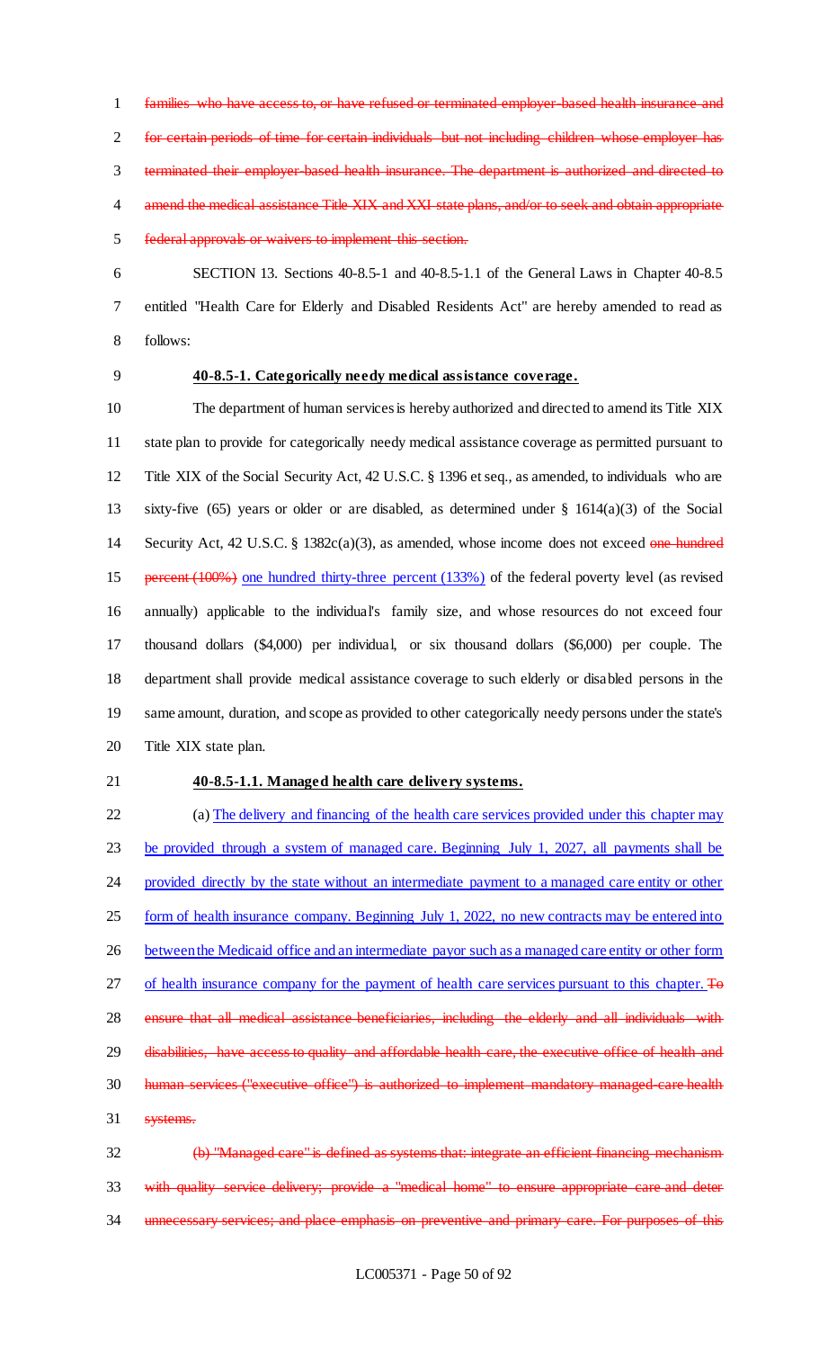~~families who have access to, or have refused or terminated employer-based health insurance and for certain periods of time for certain individuals but not including children whose employer has terminated their employer-based health insurance. The department is authorized and directed to amend the medical assistance Title XIX and XXI state plans, and/or to seek and obtain appropriate federal approvals or waivers to implement this section.~~

SECTION 13. Sections 40-8.5-1 and 40-8.5-1.1 of the General Laws in Chapter 40-8.5 entitled "Health Care for Elderly and Disabled Residents Act" are hereby amended to read as follows:

**40-8.5-1. Categorically needy medical assistance coverage.**

The department of human services is hereby authorized and directed to amend its Title XIX state plan to provide for categorically needy medical assistance coverage as permitted pursuant to Title XIX of the Social Security Act, 42 U.S.C. § 1396 et seq., as amended, to individuals who are sixty-five (65) years or older or are disabled, as determined under § 1614(a)(3) of the Social Security Act, 42 U.S.C. § 1382c(a)(3), as amended, whose income does not exceed ~~one hundred percent (100%)~~ <u>one hundred thirty-three percent (133%)</u> of the federal poverty level (as revised annually) applicable to the individual's family size, and whose resources do not exceed four thousand dollars ($4,000) per individual, or six thousand dollars ($6,000) per couple. The department shall provide medical assistance coverage to such elderly or disabled persons in the same amount, duration, and scope as provided to other categorically needy persons under the state's Title XIX state plan.

**40-8.5-1.1. Managed health care delivery systems.**

(a) <u>The delivery and financing of the health care services provided under this chapter may be provided through a system of managed care. Beginning July 1, 2027, all payments shall be provided directly by the state without an intermediate payment to a managed care entity or other form of health insurance company. Beginning July 1, 2022, no new contracts may be entered into between the Medicaid office and an intermediate payor such as a managed care entity or other form of health insurance company for the payment of health care services pursuant to this chapter.</u> ~~To ensure that all medical assistance beneficiaries, including the elderly and all individuals with disabilities, have access to quality and affordable health care, the executive office of health and human services ("executive office") is authorized to implement mandatory managed-care health systems.~~

~~(b) "Managed care" is defined as systems that: integrate an efficient financing mechanism with quality service delivery; provide a "medical home" to ensure appropriate care and deter unnecessary services; and place emphasis on preventive and primary care. For purposes of this~~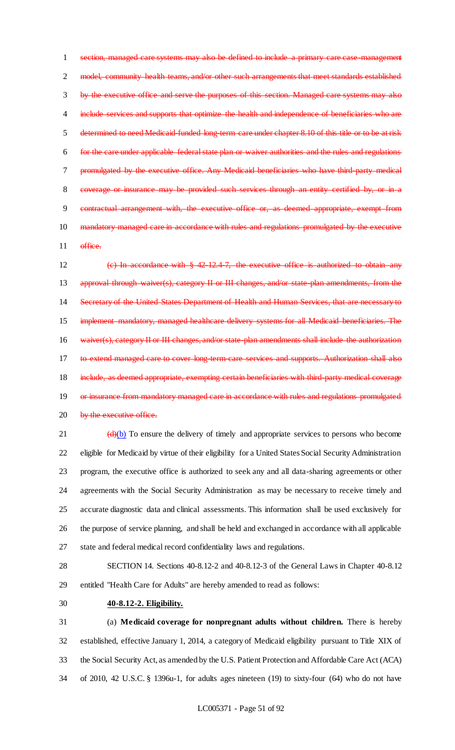~~section, managed care systems may also be defined to include a primary care case-management model, community health teams, and/or other such arrangements that meet standards established by the executive office and serve the purposes of this section. Managed care systems may also include services and supports that optimize the health and independence of beneficiaries who are determined to need Medicaid-funded long-term care under chapter 8.10 of this title or to be at risk for the care under applicable federal state plan or waiver authorities and the rules and regulations promulgated by the executive office. Any Medicaid beneficiaries who have third-party medical coverage or insurance may be provided such services through an entity certified by, or in a contractual arrangement with, the executive office or, as deemed appropriate, exempt from mandatory managed care in accordance with rules and regulations promulgated by the executive office.~~

~~(c) In accordance with § 42-12.4-7, the executive office is authorized to obtain any approval through waiver(s), category II or III changes, and/or state-plan amendments, from the Secretary of the United States Department of Health and Human Services, that are necessary to implement mandatory, managed healthcare delivery systems for all Medicaid beneficiaries. The waiver(s), category II or III changes, and/or state-plan amendments shall include the authorization to extend managed care to cover long-term-care services and supports. Authorization shall also include, as deemed appropriate, exempting certain beneficiaries with third-party medical coverage or insurance from mandatory managed care in accordance with rules and regulations promulgated by the executive office.~~

~~(d)~~(b) To ensure the delivery of timely and appropriate services to persons who become eligible for Medicaid by virtue of their eligibility for a United States Social Security Administration program, the executive office is authorized to seek any and all data-sharing agreements or other agreements with the Social Security Administration as may be necessary to receive timely and accurate diagnostic data and clinical assessments. This information shall be used exclusively for the purpose of service planning, and shall be held and exchanged in accordance with all applicable state and federal medical record confidentiality laws and regulations.

SECTION 14. Sections 40-8.12-2 and 40-8.12-3 of the General Laws in Chapter 40-8.12 entitled "Health Care for Adults" are hereby amended to read as follows:

**40-8.12-2. Eligibility.**

(a) **Medicaid coverage for nonpregnant adults without children.** There is hereby established, effective January 1, 2014, a category of Medicaid eligibility pursuant to Title XIX of the Social Security Act, as amended by the U.S. Patient Protection and Affordable Care Act (ACA) of 2010, 42 U.S.C. § 1396u-1, for adults ages nineteen (19) to sixty-four (64) who do not have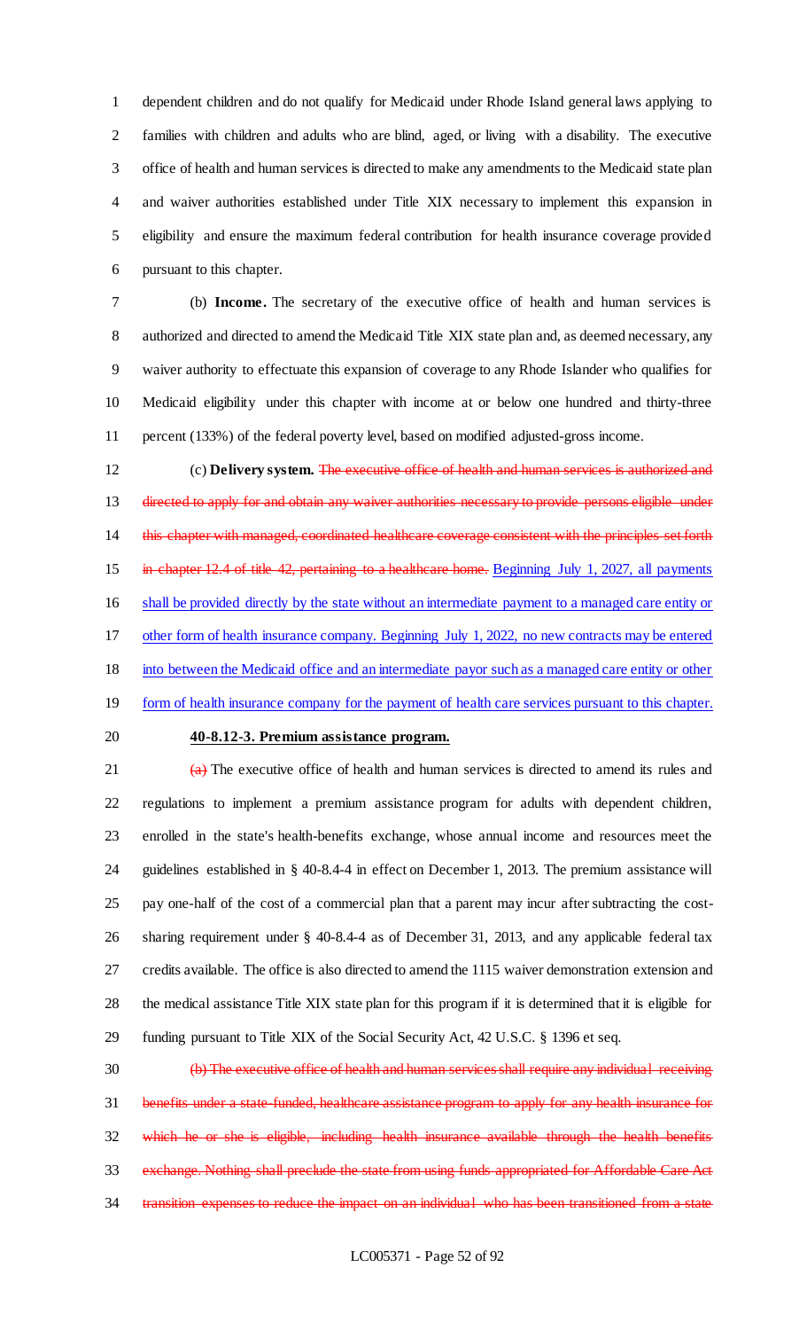dependent children and do not qualify for Medicaid under Rhode Island general laws applying to families with children and adults who are blind, aged, or living with a disability. The executive office of health and human services is directed to make any amendments to the Medicaid state plan and waiver authorities established under Title XIX necessary to implement this expansion in eligibility and ensure the maximum federal contribution for health insurance coverage provided pursuant to this chapter.

(b) **Income.** The secretary of the executive office of health and human services is authorized and directed to amend the Medicaid Title XIX state plan and, as deemed necessary, any waiver authority to effectuate this expansion of coverage to any Rhode Islander who qualifies for Medicaid eligibility under this chapter with income at or below one hundred and thirty-three percent (133%) of the federal poverty level, based on modified adjusted-gross income.

(c) **Delivery system.** ~~The executive office of health and human services is authorized and directed to apply for and obtain any waiver authorities necessary to provide persons eligible under this chapter with managed, coordinated healthcare coverage consistent with the principles set forth in chapter 12.4 of title 42, pertaining to a healthcare home.~~ Beginning July 1, 2027, all payments shall be provided directly by the state without an intermediate payment to a managed care entity or other form of health insurance company. Beginning July 1, 2022, no new contracts may be entered into between the Medicaid office and an intermediate payor such as a managed care entity or other form of health insurance company for the payment of health care services pursuant to this chapter.

**40-8.12-3. Premium assistance program.**

~~(a)~~ The executive office of health and human services is directed to amend its rules and regulations to implement a premium assistance program for adults with dependent children, enrolled in the state's health-benefits exchange, whose annual income and resources meet the guidelines established in § 40-8.4-4 in effect on December 1, 2013. The premium assistance will pay one-half of the cost of a commercial plan that a parent may incur after subtracting the cost-sharing requirement under § 40-8.4-4 as of December 31, 2013, and any applicable federal tax credits available. The office is also directed to amend the 1115 waiver demonstration extension and the medical assistance Title XIX state plan for this program if it is determined that it is eligible for funding pursuant to Title XIX of the Social Security Act, 42 U.S.C. § 1396 et seq.

~~(b) The executive office of health and human services shall require any individual receiving benefits under a state-funded, healthcare assistance program to apply for any health insurance for which he or she is eligible, including health insurance available through the health benefits exchange. Nothing shall preclude the state from using funds appropriated for Affordable Care Act transition expenses to reduce the impact on an individual who has been transitioned from a state~~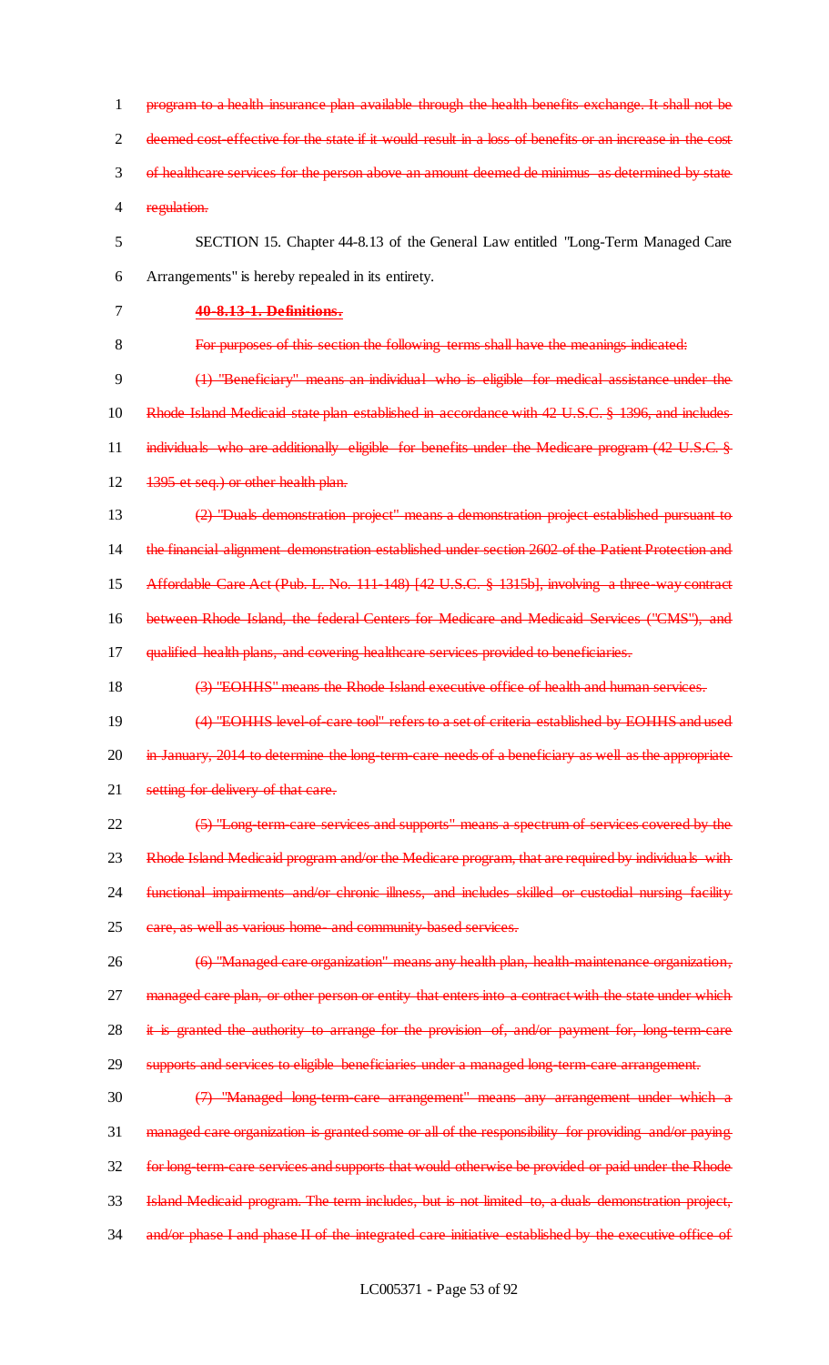~~program to a health insurance plan available through the health benefits exchange. It shall not be deemed cost-effective for the state if it would result in a loss of benefits or an increase in the cost of healthcare services for the person above an amount deemed de minimus as determined by state regulation.~~

SECTION 15. Chapter 44-8.13 of the General Law entitled "Long-Term Managed Care Arrangements" is hereby repealed in its entirety.

~~**40-8.13-1. Definitions.**~~

~~For purposes of this section the following terms shall have the meanings indicated:~~

~~(1) "Beneficiary" means an individual who is eligible for medical assistance under the Rhode Island Medicaid state plan established in accordance with 42 U.S.C. § 1396, and includes individuals who are additionally eligible for benefits under the Medicare program (42 U.S.C. § 1395 et seq.) or other health plan.~~

~~(2) "Duals demonstration project" means a demonstration project established pursuant to the financial alignment demonstration established under section 2602 of the Patient Protection and Affordable Care Act (Pub. L. No. 111-148) [42 U.S.C. § 1315b], involving a three-way contract between Rhode Island, the federal Centers for Medicare and Medicaid Services ("CMS"), and qualified health plans, and covering healthcare services provided to beneficiaries.~~

~~(3) "EOHHS" means the Rhode Island executive office of health and human services.~~

~~(4) "EOHHS level-of-care tool" refers to a set of criteria established by EOHHS and used in January, 2014 to determine the long-term-care needs of a beneficiary as well as the appropriate setting for delivery of that care.~~

~~(5) "Long-term-care services and supports" means a spectrum of services covered by the Rhode Island Medicaid program and/or the Medicare program, that are required by individuals with functional impairments and/or chronic illness, and includes skilled or custodial nursing facility care, as well as various home- and community-based services.~~

~~(6) "Managed care organization" means any health plan, health-maintenance organization, managed care plan, or other person or entity that enters into a contract with the state under which it is granted the authority to arrange for the provision of, and/or payment for, long-term-care supports and services to eligible beneficiaries under a managed long-term-care arrangement.~~

~~(7) "Managed long-term-care arrangement" means any arrangement under which a managed care organization is granted some or all of the responsibility for providing and/or paying for long-term-care services and supports that would otherwise be provided or paid under the Rhode Island Medicaid program. The term includes, but is not limited to, a duals demonstration project, and/or phase I and phase II of the integrated care initiative established by the executive office of~~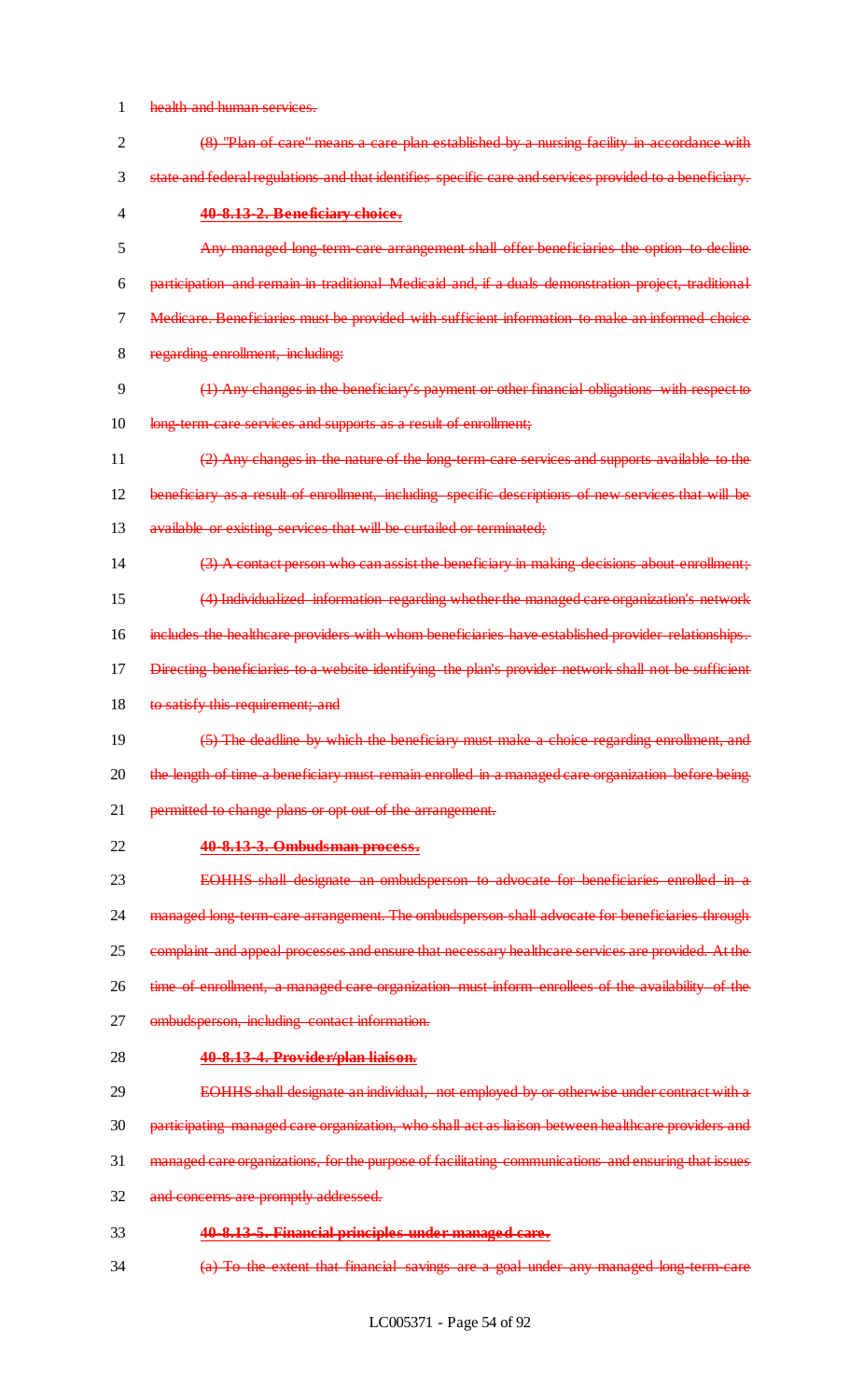health and human services.

(8) "Plan of care" means a care plan established by a nursing facility in accordance with state and federal regulations and that identifies specific care and services provided to a beneficiary.

**40-8.13-2. Beneficiary choice.**

Any managed long-term-care arrangement shall offer beneficiaries the option to decline participation and remain in traditional Medicaid and, if a duals demonstration project, traditional Medicare. Beneficiaries must be provided with sufficient information to make an informed choice regarding enrollment, including:

(1) Any changes in the beneficiary's payment or other financial obligations with respect to long-term-care services and supports as a result of enrollment;

(2) Any changes in the nature of the long-term-care services and supports available to the beneficiary as a result of enrollment, including specific descriptions of new services that will be available or existing services that will be curtailed or terminated;

(3) A contact person who can assist the beneficiary in making decisions about enrollment;

(4) Individualized information regarding whether the managed care organization's network includes the healthcare providers with whom beneficiaries have established provider relationships. Directing beneficiaries to a website identifying the plan's provider network shall not be sufficient to satisfy this requirement; and

(5) The deadline by which the beneficiary must make a choice regarding enrollment, and the length of time a beneficiary must remain enrolled in a managed care organization before being permitted to change plans or opt out of the arrangement.

**40-8.13-3. Ombudsman process.**

EOHHS shall designate an ombudsperson to advocate for beneficiaries enrolled in a managed long-term-care arrangement. The ombudsperson shall advocate for beneficiaries through complaint and appeal processes and ensure that necessary healthcare services are provided. At the time of enrollment, a managed care organization must inform enrollees of the availability of the ombudsperson, including contact information.

**40-8.13-4. Provider/plan liaison.**

EOHHS shall designate an individual, not employed by or otherwise under contract with a participating managed care organization, who shall act as liaison between healthcare providers and managed care organizations, for the purpose of facilitating communications and ensuring that issues and concerns are promptly addressed.

**40-8.13-5. Financial principles under managed care.**

(a) To the extent that financial savings are a goal under any managed long-term-care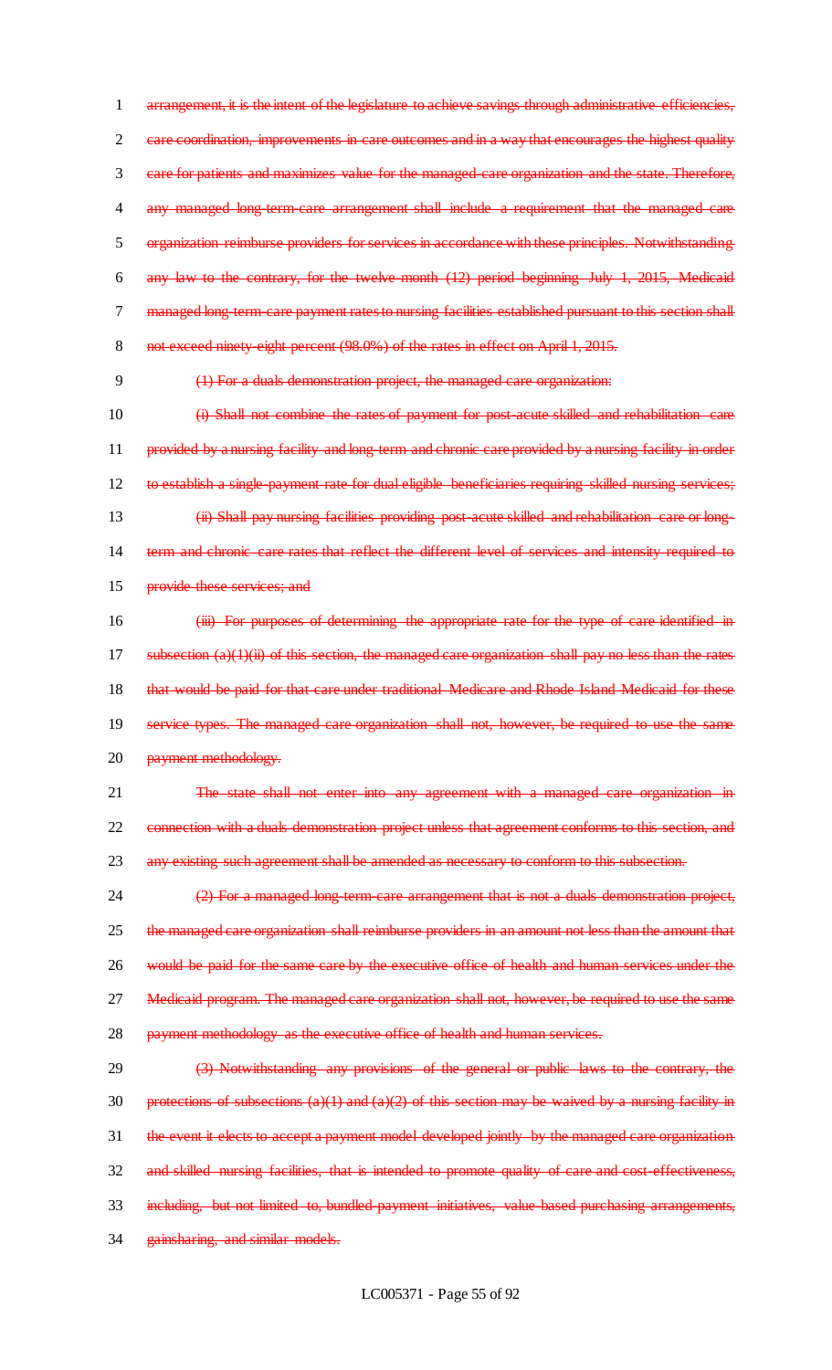~~arrangement, it is the intent of the legislature to achieve savings through administrative efficiencies, care coordination, improvements in care outcomes and in a way that encourages the highest quality care for patients and maximizes value for the managed-care organization and the state. Therefore, any managed long-term-care arrangement shall include a requirement that the managed care organization reimburse providers for services in accordance with these principles. Notwithstanding any law to the contrary, for the twelve-month (12) period beginning July 1, 2015, Medicaid managed long-term-care payment rates to nursing facilities established pursuant to this section shall not exceed ninety-eight percent (98.0%) of the rates in effect on April 1, 2015.~~

~~(1) For a duals demonstration project, the managed care organization:~~

~~(i) Shall not combine the rates of payment for post-acute skilled and rehabilitation care provided by a nursing facility and long-term and chronic care provided by a nursing facility in order to establish a single payment rate for dual eligible beneficiaries requiring skilled nursing services;~~

~~(ii) Shall pay nursing facilities providing post-acute skilled and rehabilitation care or long-term and chronic care rates that reflect the different level of services and intensity required to provide these services; and~~

~~(iii) For purposes of determining the appropriate rate for the type of care identified in subsection (a)(1)(ii) of this section, the managed care organization shall pay no less than the rates that would be paid for that care under traditional Medicare and Rhode Island Medicaid for these service types. The managed care organization shall not, however, be required to use the same payment methodology.~~

~~The state shall not enter into any agreement with a managed care organization in connection with a duals demonstration project unless that agreement conforms to this section, and any existing such agreement shall be amended as necessary to conform to this subsection.~~

~~(2) For a managed long-term-care arrangement that is not a duals demonstration project, the managed care organization shall reimburse providers in an amount not less than the amount that would be paid for the same care by the executive office of health and human services under the Medicaid program. The managed care organization shall not, however, be required to use the same payment methodology as the executive office of health and human services.~~

~~(3) Notwithstanding any provisions of the general or public laws to the contrary, the protections of subsections (a)(1) and (a)(2) of this section may be waived by a nursing facility in the event it elects to accept a payment model developed jointly by the managed care organization and skilled nursing facilities, that is intended to promote quality of care and cost-effectiveness, including, but not limited to, bundled-payment initiatives, value-based purchasing arrangements, gainsharing, and similar models.~~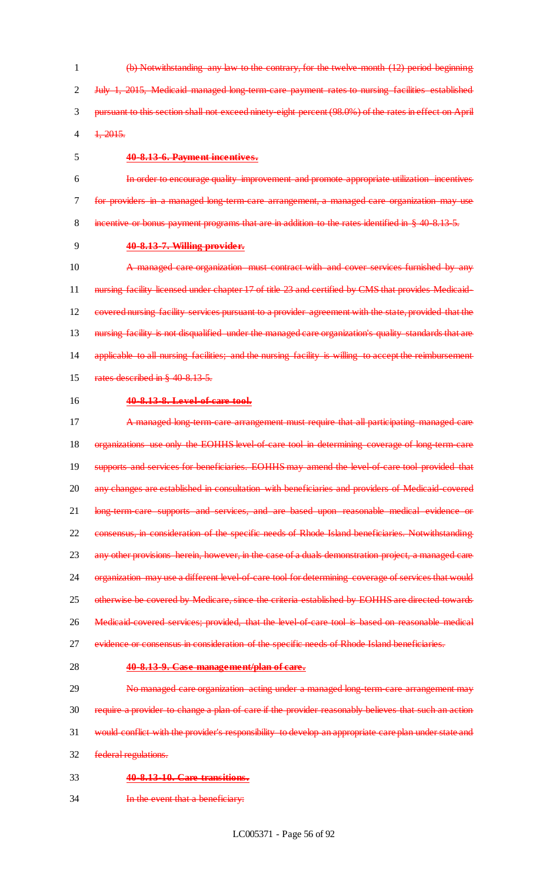(b) Notwithstanding any law to the contrary, for the twelve-month (12) period beginning July 1, 2015, Medicaid managed long-term-care payment rates to nursing facilities established pursuant to this section shall not exceed ninety-eight percent (98.0%) of the rates in effect on April 1, 2015.

**40-8.13-6. Payment incentives.**

In order to encourage quality improvement and promote appropriate utilization incentives for providers in a managed long-term-care arrangement, a managed care organization may use incentive or bonus payment programs that are in addition to the rates identified in § 40-8.13-5.

**40-8.13-7. Willing provider.**

A managed care organization must contract with and cover services furnished by any nursing facility licensed under chapter 17 of title 23 and certified by CMS that provides Medicaid-covered nursing facility services pursuant to a provider agreement with the state, provided that the nursing facility is not disqualified under the managed care organization's quality standards that are applicable to all nursing facilities; and the nursing facility is willing to accept the reimbursement rates described in § 40-8.13-5.

**40-8.13-8. Level-of-care tool.**

A managed long-term-care arrangement must require that all participating managed care organizations use only the EOHHS level-of-care tool in determining coverage of long-term-care supports and services for beneficiaries. EOHHS may amend the level-of-care tool provided that any changes are established in consultation with beneficiaries and providers of Medicaid-covered long-term-care supports and services, and are based upon reasonable medical evidence or consensus, in consideration of the specific needs of Rhode Island beneficiaries. Notwithstanding any other provisions herein, however, in the case of a duals demonstration project, a managed care organization may use a different level-of-care tool for determining coverage of services that would otherwise be covered by Medicare, since the criteria established by EOHHS are directed towards Medicaid-covered services; provided, that the level-of-care tool is based on reasonable medical evidence or consensus in consideration of the specific needs of Rhode Island beneficiaries.

**40-8.13-9. Case management/plan of care.**

No managed care organization acting under a managed long-term-care arrangement may require a provider to change a plan of care if the provider reasonably believes that such an action would conflict with the provider's responsibility to develop an appropriate care plan under state and federal regulations.

**40-8.13-10. Care transitions.**

In the event that a beneficiary: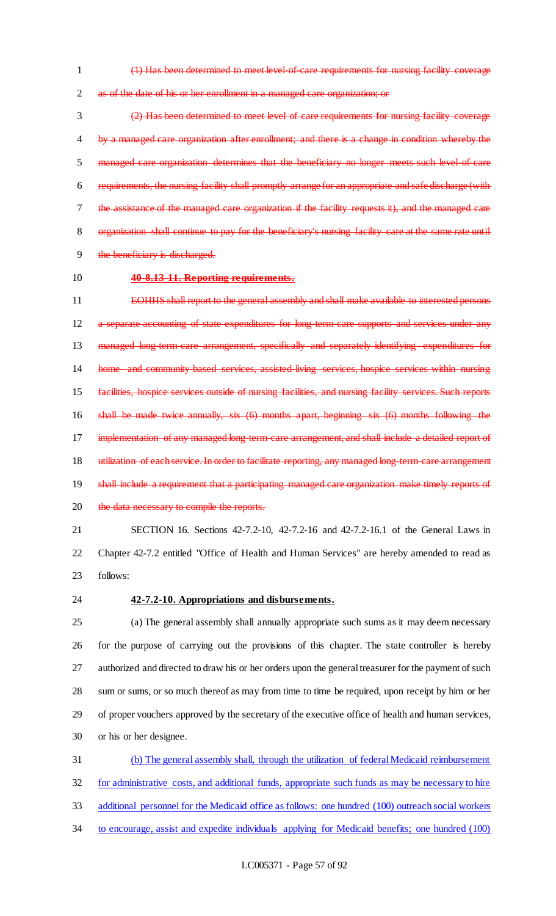~~(1) Has been determined to meet level-of-care requirements for nursing facility coverage as of the date of his or her enrollment in a managed care organization; or~~

~~(2) Has been determined to meet level of care requirements for nursing facility coverage by a managed care organization after enrollment; and there is a change in condition whereby the managed care organization determines that the beneficiary no longer meets such level-of-care requirements, the nursing facility shall promptly arrange for an appropriate and safe discharge (with the assistance of the managed care organization if the facility requests it), and the managed care organization shall continue to pay for the beneficiary's nursing facility care at the same rate until the beneficiary is discharged.~~

~~**40-8.13-11. Reporting requirements.**~~

~~EOHHS shall report to the general assembly and shall make available to interested persons a separate accounting of state expenditures for long-term-care supports and services under any managed long-term-care arrangement, specifically and separately identifying expenditures for home- and community-based services, assisted-living services, hospice services within nursing facilities, hospice services outside of nursing facilities, and nursing facility services. Such reports shall be made twice annually, six (6) months apart, beginning six (6) months following the implementation of any managed long-term-care arrangement, and shall include a detailed report of utilization of each service. In order to facilitate reporting, any managed long-term-care arrangement shall include a requirement that a participating managed care organization make timely reports of the data necessary to compile the reports.~~

SECTION 16. Sections 42-7.2-10, 42-7.2-16 and 42-7.2-16.1 of the General Laws in Chapter 42-7.2 entitled "Office of Health and Human Services" are hereby amended to read as follows:

**42-7.2-10. Appropriations and disbursements.**

(a) The general assembly shall annually appropriate such sums as it may deem necessary for the purpose of carrying out the provisions of this chapter. The state controller is hereby authorized and directed to draw his or her orders upon the general treasurer for the payment of such sum or sums, or so much thereof as may from time to time be required, upon receipt by him or her of proper vouchers approved by the secretary of the executive office of health and human services, or his or her designee.

<u>(b) The general assembly shall, through the utilization of federal Medicaid reimbursement for administrative costs, and additional funds, appropriate such funds as may be necessary to hire additional personnel for the Medicaid office as follows: one hundred (100) outreach social workers to encourage, assist and expedite individuals applying for Medicaid benefits; one hundred (100)</u>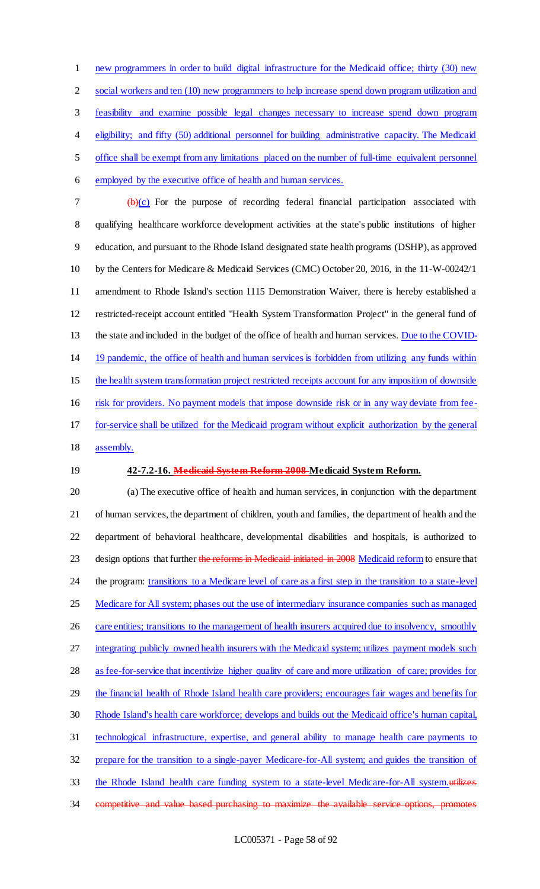new programmers in order to build digital infrastructure for the Medicaid office; thirty (30) new social workers and ten (10) new programmers to help increase spend down program utilization and feasibility and examine possible legal changes necessary to increase spend down program eligibility; and fifty (50) additional personnel for building administrative capacity. The Medicaid office shall be exempt from any limitations placed on the number of full-time equivalent personnel employed by the executive office of health and human services.

~~(b)~~(c) For the purpose of recording federal financial participation associated with qualifying healthcare workforce development activities at the state's public institutions of higher education, and pursuant to the Rhode Island designated state health programs (DSHP), as approved by the Centers for Medicare & Medicaid Services (CMC) October 20, 2016, in the 11-W-00242/1 amendment to Rhode Island's section 1115 Demonstration Waiver, there is hereby established a restricted-receipt account entitled "Health System Transformation Project" in the general fund of the state and included in the budget of the office of health and human services. Due to the COVID-19 pandemic, the office of health and human services is forbidden from utilizing any funds within the health system transformation project restricted receipts account for any imposition of downside risk for providers. No payment models that impose downside risk or in any way deviate from fee-for-service shall be utilized for the Medicaid program without explicit authorization by the general assembly.

**42-7.2-16. ~~Medicaid System Reform 2008~~ Medicaid System Reform.**

(a) The executive office of health and human services, in conjunction with the department of human services, the department of children, youth and families, the department of health and the department of behavioral healthcare, developmental disabilities and hospitals, is authorized to design options that further ~~the reforms in Medicaid initiated in 2008~~ Medicaid reform to ensure that the program: transitions to a Medicare level of care as a first step in the transition to a state-level Medicare for All system; phases out the use of intermediary insurance companies such as managed care entities; transitions to the management of health insurers acquired due to insolvency, smoothly integrating publicly owned health insurers with the Medicaid system; utilizes payment models such as fee-for-service that incentivize higher quality of care and more utilization of care; provides for the financial health of Rhode Island health care providers; encourages fair wages and benefits for Rhode Island's health care workforce; develops and builds out the Medicaid office's human capital, technological infrastructure, expertise, and general ability to manage health care payments to prepare for the transition to a single-payer Medicare-for-All system; and guides the transition of the Rhode Island health care funding system to a state-level Medicare-for-All system.~~utilizes competitive and value based purchasing to maximize the available service options, promotes~~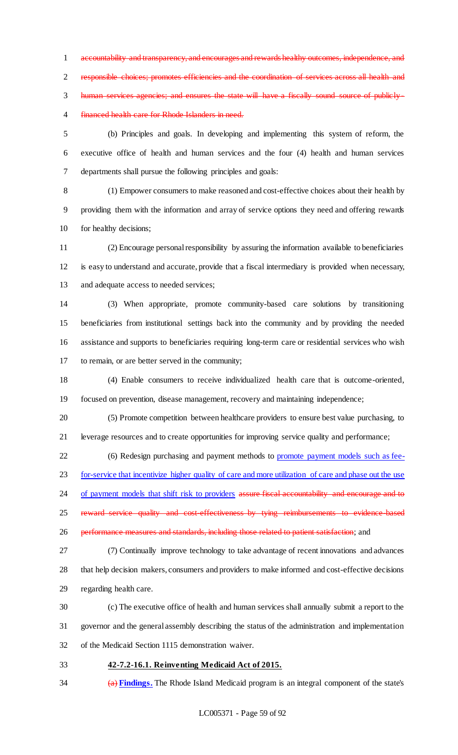~~accountability and transparency, and encourages and rewards healthy outcomes, independence, and responsible choices; promotes efficiencies and the coordination of services across all health and human services agencies; and ensures the state will have a fiscally sound source of publicly-financed health care for Rhode Islanders in need.~~

(b) Principles and goals. In developing and implementing this system of reform, the executive office of health and human services and the four (4) health and human services departments shall pursue the following principles and goals:

(1) Empower consumers to make reasoned and cost-effective choices about their health by providing them with the information and array of service options they need and offering rewards for healthy decisions;

(2) Encourage personal responsibility by assuring the information available to beneficiaries is easy to understand and accurate, provide that a fiscal intermediary is provided when necessary, and adequate access to needed services;

(3) When appropriate, promote community-based care solutions by transitioning beneficiaries from institutional settings back into the community and by providing the needed assistance and supports to beneficiaries requiring long-term care or residential services who wish to remain, or are better served in the community;

(4) Enable consumers to receive individualized health care that is outcome-oriented, focused on prevention, disease management, recovery and maintaining independence;

(5) Promote competition between healthcare providers to ensure best value purchasing, to leverage resources and to create opportunities for improving service quality and performance;

(6) Redesign purchasing and payment methods to <u>promote payment models such as fee-for-service that incentivize higher quality of care and more utilization of care and phase out the use of payment models that shift risk to providers</u> ~~assure fiscal accountability and encourage and to reward service quality and cost-effectiveness by tying reimbursements to evidence-based performance measures and standards, including those related to patient satisfaction~~; and

(7) Continually improve technology to take advantage of recent innovations and advances that help decision makers, consumers and providers to make informed and cost-effective decisions regarding health care.

(c) The executive office of health and human services shall annually submit a report to the governor and the general assembly describing the status of the administration and implementation of the Medicaid Section 1115 demonstration waiver.

**<u>42-7.2-16.1. Reinventing Medicaid Act of 2015.</u>**

~~(a)~~ **<u>Findings.</u>** The Rhode Island Medicaid program is an integral component of the state's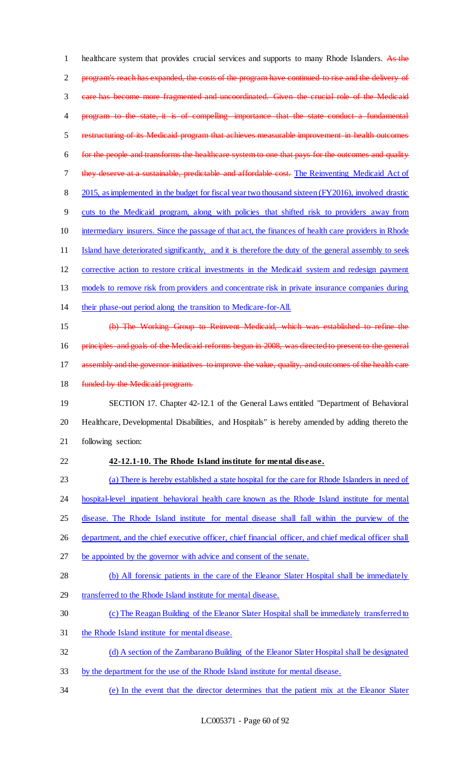healthcare system that provides crucial services and supports to many Rhode Islanders. ~~As the program's reach has expanded, the costs of the program have continued to rise and the delivery of care has become more fragmented and uncoordinated. Given the crucial role of the Medicaid program to the state, it is of compelling importance that the state conduct a fundamental restructuring of its Medicaid program that achieves measurable improvement in health outcomes for the people and transforms the healthcare system to one that pays for the outcomes and quality they deserve at a sustainable, predictable and affordable cost.~~ <u>The Reinventing Medicaid Act of 2015, as implemented in the budget for fiscal year two thousand sixteen (FY2016), involved drastic cuts to the Medicaid program, along with policies that shifted risk to providers away from intermediary insurers. Since the passage of that act, the finances of health care providers in Rhode Island have deteriorated significantly, and it is therefore the duty of the general assembly to seek corrective action to restore critical investments in the Medicaid system and redesign payment models to remove risk from providers and concentrate risk in private insurance companies during their phase-out period along the transition to Medicare-for-All.</u>

~~(b) The Working Group to Reinvent Medicaid, which was established to refine the principles and goals of the Medicaid reforms begun in 2008, was directed to present to the general assembly and the governor initiatives to improve the value, quality, and outcomes of the health care funded by the Medicaid program.~~

SECTION 17. Chapter 42-12.1 of the General Laws entitled "Department of Behavioral Healthcare, Developmental Disabilities, and Hospitals" is hereby amended by adding thereto the following section:

**<u>42-12.1-10. The Rhode Island institute for mental disease.</u>**

<u>(a) There is hereby established a state hospital for the care for Rhode Islanders in need of hospital-level inpatient behavioral health care known as the Rhode Island institute for mental disease. The Rhode Island institute for mental disease shall fall within the purview of the department, and the chief executive officer, chief financial officer, and chief medical officer shall be appointed by the governor with advice and consent of the senate.</u>

<u>(b) All forensic patients in the care of the Eleanor Slater Hospital shall be immediately transferred to the Rhode Island institute for mental disease.</u>

<u>(c) The Reagan Building of the Eleanor Slater Hospital shall be immediately transferred to the Rhode Island institute for mental disease.</u>

<u>(d) A section of the Zambarano Building of the Eleanor Slater Hospital shall be designated by the department for the use of the Rhode Island institute for mental disease.</u>

<u>(e) In the event that the director determines that the patient mix at the Eleanor Slater</u>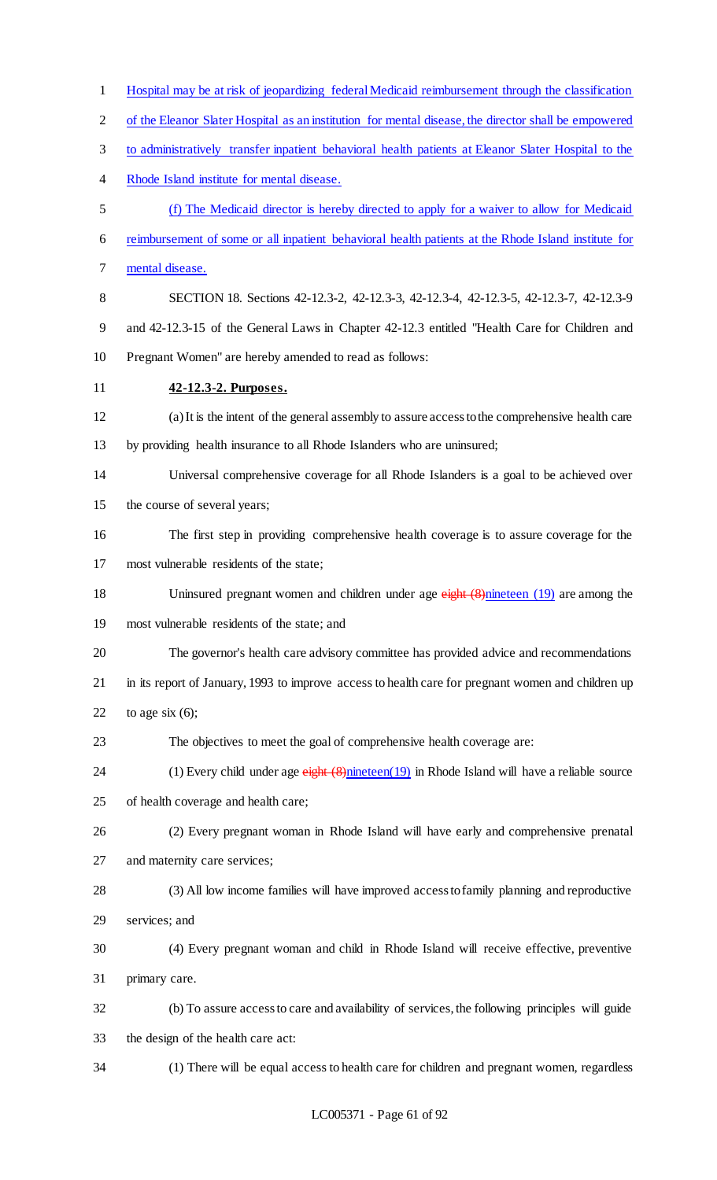Hospital may be at risk of jeopardizing federal Medicaid reimbursement through the classification of the Eleanor Slater Hospital as an institution for mental disease, the director shall be empowered to administratively transfer inpatient behavioral health patients at Eleanor Slater Hospital to the Rhode Island institute for mental disease.

(f) The Medicaid director is hereby directed to apply for a waiver to allow for Medicaid reimbursement of some or all inpatient behavioral health patients at the Rhode Island institute for mental disease.

SECTION 18. Sections 42-12.3-2, 42-12.3-3, 42-12.3-4, 42-12.3-5, 42-12.3-7, 42-12.3-9 and 42-12.3-15 of the General Laws in Chapter 42-12.3 entitled "Health Care for Children and Pregnant Women" are hereby amended to read as follows:

**42-12.3-2. Purposes.**

(a) It is the intent of the general assembly to assure access to the comprehensive health care by providing health insurance to all Rhode Islanders who are uninsured;

Universal comprehensive coverage for all Rhode Islanders is a goal to be achieved over the course of several years;

The first step in providing comprehensive health coverage is to assure coverage for the most vulnerable residents of the state;

Uninsured pregnant women and children under age ~~eight (8)~~nineteen (19) are among the most vulnerable residents of the state; and

The governor's health care advisory committee has provided advice and recommendations in its report of January, 1993 to improve access to health care for pregnant women and children up to age six (6);

The objectives to meet the goal of comprehensive health coverage are:

(1) Every child under age ~~eight (8)~~nineteen(19) in Rhode Island will have a reliable source of health coverage and health care;

(2) Every pregnant woman in Rhode Island will have early and comprehensive prenatal and maternity care services;

(3) All low income families will have improved access to family planning and reproductive services; and

(4) Every pregnant woman and child in Rhode Island will receive effective, preventive primary care.

(b) To assure access to care and availability of services, the following principles will guide the design of the health care act:

(1) There will be equal access to health care for children and pregnant women, regardless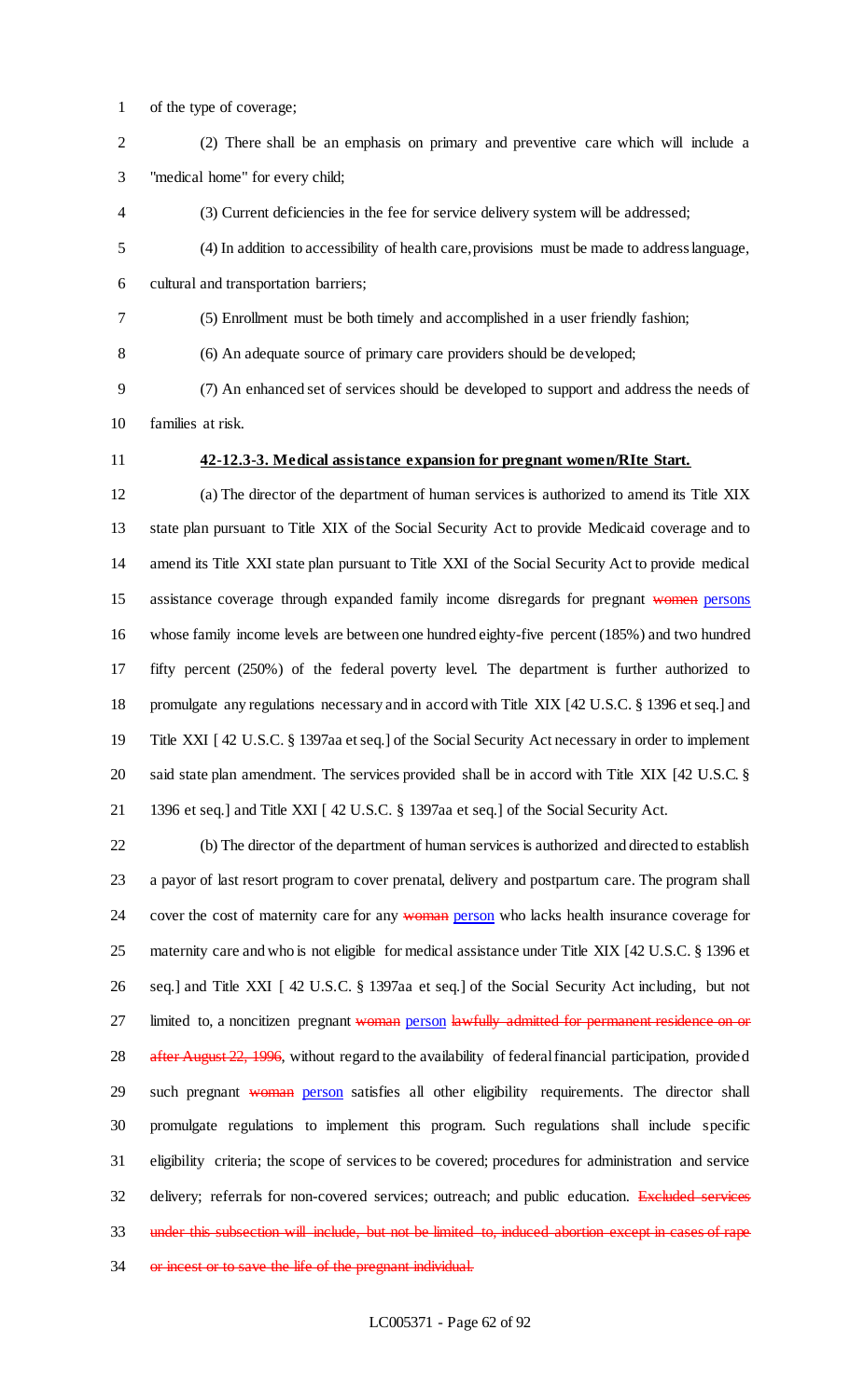of the type of coverage;

(2) There shall be an emphasis on primary and preventive care which will include a "medical home" for every child;

(3) Current deficiencies in the fee for service delivery system will be addressed;

(4) In addition to accessibility of health care, provisions must be made to address language, cultural and transportation barriers;

(5) Enrollment must be both timely and accomplished in a user friendly fashion;

(6) An adequate source of primary care providers should be developed;

(7) An enhanced set of services should be developed to support and address the needs of families at risk.

**42-12.3-3. Medical assistance expansion for pregnant women/RIte Start.**

(a) The director of the department of human services is authorized to amend its Title XIX state plan pursuant to Title XIX of the Social Security Act to provide Medicaid coverage and to amend its Title XXI state plan pursuant to Title XXI of the Social Security Act to provide medical assistance coverage through expanded family income disregards for pregnant ~~women~~ persons whose family income levels are between one hundred eighty-five percent (185%) and two hundred fifty percent (250%) of the federal poverty level. The department is further authorized to promulgate any regulations necessary and in accord with Title XIX [42 U.S.C. § 1396 et seq.] and Title XXI [ 42 U.S.C. § 1397aa et seq.] of the Social Security Act necessary in order to implement said state plan amendment. The services provided shall be in accord with Title XIX [42 U.S.C. § 1396 et seq.] and Title XXI [ 42 U.S.C. § 1397aa et seq.] of the Social Security Act.

(b) The director of the department of human services is authorized and directed to establish a payor of last resort program to cover prenatal, delivery and postpartum care. The program shall cover the cost of maternity care for any ~~woman~~ person who lacks health insurance coverage for maternity care and who is not eligible for medical assistance under Title XIX [42 U.S.C. § 1396 et seq.] and Title XXI [ 42 U.S.C. § 1397aa et seq.] of the Social Security Act including, but not limited to, a noncitizen pregnant ~~woman~~ person ~~lawfully admitted for permanent residence on or after August 22, 1996~~, without regard to the availability of federal financial participation, provided such pregnant ~~woman~~ person satisfies all other eligibility requirements. The director shall promulgate regulations to implement this program. Such regulations shall include specific eligibility criteria; the scope of services to be covered; procedures for administration and service delivery; referrals for non-covered services; outreach; and public education. ~~Excluded services under this subsection will include, but not be limited to, induced abortion except in cases of rape or incest or to save the life of the pregnant individual.~~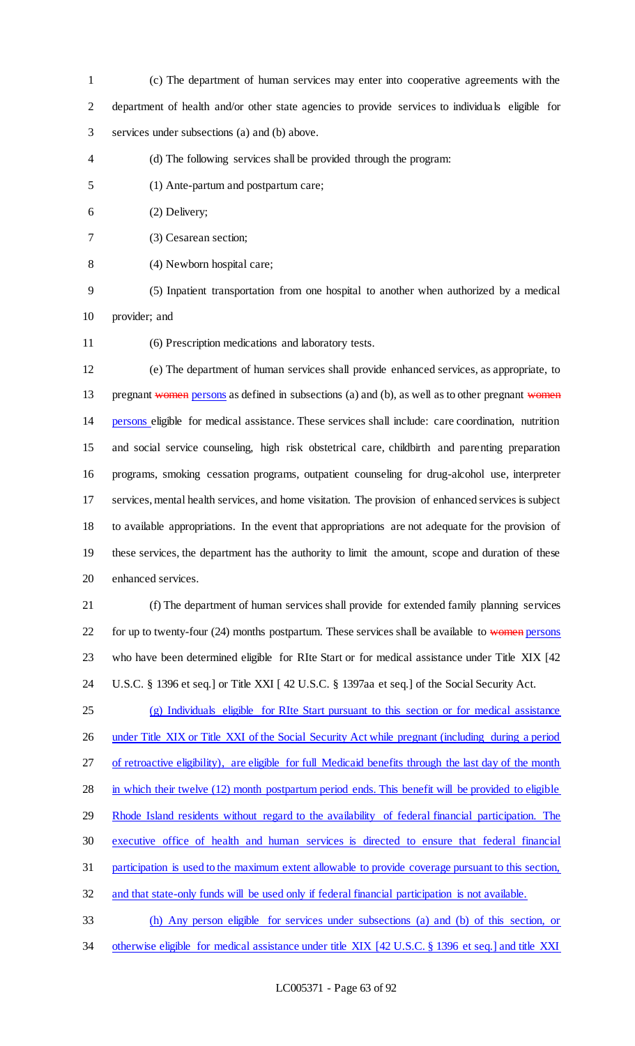(c) The department of human services may enter into cooperative agreements with the department of health and/or other state agencies to provide services to individuals eligible for services under subsections (a) and (b) above.

(d) The following services shall be provided through the program:

(1) Ante-partum and postpartum care;

(2) Delivery;

(3) Cesarean section;

(4) Newborn hospital care;

(5) Inpatient transportation from one hospital to another when authorized by a medical provider; and

(6) Prescription medications and laboratory tests.

(e) The department of human services shall provide enhanced services, as appropriate, to pregnant ~~women~~ persons as defined in subsections (a) and (b), as well as to other pregnant ~~women~~ persons eligible for medical assistance. These services shall include: care coordination, nutrition and social service counseling, high risk obstetrical care, childbirth and parenting preparation programs, smoking cessation programs, outpatient counseling for drug-alcohol use, interpreter services, mental health services, and home visitation. The provision of enhanced services is subject to available appropriations. In the event that appropriations are not adequate for the provision of these services, the department has the authority to limit the amount, scope and duration of these enhanced services.

(f) The department of human services shall provide for extended family planning services for up to twenty-four (24) months postpartum. These services shall be available to ~~women~~ persons who have been determined eligible for RIte Start or for medical assistance under Title XIX [42 U.S.C. § 1396 et seq.] or Title XXI [ 42 U.S.C. § 1397aa et seq.] of the Social Security Act.

(g) Individuals eligible for RIte Start pursuant to this section or for medical assistance under Title XIX or Title XXI of the Social Security Act while pregnant (including during a period of retroactive eligibility), are eligible for full Medicaid benefits through the last day of the month in which their twelve (12) month postpartum period ends. This benefit will be provided to eligible Rhode Island residents without regard to the availability of federal financial participation. The executive office of health and human services is directed to ensure that federal financial participation is used to the maximum extent allowable to provide coverage pursuant to this section, and that state-only funds will be used only if federal financial participation is not available.

(h) Any person eligible for services under subsections (a) and (b) of this section, or otherwise eligible for medical assistance under title XIX [42 U.S.C. § 1396 et seq.] and title XXI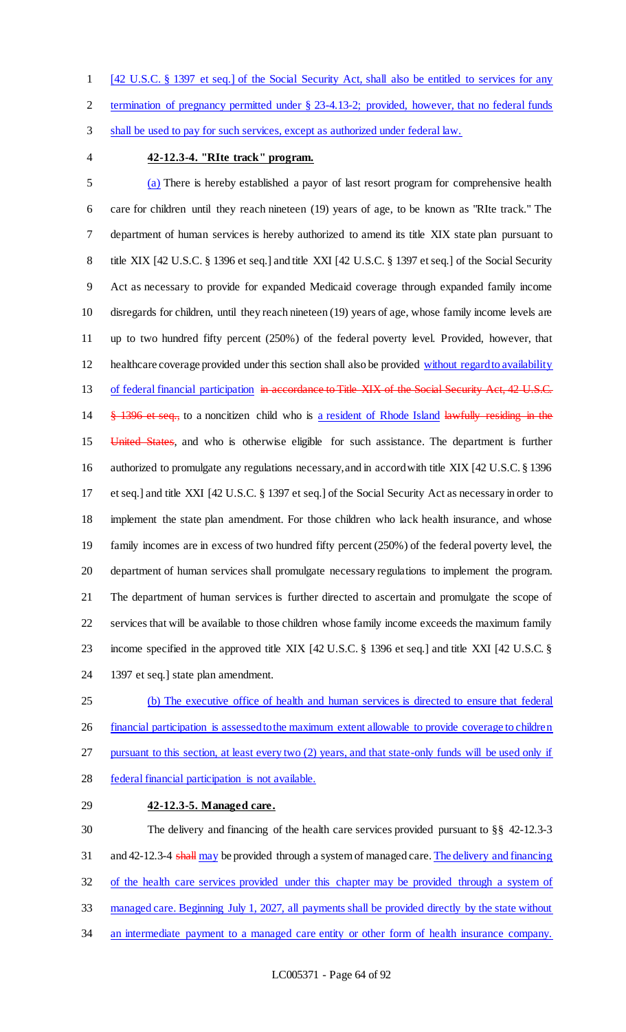[42 U.S.C. § 1397 et seq.] of the Social Security Act, shall also be entitled to services for any termination of pregnancy permitted under § 23-4.13-2; provided, however, that no federal funds shall be used to pay for such services, except as authorized under federal law.

**42-12.3-4. "RIte track" program.**

(a) There is hereby established a payor of last resort program for comprehensive health care for children until they reach nineteen (19) years of age, to be known as "RIte track." The department of human services is hereby authorized to amend its title XIX state plan pursuant to title XIX [42 U.S.C. § 1396 et seq.] and title XXI [42 U.S.C. § 1397 et seq.] of the Social Security Act as necessary to provide for expanded Medicaid coverage through expanded family income disregards for children, until they reach nineteen (19) years of age, whose family income levels are up to two hundred fifty percent (250%) of the federal poverty level. Provided, however, that healthcare coverage provided under this section shall also be provided without regard to availability of federal financial participation ~~in accordance to Title XIX of the Social Security Act, 42 U.S.C. § 1396 et seq.,~~ to a noncitizen child who is a resident of Rhode Island ~~lawfully residing in the United States~~, and who is otherwise eligible for such assistance. The department is further authorized to promulgate any regulations necessary, and in accord with title XIX [42 U.S.C. § 1396 et seq.] and title XXI [42 U.S.C. § 1397 et seq.] of the Social Security Act as necessary in order to implement the state plan amendment. For those children who lack health insurance, and whose family incomes are in excess of two hundred fifty percent (250%) of the federal poverty level, the department of human services shall promulgate necessary regulations to implement the program. The department of human services is further directed to ascertain and promulgate the scope of services that will be available to those children whose family income exceeds the maximum family income specified in the approved title XIX [42 U.S.C. § 1396 et seq.] and title XXI [42 U.S.C. § 1397 et seq.] state plan amendment.

(b) The executive office of health and human services is directed to ensure that federal financial participation is assessed to the maximum extent allowable to provide coverage to children pursuant to this section, at least every two (2) years, and that state-only funds will be used only if federal financial participation is not available.

**42-12.3-5. Managed care.**

The delivery and financing of the health care services provided pursuant to §§ 42-12.3-3 and 42-12.3-4 ~~shall~~ may be provided through a system of managed care. The delivery and financing of the health care services provided under this chapter may be provided through a system of managed care. Beginning July 1, 2027, all payments shall be provided directly by the state without an intermediate payment to a managed care entity or other form of health insurance company.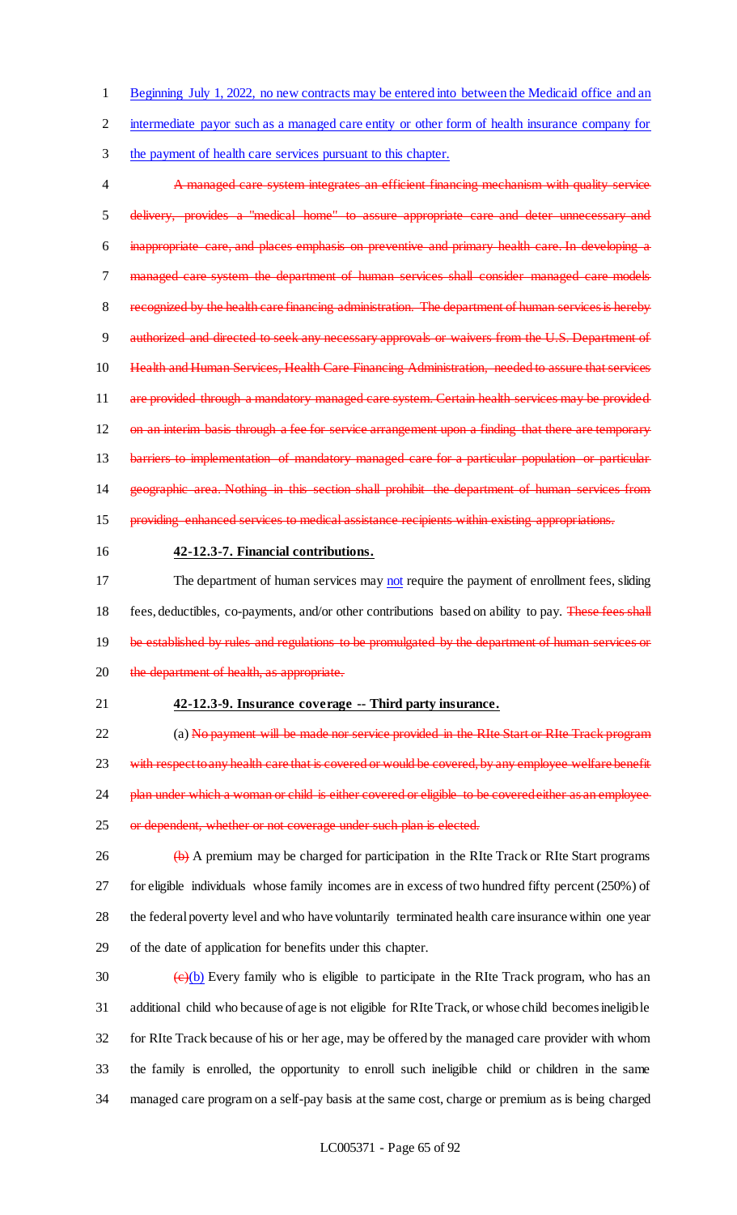Beginning July 1, 2022, no new contracts may be entered into between the Medicaid office and an intermediate payor such as a managed care entity or other form of health insurance company for the payment of health care services pursuant to this chapter.

~~A managed care system integrates an efficient financing mechanism with quality service delivery, provides a "medical home" to assure appropriate care and deter unnecessary and inappropriate care, and places emphasis on preventive and primary health care. In developing a managed care system the department of human services shall consider managed care models recognized by the health care financing administration. The department of human services is hereby authorized and directed to seek any necessary approvals or waivers from the U.S. Department of Health and Human Services, Health Care Financing Administration, needed to assure that services are provided through a mandatory managed care system. Certain health services may be provided on an interim basis through a fee for service arrangement upon a finding that there are temporary barriers to implementation of mandatory managed care for a particular population or particular geographic area. Nothing in this section shall prohibit the department of human services from providing enhanced services to medical assistance recipients within existing appropriations.~~

**42-12.3-7. Financial contributions.**

The department of human services may not require the payment of enrollment fees, sliding fees, deductibles, co-payments, and/or other contributions based on ability to pay. ~~These fees shall be established by rules and regulations to be promulgated by the department of human services or the department of health, as appropriate.~~

**42-12.3-9. Insurance coverage -- Third party insurance.**

(a) ~~No payment will be made nor service provided in the RIte Start or RIte Track program with respect to any health care that is covered or would be covered, by any employee welfare benefit plan under which a woman or child is either covered or eligible to be covered either as an employee or dependent, whether or not coverage under such plan is elected.~~

~~(b)~~ A premium may be charged for participation in the RIte Track or RIte Start programs for eligible individuals whose family incomes are in excess of two hundred fifty percent (250%) of the federal poverty level and who have voluntarily terminated health care insurance within one year of the date of application for benefits under this chapter.

~~(c)~~(b) Every family who is eligible to participate in the RIte Track program, who has an additional child who because of age is not eligible for RIte Track, or whose child becomes ineligible for RIte Track because of his or her age, may be offered by the managed care provider with whom the family is enrolled, the opportunity to enroll such ineligible child or children in the same managed care program on a self-pay basis at the same cost, charge or premium as is being charged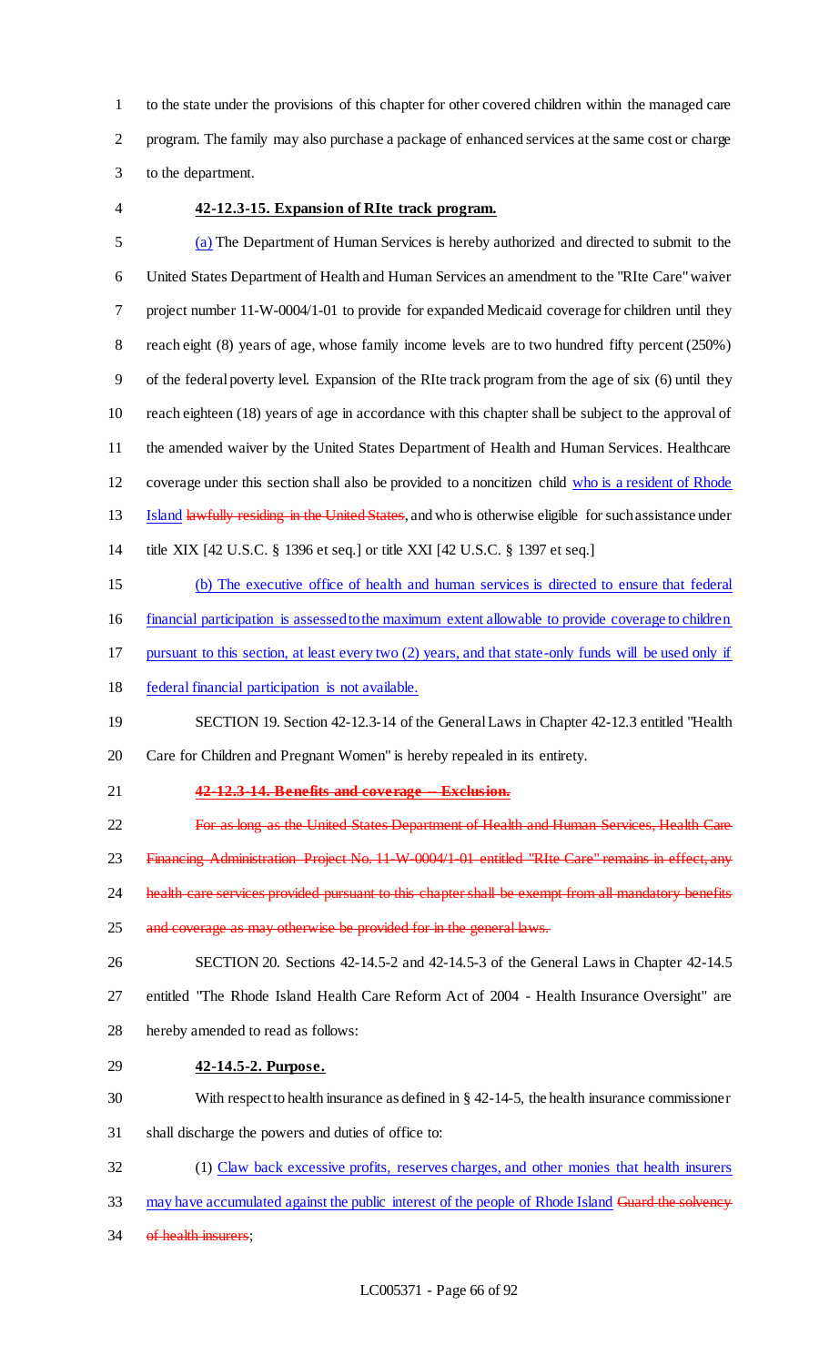to the state under the provisions of this chapter for other covered children within the managed care program. The family may also purchase a package of enhanced services at the same cost or charge to the department.

**42-12.3-15. Expansion of RIte track program.**

(a) The Department of Human Services is hereby authorized and directed to submit to the United States Department of Health and Human Services an amendment to the "RIte Care" waiver project number 11-W-0004/1-01 to provide for expanded Medicaid coverage for children until they reach eight (8) years of age, whose family income levels are to two hundred fifty percent (250%) of the federal poverty level. Expansion of the RIte track program from the age of six (6) until they reach eighteen (18) years of age in accordance with this chapter shall be subject to the approval of the amended waiver by the United States Department of Health and Human Services. Healthcare coverage under this section shall also be provided to a noncitizen child who is a resident of Rhode Island ~~lawfully residing in the United States~~, and who is otherwise eligible for such assistance under title XIX [42 U.S.C. § 1396 et seq.] or title XXI [42 U.S.C. § 1397 et seq.]

(b) The executive office of health and human services is directed to ensure that federal financial participation is assessed to the maximum extent allowable to provide coverage to children pursuant to this section, at least every two (2) years, and that state-only funds will be used only if federal financial participation is not available.

SECTION 19. Section 42-12.3-14 of the General Laws in Chapter 42-12.3 entitled "Health Care for Children and Pregnant Women" is hereby repealed in its entirety.

~~**42-12.3-14. Benefits and coverage -- Exclusion.**~~

~~For as long as the United States Department of Health and Human Services, Health Care Financing Administration Project No. 11-W-0004/1-01 entitled "RIte Care" remains in effect, any health care services provided pursuant to this chapter shall be exempt from all mandatory benefits and coverage as may otherwise be provided for in the general laws.~~

SECTION 20. Sections 42-14.5-2 and 42-14.5-3 of the General Laws in Chapter 42-14.5 entitled "The Rhode Island Health Care Reform Act of 2004 - Health Insurance Oversight" are hereby amended to read as follows:

**42-14.5-2. Purpose.**

With respect to health insurance as defined in § 42-14-5, the health insurance commissioner shall discharge the powers and duties of office to:

(1) Claw back excessive profits, reserves charges, and other monies that health insurers may have accumulated against the public interest of the people of Rhode Island ~~Guard the solvency of health insurers~~;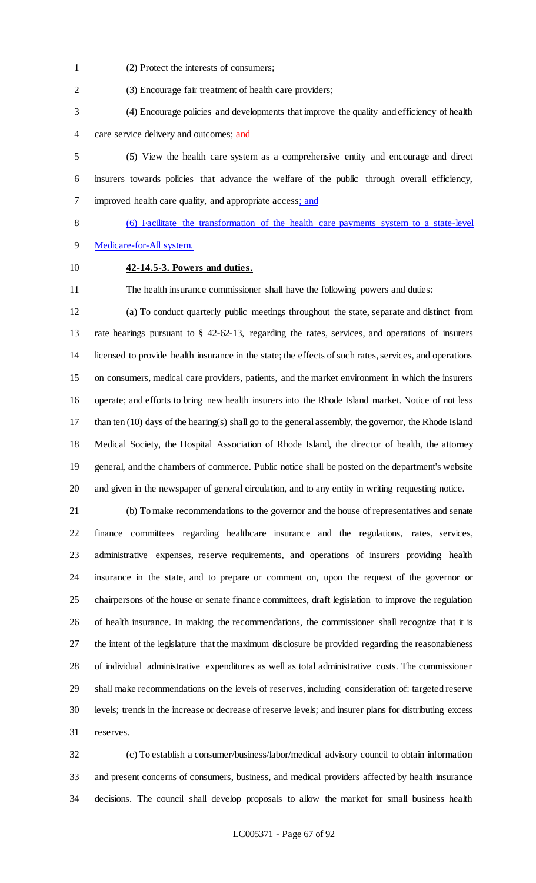(2) Protect the interests of consumers;

(3) Encourage fair treatment of health care providers;

(4) Encourage policies and developments that improve the quality and efficiency of health care service delivery and outcomes; ~~and~~

(5) View the health care system as a comprehensive entity and encourage and direct insurers towards policies that advance the welfare of the public through overall efficiency, improved health care quality, and appropriate access<u>; and</u>

<u>(6) Facilitate the transformation of the health care payments system to a state-level Medicare-for-All system.</u>

**<u>42-14.5-3. Powers and duties.</u>**

The health insurance commissioner shall have the following powers and duties:

(a) To conduct quarterly public meetings throughout the state, separate and distinct from rate hearings pursuant to § 42-62-13, regarding the rates, services, and operations of insurers licensed to provide health insurance in the state; the effects of such rates, services, and operations on consumers, medical care providers, patients, and the market environment in which the insurers operate; and efforts to bring new health insurers into the Rhode Island market. Notice of not less than ten (10) days of the hearing(s) shall go to the general assembly, the governor, the Rhode Island Medical Society, the Hospital Association of Rhode Island, the director of health, the attorney general, and the chambers of commerce. Public notice shall be posted on the department's website and given in the newspaper of general circulation, and to any entity in writing requesting notice.

(b) To make recommendations to the governor and the house of representatives and senate finance committees regarding healthcare insurance and the regulations, rates, services, administrative expenses, reserve requirements, and operations of insurers providing health insurance in the state, and to prepare or comment on, upon the request of the governor or chairpersons of the house or senate finance committees, draft legislation to improve the regulation of health insurance. In making the recommendations, the commissioner shall recognize that it is the intent of the legislature that the maximum disclosure be provided regarding the reasonableness of individual administrative expenditures as well as total administrative costs. The commissioner shall make recommendations on the levels of reserves, including consideration of: targeted reserve levels; trends in the increase or decrease of reserve levels; and insurer plans for distributing excess reserves.

(c) To establish a consumer/business/labor/medical advisory council to obtain information and present concerns of consumers, business, and medical providers affected by health insurance decisions. The council shall develop proposals to allow the market for small business health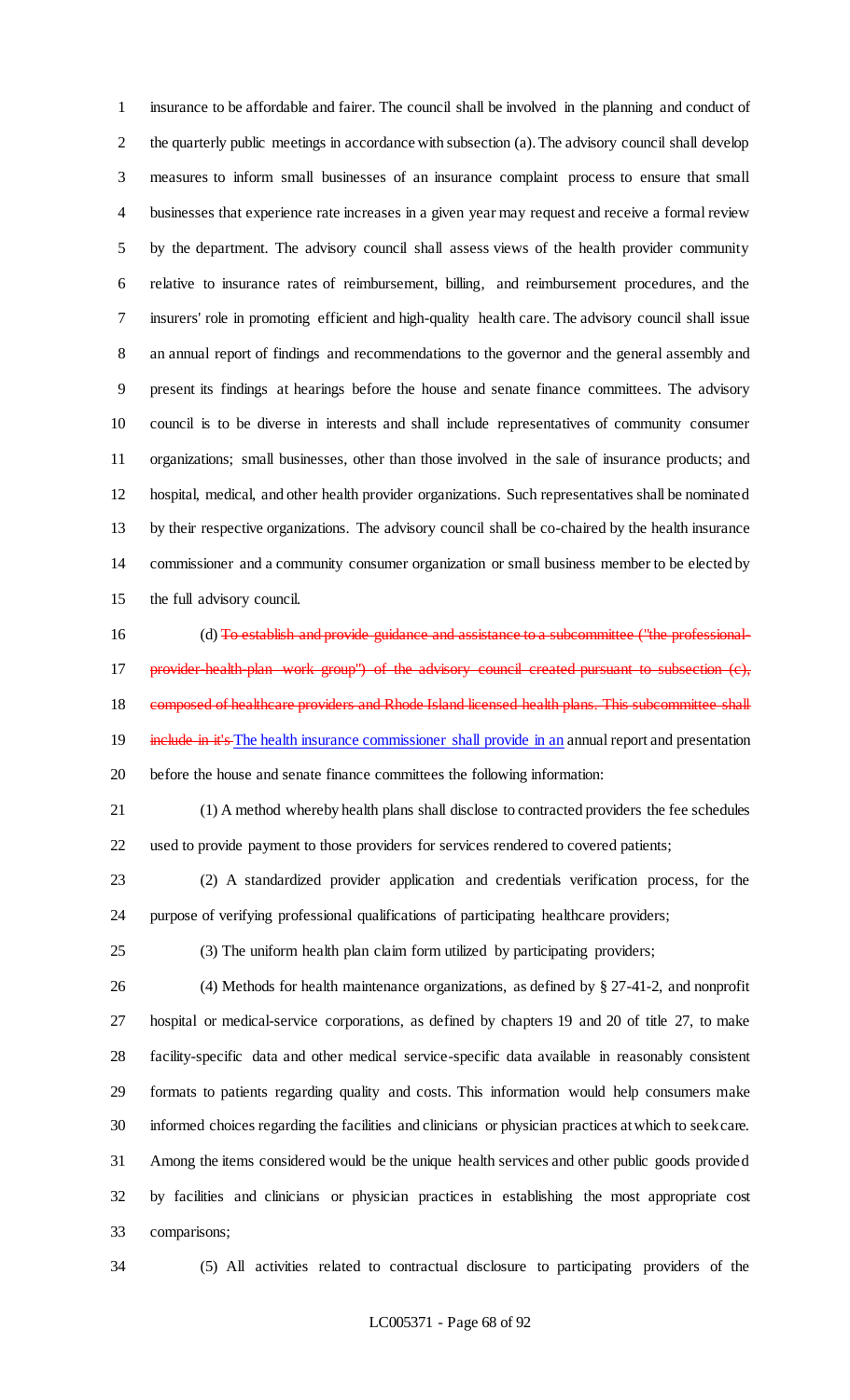insurance to be affordable and fairer. The council shall be involved in the planning and conduct of the quarterly public meetings in accordance with subsection (a). The advisory council shall develop measures to inform small businesses of an insurance complaint process to ensure that small businesses that experience rate increases in a given year may request and receive a formal review by the department. The advisory council shall assess views of the health provider community relative to insurance rates of reimbursement, billing, and reimbursement procedures, and the insurers' role in promoting efficient and high-quality health care. The advisory council shall issue an annual report of findings and recommendations to the governor and the general assembly and present its findings at hearings before the house and senate finance committees. The advisory council is to be diverse in interests and shall include representatives of community consumer organizations; small businesses, other than those involved in the sale of insurance products; and hospital, medical, and other health provider organizations. Such representatives shall be nominated by their respective organizations. The advisory council shall be co-chaired by the health insurance commissioner and a community consumer organization or small business member to be elected by the full advisory council.

(d) ~~To establish and provide guidance and assistance to a subcommittee ("the professional-provider-health-plan work group") of the advisory council created pursuant to subsection (c), composed of healthcare providers and Rhode Island licensed health plans. This subcommittee shall include in it's~~ The health insurance commissioner shall provide in an annual report and presentation before the house and senate finance committees the following information:

(1) A method whereby health plans shall disclose to contracted providers the fee schedules used to provide payment to those providers for services rendered to covered patients;

(2) A standardized provider application and credentials verification process, for the purpose of verifying professional qualifications of participating healthcare providers;

(3) The uniform health plan claim form utilized by participating providers;

(4) Methods for health maintenance organizations, as defined by § 27-41-2, and nonprofit hospital or medical-service corporations, as defined by chapters 19 and 20 of title 27, to make facility-specific data and other medical service-specific data available in reasonably consistent formats to patients regarding quality and costs. This information would help consumers make informed choices regarding the facilities and clinicians or physician practices at which to seek care. Among the items considered would be the unique health services and other public goods provided by facilities and clinicians or physician practices in establishing the most appropriate cost comparisons;

(5) All activities related to contractual disclosure to participating providers of the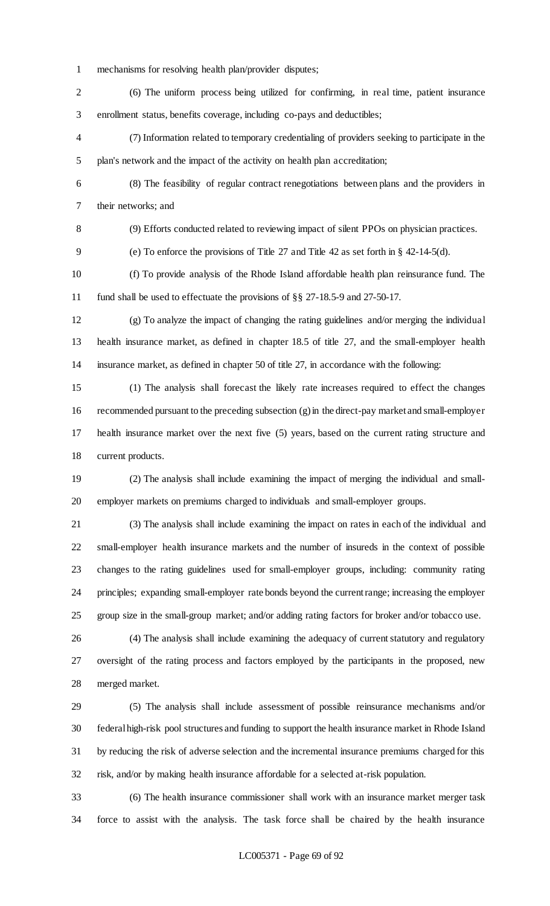mechanisms for resolving health plan/provider disputes;

(6) The uniform process being utilized for confirming, in real time, patient insurance enrollment status, benefits coverage, including co-pays and deductibles;

(7) Information related to temporary credentialing of providers seeking to participate in the plan's network and the impact of the activity on health plan accreditation;

(8) The feasibility of regular contract renegotiations between plans and the providers in their networks; and

(9) Efforts conducted related to reviewing impact of silent PPOs on physician practices.

(e) To enforce the provisions of Title 27 and Title 42 as set forth in § 42-14-5(d).

(f) To provide analysis of the Rhode Island affordable health plan reinsurance fund. The fund shall be used to effectuate the provisions of §§ 27-18.5-9 and 27-50-17.

(g) To analyze the impact of changing the rating guidelines and/or merging the individual health insurance market, as defined in chapter 18.5 of title 27, and the small-employer health insurance market, as defined in chapter 50 of title 27, in accordance with the following:

(1) The analysis shall forecast the likely rate increases required to effect the changes recommended pursuant to the preceding subsection (g) in the direct-pay market and small-employer health insurance market over the next five (5) years, based on the current rating structure and current products.

(2) The analysis shall include examining the impact of merging the individual and small-employer markets on premiums charged to individuals and small-employer groups.

(3) The analysis shall include examining the impact on rates in each of the individual and small-employer health insurance markets and the number of insureds in the context of possible changes to the rating guidelines used for small-employer groups, including: community rating principles; expanding small-employer rate bonds beyond the current range; increasing the employer group size in the small-group market; and/or adding rating factors for broker and/or tobacco use.

(4) The analysis shall include examining the adequacy of current statutory and regulatory oversight of the rating process and factors employed by the participants in the proposed, new merged market.

(5) The analysis shall include assessment of possible reinsurance mechanisms and/or federal high-risk pool structures and funding to support the health insurance market in Rhode Island by reducing the risk of adverse selection and the incremental insurance premiums charged for this risk, and/or by making health insurance affordable for a selected at-risk population.

(6) The health insurance commissioner shall work with an insurance market merger task force to assist with the analysis. The task force shall be chaired by the health insurance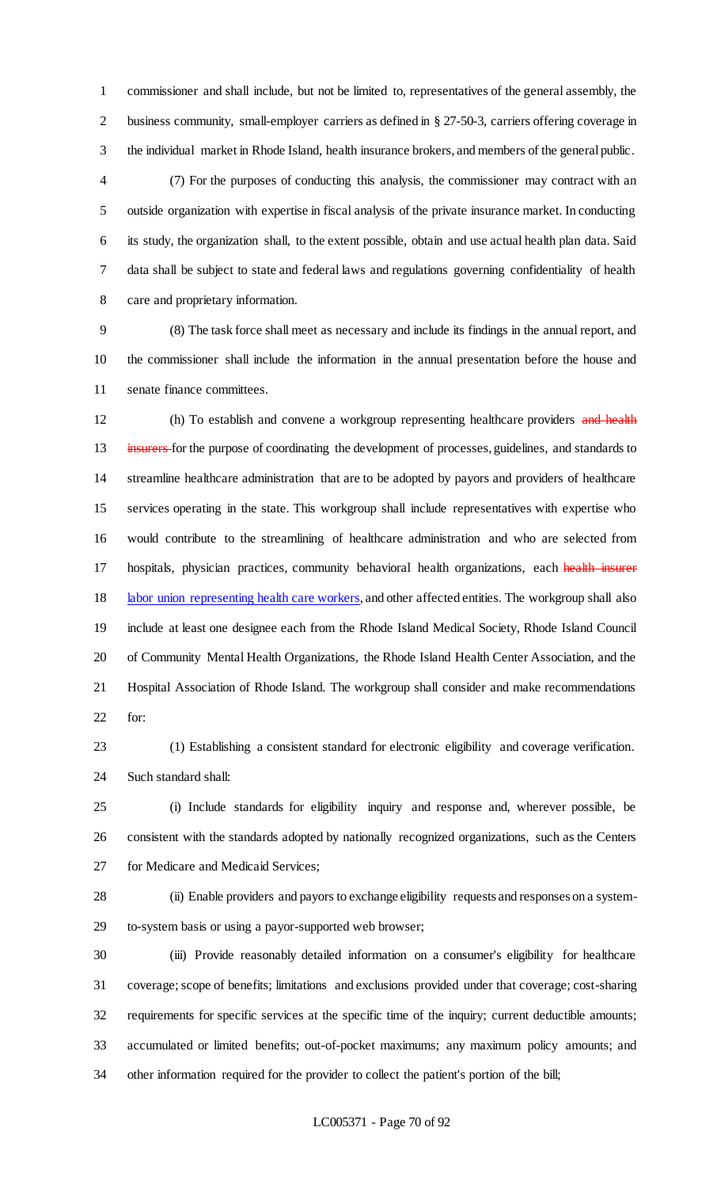commissioner and shall include, but not be limited to, representatives of the general assembly, the business community, small-employer carriers as defined in § 27-50-3, carriers offering coverage in the individual market in Rhode Island, health insurance brokers, and members of the general public.

(7) For the purposes of conducting this analysis, the commissioner may contract with an outside organization with expertise in fiscal analysis of the private insurance market. In conducting its study, the organization shall, to the extent possible, obtain and use actual health plan data. Said data shall be subject to state and federal laws and regulations governing confidentiality of health care and proprietary information.

(8) The task force shall meet as necessary and include its findings in the annual report, and the commissioner shall include the information in the annual presentation before the house and senate finance committees.

(h) To establish and convene a workgroup representing healthcare providers ~~and health insurers~~ for the purpose of coordinating the development of processes, guidelines, and standards to streamline healthcare administration that are to be adopted by payors and providers of healthcare services operating in the state. This workgroup shall include representatives with expertise who would contribute to the streamlining of healthcare administration and who are selected from hospitals, physician practices, community behavioral health organizations, each ~~health insurer~~ labor union representing health care workers, and other affected entities. The workgroup shall also include at least one designee each from the Rhode Island Medical Society, Rhode Island Council of Community Mental Health Organizations, the Rhode Island Health Center Association, and the Hospital Association of Rhode Island. The workgroup shall consider and make recommendations for:

(1) Establishing a consistent standard for electronic eligibility and coverage verification. Such standard shall:

(i) Include standards for eligibility inquiry and response and, wherever possible, be consistent with the standards adopted by nationally recognized organizations, such as the Centers for Medicare and Medicaid Services;

(ii) Enable providers and payors to exchange eligibility requests and responses on a system-to-system basis or using a payor-supported web browser;

(iii) Provide reasonably detailed information on a consumer's eligibility for healthcare coverage; scope of benefits; limitations and exclusions provided under that coverage; cost-sharing requirements for specific services at the specific time of the inquiry; current deductible amounts; accumulated or limited benefits; out-of-pocket maximums; any maximum policy amounts; and other information required for the provider to collect the patient's portion of the bill;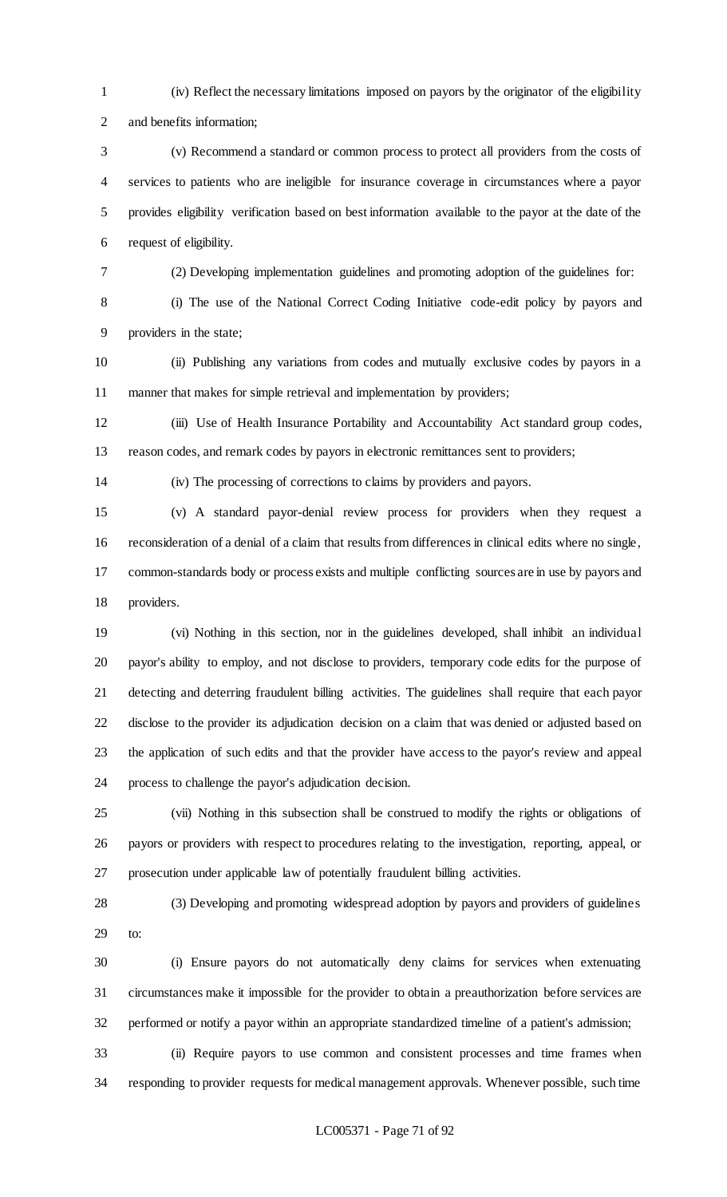(iv) Reflect the necessary limitations imposed on payors by the originator of the eligibility and benefits information;

(v) Recommend a standard or common process to protect all providers from the costs of services to patients who are ineligible for insurance coverage in circumstances where a payor provides eligibility verification based on best information available to the payor at the date of the request of eligibility.

(2) Developing implementation guidelines and promoting adoption of the guidelines for:

(i) The use of the National Correct Coding Initiative code-edit policy by payors and providers in the state;

(ii) Publishing any variations from codes and mutually exclusive codes by payors in a manner that makes for simple retrieval and implementation by providers;

(iii) Use of Health Insurance Portability and Accountability Act standard group codes, reason codes, and remark codes by payors in electronic remittances sent to providers;

(iv) The processing of corrections to claims by providers and payors.

(v) A standard payor-denial review process for providers when they request a reconsideration of a denial of a claim that results from differences in clinical edits where no single, common-standards body or process exists and multiple conflicting sources are in use by payors and providers.

(vi) Nothing in this section, nor in the guidelines developed, shall inhibit an individual payor's ability to employ, and not disclose to providers, temporary code edits for the purpose of detecting and deterring fraudulent billing activities. The guidelines shall require that each payor disclose to the provider its adjudication decision on a claim that was denied or adjusted based on the application of such edits and that the provider have access to the payor's review and appeal process to challenge the payor's adjudication decision.

(vii) Nothing in this subsection shall be construed to modify the rights or obligations of payors or providers with respect to procedures relating to the investigation, reporting, appeal, or prosecution under applicable law of potentially fraudulent billing activities.

(3) Developing and promoting widespread adoption by payors and providers of guidelines to:

(i) Ensure payors do not automatically deny claims for services when extenuating circumstances make it impossible for the provider to obtain a preauthorization before services are performed or notify a payor within an appropriate standardized timeline of a patient's admission;

(ii) Require payors to use common and consistent processes and time frames when responding to provider requests for medical management approvals. Whenever possible, such time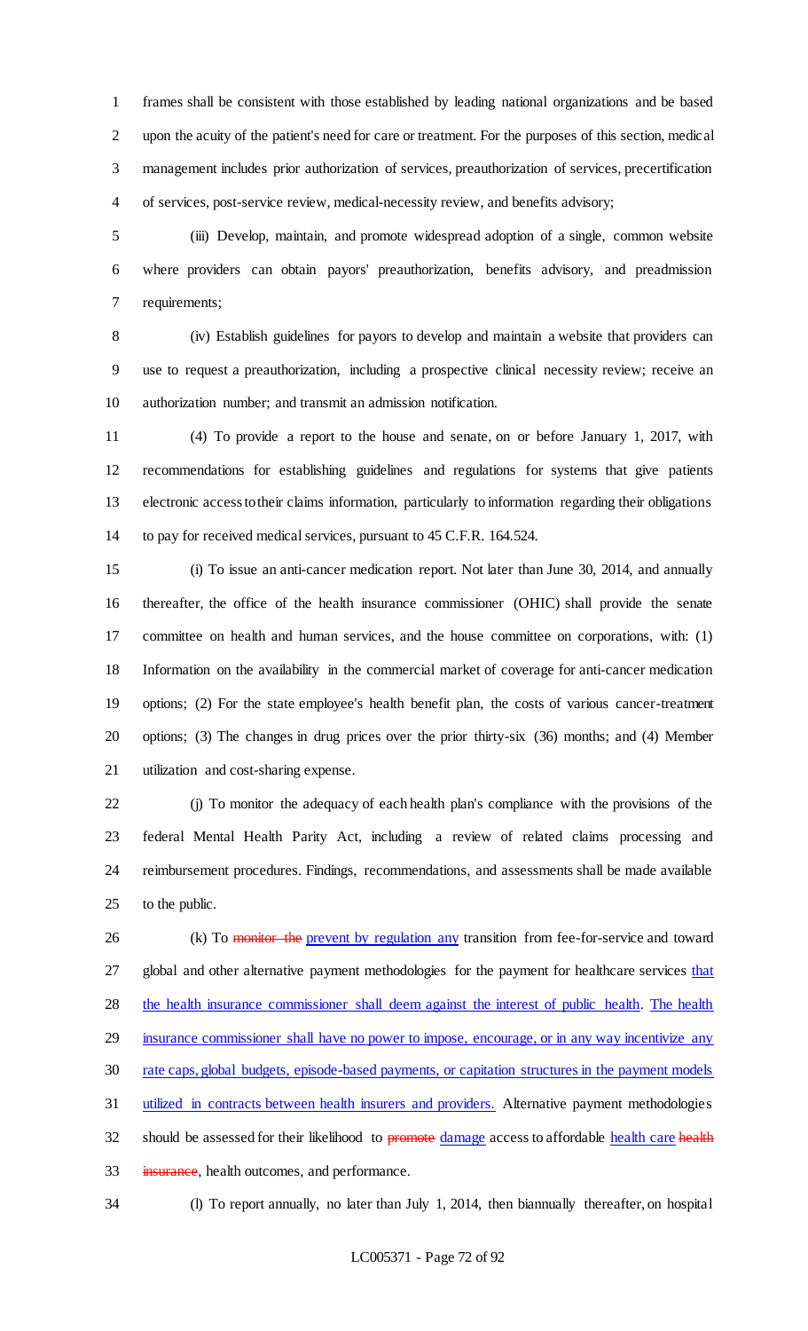frames shall be consistent with those established by leading national organizations and be based upon the acuity of the patient's need for care or treatment. For the purposes of this section, medical management includes prior authorization of services, preauthorization of services, precertification of services, post-service review, medical-necessity review, and benefits advisory;

(iii) Develop, maintain, and promote widespread adoption of a single, common website where providers can obtain payors' preauthorization, benefits advisory, and preadmission requirements;

(iv) Establish guidelines for payors to develop and maintain a website that providers can use to request a preauthorization, including a prospective clinical necessity review; receive an authorization number; and transmit an admission notification.

(4) To provide a report to the house and senate, on or before January 1, 2017, with recommendations for establishing guidelines and regulations for systems that give patients electronic access to their claims information, particularly to information regarding their obligations to pay for received medical services, pursuant to 45 C.F.R. 164.524.

(i) To issue an anti-cancer medication report. Not later than June 30, 2014, and annually thereafter, the office of the health insurance commissioner (OHIC) shall provide the senate committee on health and human services, and the house committee on corporations, with: (1) Information on the availability in the commercial market of coverage for anti-cancer medication options; (2) For the state employee's health benefit plan, the costs of various cancer-treatment options; (3) The changes in drug prices over the prior thirty-six (36) months; and (4) Member utilization and cost-sharing expense.

(j) To monitor the adequacy of each health plan's compliance with the provisions of the federal Mental Health Parity Act, including a review of related claims processing and reimbursement procedures. Findings, recommendations, and assessments shall be made available to the public.

(k) To ~~monitor the~~ <u>prevent by regulation any</u> transition from fee-for-service and toward global and other alternative payment methodologies for the payment for healthcare services <u>that the health insurance commissioner shall deem against the interest of public health</u>. <u>The health insurance commissioner shall have no power to impose, encourage, or in any way incentivize any rate caps, global budgets, episode-based payments, or capitation structures in the payment models utilized in contracts between health insurers and providers.</u> Alternative payment methodologies should be assessed for their likelihood to ~~promote~~ <u>damage</u> access to affordable <u>health care</u> ~~health insurance~~, health outcomes, and performance.

(l) To report annually, no later than July 1, 2014, then biannually thereafter, on hospital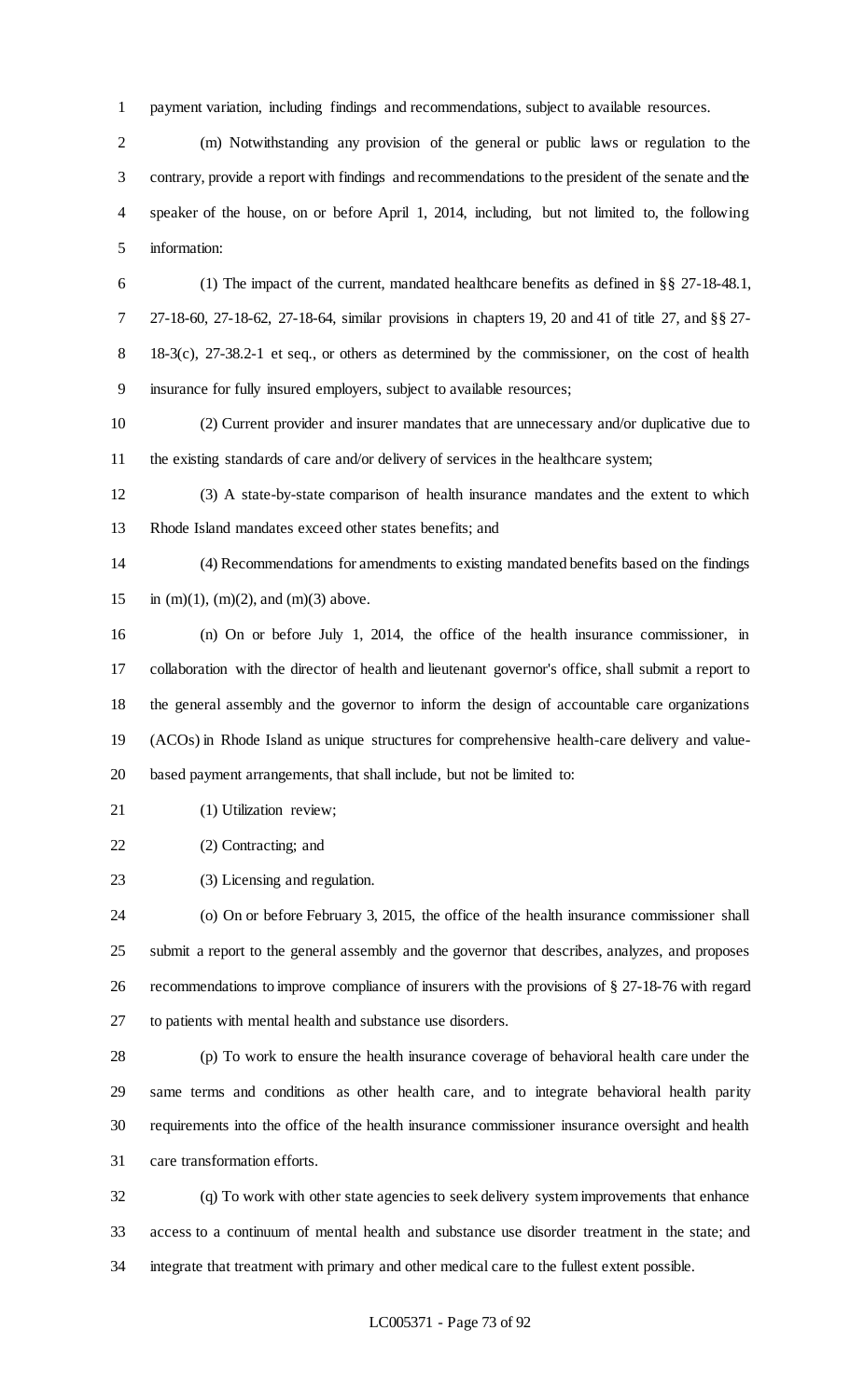payment variation, including findings and recommendations, subject to available resources.

(m) Notwithstanding any provision of the general or public laws or regulation to the contrary, provide a report with findings and recommendations to the president of the senate and the speaker of the house, on or before April 1, 2014, including, but not limited to, the following information:

(1) The impact of the current, mandated healthcare benefits as defined in §§ 27-18-48.1, 27-18-60, 27-18-62, 27-18-64, similar provisions in chapters 19, 20 and 41 of title 27, and §§ 27-18-3(c), 27-38.2-1 et seq., or others as determined by the commissioner, on the cost of health insurance for fully insured employers, subject to available resources;

(2) Current provider and insurer mandates that are unnecessary and/or duplicative due to the existing standards of care and/or delivery of services in the healthcare system;

(3) A state-by-state comparison of health insurance mandates and the extent to which Rhode Island mandates exceed other states benefits; and

(4) Recommendations for amendments to existing mandated benefits based on the findings in (m)(1), (m)(2), and (m)(3) above.

(n) On or before July 1, 2014, the office of the health insurance commissioner, in collaboration with the director of health and lieutenant governor's office, shall submit a report to the general assembly and the governor to inform the design of accountable care organizations (ACOs) in Rhode Island as unique structures for comprehensive health-care delivery and value-based payment arrangements, that shall include, but not be limited to:

(1) Utilization review;

(2) Contracting; and

(3) Licensing and regulation.

(o) On or before February 3, 2015, the office of the health insurance commissioner shall submit a report to the general assembly and the governor that describes, analyzes, and proposes recommendations to improve compliance of insurers with the provisions of § 27-18-76 with regard to patients with mental health and substance use disorders.

(p) To work to ensure the health insurance coverage of behavioral health care under the same terms and conditions as other health care, and to integrate behavioral health parity requirements into the office of the health insurance commissioner insurance oversight and health care transformation efforts.

(q) To work with other state agencies to seek delivery system improvements that enhance access to a continuum of mental health and substance use disorder treatment in the state; and integrate that treatment with primary and other medical care to the fullest extent possible.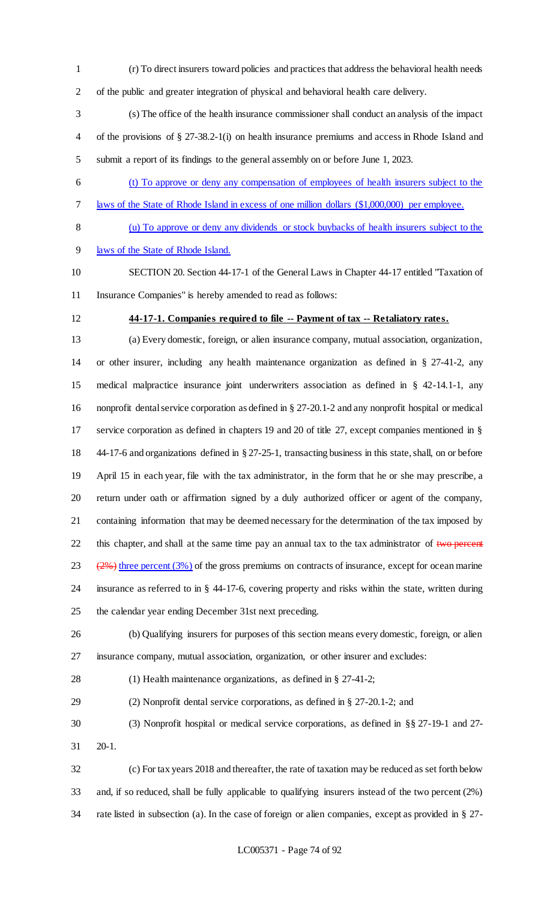(r) To direct insurers toward policies and practices that address the behavioral health needs of the public and greater integration of physical and behavioral health care delivery.

(s) The office of the health insurance commissioner shall conduct an analysis of the impact of the provisions of § 27-38.2-1(i) on health insurance premiums and access in Rhode Island and submit a report of its findings to the general assembly on or before June 1, 2023.

<u>(t) To approve or deny any compensation of employees of health insurers subject to the laws of the State of Rhode Island in excess of one million dollars ($1,000,000) per employee.</u>

<u>(u) To approve or deny any dividends or stock buybacks of health insurers subject to the laws of the State of Rhode Island.</u>

SECTION 20. Section 44-17-1 of the General Laws in Chapter 44-17 entitled "Taxation of Insurance Companies" is hereby amended to read as follows:

**<u>44-17-1. Companies required to file -- Payment of tax -- Retaliatory rates.</u>**

(a) Every domestic, foreign, or alien insurance company, mutual association, organization, or other insurer, including any health maintenance organization as defined in § 27-41-2, any medical malpractice insurance joint underwriters association as defined in § 42-14.1-1, any nonprofit dental service corporation as defined in § 27-20.1-2 and any nonprofit hospital or medical service corporation as defined in chapters 19 and 20 of title 27, except companies mentioned in § 44-17-6 and organizations defined in § 27-25-1, transacting business in this state, shall, on or before April 15 in each year, file with the tax administrator, in the form that he or she may prescribe, a return under oath or affirmation signed by a duly authorized officer or agent of the company, containing information that may be deemed necessary for the determination of the tax imposed by this chapter, and shall at the same time pay an annual tax to the tax administrator of ~~two percent (2%)~~ <u>three percent (3%)</u> of the gross premiums on contracts of insurance, except for ocean marine insurance as referred to in § 44-17-6, covering property and risks within the state, written during the calendar year ending December 31st next preceding.

(b) Qualifying insurers for purposes of this section means every domestic, foreign, or alien insurance company, mutual association, organization, or other insurer and excludes:

(1) Health maintenance organizations, as defined in § 27-41-2;

(2) Nonprofit dental service corporations, as defined in § 27-20.1-2; and

(3) Nonprofit hospital or medical service corporations, as defined in §§ 27-19-1 and 27-20-1.

(c) For tax years 2018 and thereafter, the rate of taxation may be reduced as set forth below and, if so reduced, shall be fully applicable to qualifying insurers instead of the two percent (2%) rate listed in subsection (a). In the case of foreign or alien companies, except as provided in § 27-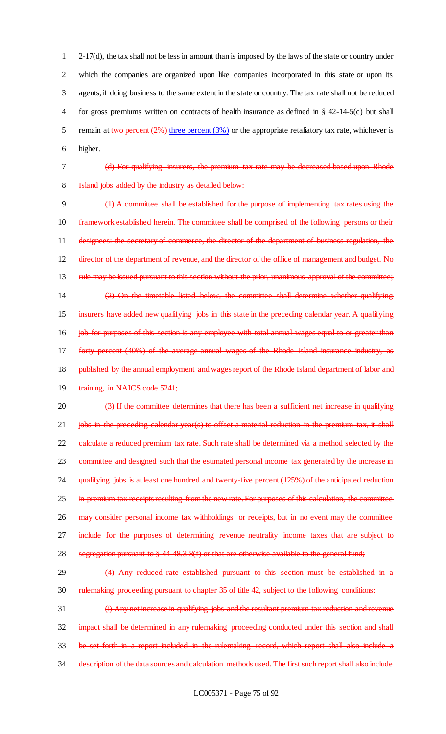2-17(d), the tax shall not be less in amount than is imposed by the laws of the state or country under which the companies are organized upon like companies incorporated in this state or upon its agents, if doing business to the same extent in the state or country. The tax rate shall not be reduced for gross premiums written on contracts of health insurance as defined in § 42-14-5(c) but shall remain at ~~two percent (2%)~~ <u>three percent (3%)</u> or the appropriate retaliatory tax rate, whichever is higher.

~~(d) For qualifying insurers, the premium tax rate may be decreased based upon Rhode Island jobs added by the industry as detailed below:~~

~~(1) A committee shall be established for the purpose of implementing tax rates using the framework established herein. The committee shall be comprised of the following persons or their designees: the secretary of commerce, the director of the department of business regulation, the director of the department of revenue, and the director of the office of management and budget. No rule may be issued pursuant to this section without the prior, unanimous approval of the committee;~~

~~(2) On the timetable listed below, the committee shall determine whether qualifying insurers have added new qualifying jobs in this state in the preceding calendar year. A qualifying job for purposes of this section is any employee with total annual wages equal to or greater than forty percent (40%) of the average annual wages of the Rhode Island insurance industry, as published by the annual employment and wages report of the Rhode Island department of labor and training, in NAICS code 5241;~~

~~(3) If the committee determines that there has been a sufficient net increase in qualifying jobs in the preceding calendar year(s) to offset a material reduction in the premium tax, it shall calculate a reduced premium tax rate. Such rate shall be determined via a method selected by the committee and designed such that the estimated personal income tax generated by the increase in qualifying jobs is at least one hundred and twenty-five percent (125%) of the anticipated reduction in premium tax receipts resulting from the new rate. For purposes of this calculation, the committee may consider personal income tax withholdings or receipts, but in no event may the committee include for the purposes of determining revenue neutrality income taxes that are subject to segregation pursuant to § 44-48.3-8(f) or that are otherwise available to the general fund;~~

~~(4) Any reduced rate established pursuant to this section must be established in a rulemaking proceeding pursuant to chapter 35 of title 42, subject to the following conditions:~~

~~(i) Any net increase in qualifying jobs and the resultant premium tax reduction and revenue impact shall be determined in any rulemaking proceeding conducted under this section and shall be set forth in a report included in the rulemaking record, which report shall also include a description of the data sources and calculation methods used. The first such report shall also include~~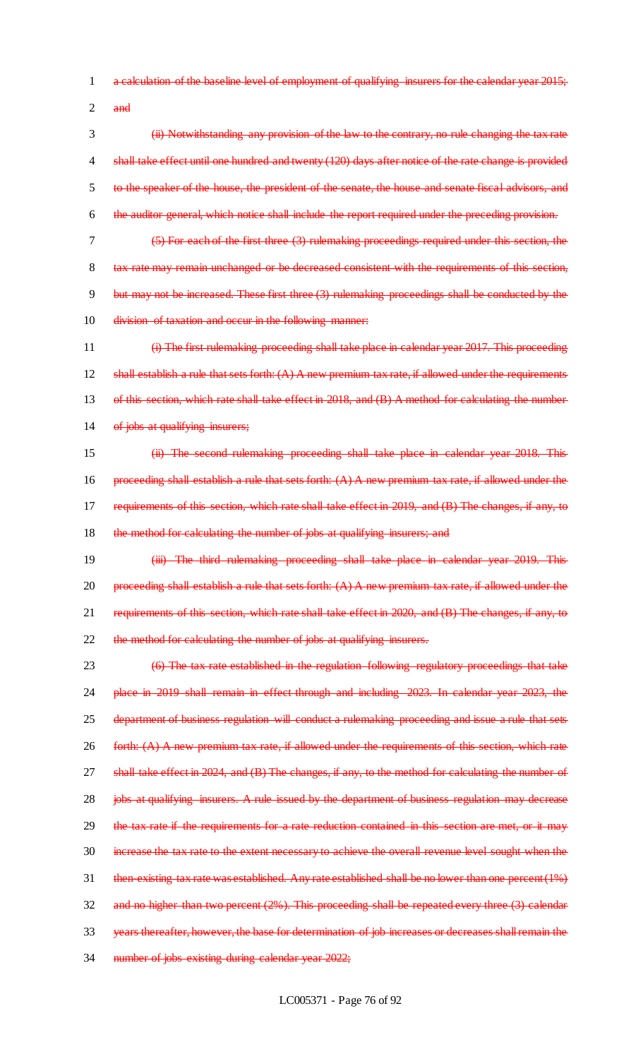a calculation of the baseline level of employment of qualifying insurers for the calendar year 2015; and

(ii) Notwithstanding any provision of the law to the contrary, no rule changing the tax rate shall take effect until one hundred and twenty (120) days after notice of the rate change is provided to the speaker of the house, the president of the senate, the house and senate fiscal advisors, and the auditor general, which notice shall include the report required under the preceding provision.

(5) For each of the first three (3) rulemaking proceedings required under this section, the tax rate may remain unchanged or be decreased consistent with the requirements of this section, but may not be increased. These first three (3) rulemaking proceedings shall be conducted by the division of taxation and occur in the following manner:

(i) The first rulemaking proceeding shall take place in calendar year 2017. This proceeding shall establish a rule that sets forth: (A) A new premium tax rate, if allowed under the requirements of this section, which rate shall take effect in 2018, and (B) A method for calculating the number of jobs at qualifying insurers;

(ii) The second rulemaking proceeding shall take place in calendar year 2018. This proceeding shall establish a rule that sets forth: (A) A new premium tax rate, if allowed under the requirements of this section, which rate shall take effect in 2019, and (B) The changes, if any, to the method for calculating the number of jobs at qualifying insurers; and

(iii) The third rulemaking proceeding shall take place in calendar year 2019. This proceeding shall establish a rule that sets forth: (A) A new premium tax rate, if allowed under the requirements of this section, which rate shall take effect in 2020, and (B) The changes, if any, to the method for calculating the number of jobs at qualifying insurers.

(6) The tax rate established in the regulation following regulatory proceedings that take place in 2019 shall remain in effect through and including 2023. In calendar year 2023, the department of business regulation will conduct a rulemaking proceeding and issue a rule that sets forth: (A) A new premium tax rate, if allowed under the requirements of this section, which rate shall take effect in 2024, and (B) The changes, if any, to the method for calculating the number of jobs at qualifying insurers. A rule issued by the department of business regulation may decrease the tax rate if the requirements for a rate reduction contained in this section are met, or it may increase the tax rate to the extent necessary to achieve the overall revenue level sought when the then-existing tax rate was established. Any rate established shall be no lower than one percent (1%) and no higher than two percent (2%). This proceeding shall be repeated every three (3) calendar years thereafter, however, the base for determination of job increases or decreases shall remain the number of jobs existing during calendar year 2022;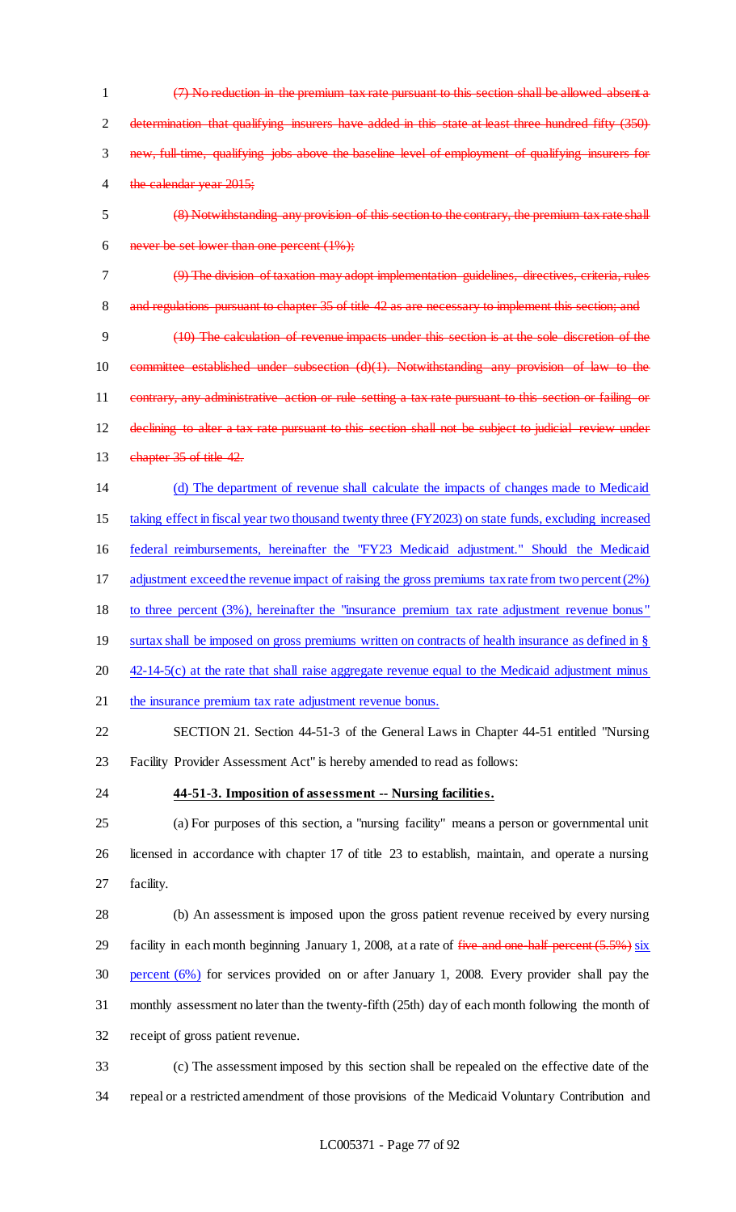~~(7) No reduction in the premium tax rate pursuant to this section shall be allowed absent a determination that qualifying insurers have added in this state at least three hundred fifty (350) new, full-time, qualifying jobs above the baseline level of employment of qualifying insurers for the calendar year 2015;~~

~~(8) Notwithstanding any provision of this section to the contrary, the premium tax rate shall never be set lower than one percent (1%);~~

~~(9) The division of taxation may adopt implementation guidelines, directives, criteria, rules and regulations pursuant to chapter 35 of title 42 as are necessary to implement this section; and~~

~~(10) The calculation of revenue impacts under this section is at the sole discretion of the committee established under subsection (d)(1). Notwithstanding any provision of law to the contrary, any administrative action or rule setting a tax rate pursuant to this section or failing or declining to alter a tax rate pursuant to this section shall not be subject to judicial review under chapter 35 of title 42.~~

<u>(d) The department of revenue shall calculate the impacts of changes made to Medicaid taking effect in fiscal year two thousand twenty three (FY2023) on state funds, excluding increased federal reimbursements, hereinafter the "FY23 Medicaid adjustment." Should the Medicaid adjustment exceed the revenue impact of raising the gross premiums tax rate from two percent (2%) to three percent (3%), hereinafter the "insurance premium tax rate adjustment revenue bonus" surtax shall be imposed on gross premiums written on contracts of health insurance as defined in § 42-14-5(c) at the rate that shall raise aggregate revenue equal to the Medicaid adjustment minus the insurance premium tax rate adjustment revenue bonus.</u>

SECTION 21. Section 44-51-3 of the General Laws in Chapter 44-51 entitled "Nursing Facility Provider Assessment Act" is hereby amended to read as follows:

**<u>44-51-3. Imposition of assessment -- Nursing facilities.</u>**

(a) For purposes of this section, a "nursing facility" means a person or governmental unit licensed in accordance with chapter 17 of title 23 to establish, maintain, and operate a nursing facility.

(b) An assessment is imposed upon the gross patient revenue received by every nursing facility in each month beginning January 1, 2008, at a rate of ~~five and one-half percent (5.5%)~~ <u>six percent (6%)</u> for services provided on or after January 1, 2008. Every provider shall pay the monthly assessment no later than the twenty-fifth (25th) day of each month following the month of receipt of gross patient revenue.

(c) The assessment imposed by this section shall be repealed on the effective date of the repeal or a restricted amendment of those provisions of the Medicaid Voluntary Contribution and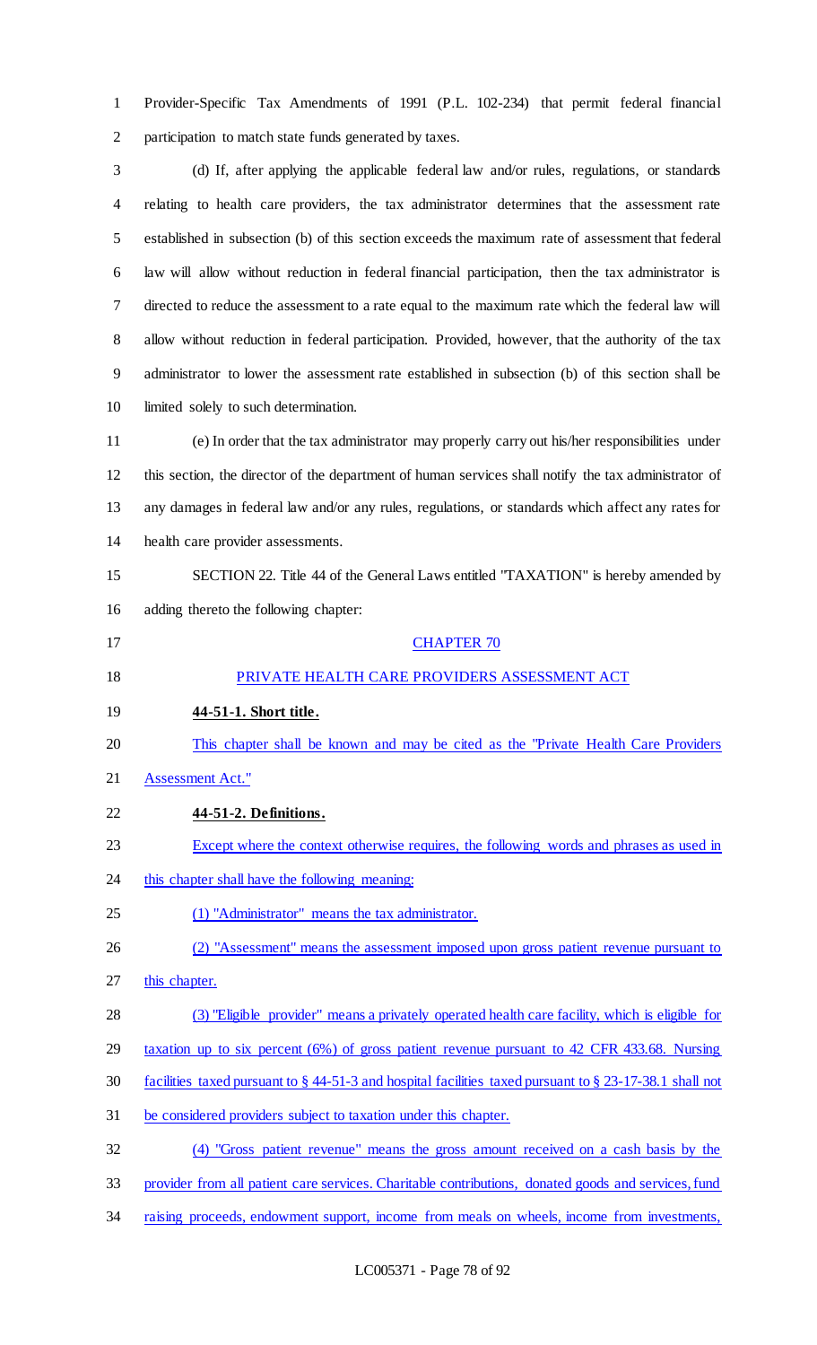Provider-Specific Tax Amendments of 1991 (P.L. 102-234) that permit federal financial participation to match state funds generated by taxes.

(d) If, after applying the applicable federal law and/or rules, regulations, or standards relating to health care providers, the tax administrator determines that the assessment rate established in subsection (b) of this section exceeds the maximum rate of assessment that federal law will allow without reduction in federal financial participation, then the tax administrator is directed to reduce the assessment to a rate equal to the maximum rate which the federal law will allow without reduction in federal participation. Provided, however, that the authority of the tax administrator to lower the assessment rate established in subsection (b) of this section shall be limited solely to such determination.

(e) In order that the tax administrator may properly carry out his/her responsibilities under this section, the director of the department of human services shall notify the tax administrator of any damages in federal law and/or any rules, regulations, or standards which affect any rates for health care provider assessments.

SECTION 22. Title 44 of the General Laws entitled "TAXATION" is hereby amended by adding thereto the following chapter:

CHAPTER 70

PRIVATE HEALTH CARE PROVIDERS ASSESSMENT ACT

**44-51-1. Short title.**

This chapter shall be known and may be cited as the "Private Health Care Providers Assessment Act."

**44-51-2. Definitions.**

Except where the context otherwise requires, the following words and phrases as used in this chapter shall have the following meaning:

(1) "Administrator" means the tax administrator.

(2) "Assessment" means the assessment imposed upon gross patient revenue pursuant to this chapter.

(3) "Eligible provider" means a privately operated health care facility, which is eligible for taxation up to six percent (6%) of gross patient revenue pursuant to 42 CFR 433.68. Nursing facilities taxed pursuant to § 44-51-3 and hospital facilities taxed pursuant to § 23-17-38.1 shall not be considered providers subject to taxation under this chapter.

(4) "Gross patient revenue" means the gross amount received on a cash basis by the provider from all patient care services. Charitable contributions, donated goods and services, fund raising proceeds, endowment support, income from meals on wheels, income from investments,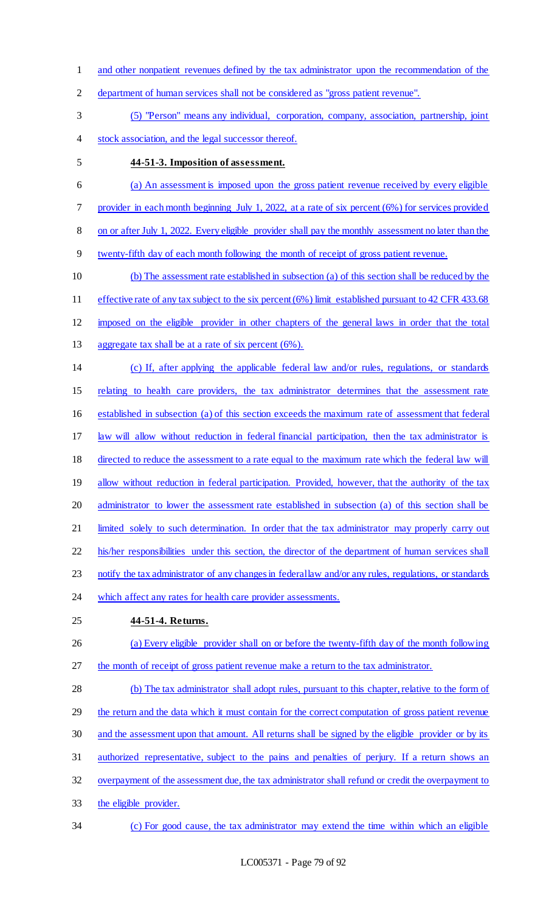and other nonpatient revenues defined by the tax administrator upon the recommendation of the department of human services shall not be considered as "gross patient revenue".

(5) "Person" means any individual, corporation, company, association, partnership, joint stock association, and the legal successor thereof.

**44-51-3. Imposition of assessment.**

(a) An assessment is imposed upon the gross patient revenue received by every eligible provider in each month beginning July 1, 2022, at a rate of six percent (6%) for services provided on or after July 1, 2022. Every eligible provider shall pay the monthly assessment no later than the twenty-fifth day of each month following the month of receipt of gross patient revenue.

(b) The assessment rate established in subsection (a) of this section shall be reduced by the effective rate of any tax subject to the six percent (6%) limit established pursuant to 42 CFR 433.68 imposed on the eligible provider in other chapters of the general laws in order that the total aggregate tax shall be at a rate of six percent (6%).

(c) If, after applying the applicable federal law and/or rules, regulations, or standards relating to health care providers, the tax administrator determines that the assessment rate established in subsection (a) of this section exceeds the maximum rate of assessment that federal law will allow without reduction in federal financial participation, then the tax administrator is directed to reduce the assessment to a rate equal to the maximum rate which the federal law will allow without reduction in federal participation. Provided, however, that the authority of the tax administrator to lower the assessment rate established in subsection (a) of this section shall be limited solely to such determination. In order that the tax administrator may properly carry out his/her responsibilities under this section, the director of the department of human services shall notify the tax administrator of any changes in federal law and/or any rules, regulations, or standards which affect any rates for health care provider assessments.

**44-51-4. Returns.**

(a) Every eligible provider shall on or before the twenty-fifth day of the month following the month of receipt of gross patient revenue make a return to the tax administrator.

(b) The tax administrator shall adopt rules, pursuant to this chapter, relative to the form of the return and the data which it must contain for the correct computation of gross patient revenue and the assessment upon that amount. All returns shall be signed by the eligible provider or by its authorized representative, subject to the pains and penalties of perjury. If a return shows an overpayment of the assessment due, the tax administrator shall refund or credit the overpayment to the eligible provider.

(c) For good cause, the tax administrator may extend the time within which an eligible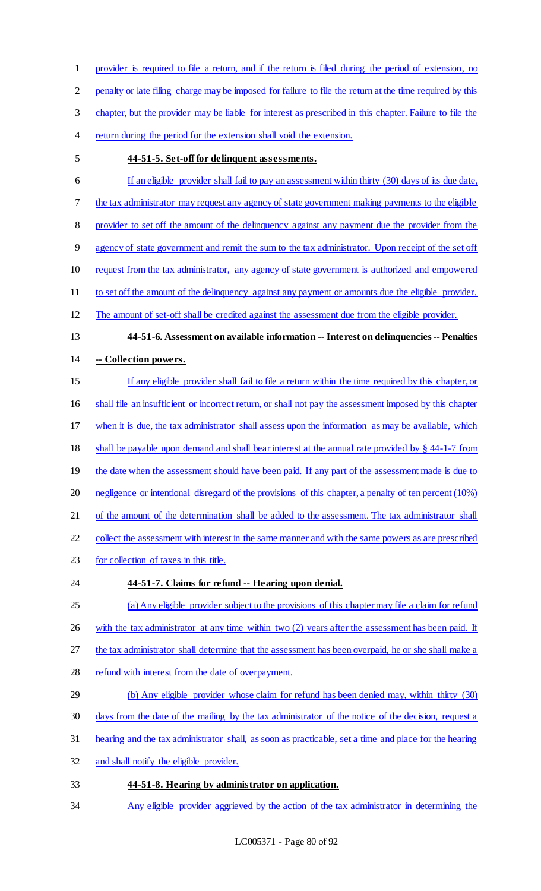provider is required to file a return, and if the return is filed during the period of extension, no penalty or late filing charge may be imposed for failure to file the return at the time required by this chapter, but the provider may be liable for interest as prescribed in this chapter. Failure to file the return during the period for the extension shall void the extension.

**44-51-5. Set-off for delinquent assessments.**

If an eligible provider shall fail to pay an assessment within thirty (30) days of its due date, the tax administrator may request any agency of state government making payments to the eligible provider to set off the amount of the delinquency against any payment due the provider from the agency of state government and remit the sum to the tax administrator. Upon receipt of the set off request from the tax administrator, any agency of state government is authorized and empowered to set off the amount of the delinquency against any payment or amounts due the eligible provider. The amount of set-off shall be credited against the assessment due from the eligible provider.

**44-51-6. Assessment on available information -- Interest on delinquencies -- Penalties -- Collection powers.**

If any eligible provider shall fail to file a return within the time required by this chapter, or shall file an insufficient or incorrect return, or shall not pay the assessment imposed by this chapter when it is due, the tax administrator shall assess upon the information as may be available, which shall be payable upon demand and shall bear interest at the annual rate provided by § 44-1-7 from the date when the assessment should have been paid. If any part of the assessment made is due to negligence or intentional disregard of the provisions of this chapter, a penalty of ten percent (10%) of the amount of the determination shall be added to the assessment. The tax administrator shall collect the assessment with interest in the same manner and with the same powers as are prescribed for collection of taxes in this title.

**44-51-7. Claims for refund -- Hearing upon denial.**

(a) Any eligible provider subject to the provisions of this chapter may file a claim for refund with the tax administrator at any time within two (2) years after the assessment has been paid. If the tax administrator shall determine that the assessment has been overpaid, he or she shall make a refund with interest from the date of overpayment.

(b) Any eligible provider whose claim for refund has been denied may, within thirty (30) days from the date of the mailing by the tax administrator of the notice of the decision, request a hearing and the tax administrator shall, as soon as practicable, set a time and place for the hearing and shall notify the eligible provider.

**44-51-8. Hearing by administrator on application.**

Any eligible provider aggrieved by the action of the tax administrator in determining the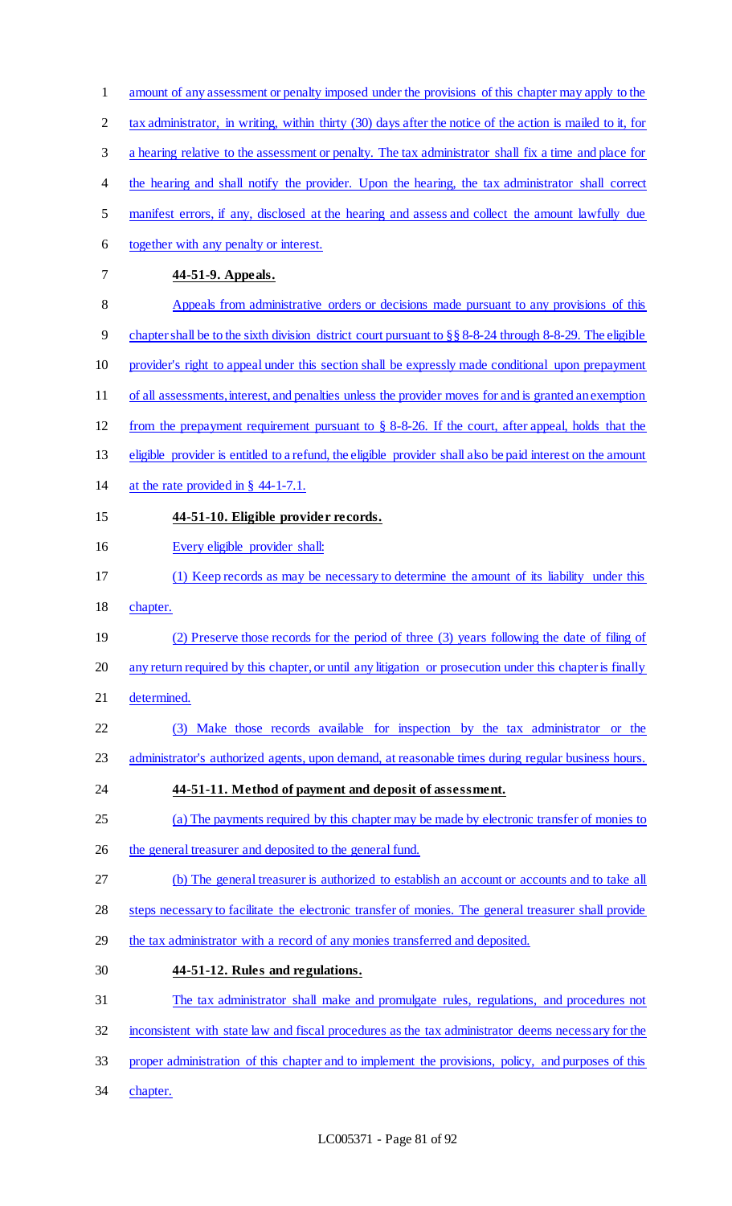amount of any assessment or penalty imposed under the provisions of this chapter may apply to the tax administrator, in writing, within thirty (30) days after the notice of the action is mailed to it, for a hearing relative to the assessment or penalty. The tax administrator shall fix a time and place for the hearing and shall notify the provider. Upon the hearing, the tax administrator shall correct manifest errors, if any, disclosed at the hearing and assess and collect the amount lawfully due together with any penalty or interest.

**44-51-9. Appeals.**

Appeals from administrative orders or decisions made pursuant to any provisions of this chapter shall be to the sixth division district court pursuant to §§ 8-8-24 through 8-8-29. The eligible provider's right to appeal under this section shall be expressly made conditional upon prepayment of all assessments, interest, and penalties unless the provider moves for and is granted an exemption from the prepayment requirement pursuant to § 8-8-26. If the court, after appeal, holds that the eligible provider is entitled to a refund, the eligible provider shall also be paid interest on the amount at the rate provided in § 44-1-7.1.

**44-51-10. Eligible provider records.**

Every eligible provider shall:

(1) Keep records as may be necessary to determine the amount of its liability under this chapter.

(2) Preserve those records for the period of three (3) years following the date of filing of any return required by this chapter, or until any litigation or prosecution under this chapter is finally determined.

(3) Make those records available for inspection by the tax administrator or the administrator's authorized agents, upon demand, at reasonable times during regular business hours.

**44-51-11. Method of payment and deposit of assessment.**

(a) The payments required by this chapter may be made by electronic transfer of monies to the general treasurer and deposited to the general fund.

(b) The general treasurer is authorized to establish an account or accounts and to take all steps necessary to facilitate the electronic transfer of monies. The general treasurer shall provide the tax administrator with a record of any monies transferred and deposited.

**44-51-12. Rules and regulations.**

The tax administrator shall make and promulgate rules, regulations, and procedures not inconsistent with state law and fiscal procedures as the tax administrator deems necessary for the proper administration of this chapter and to implement the provisions, policy, and purposes of this chapter.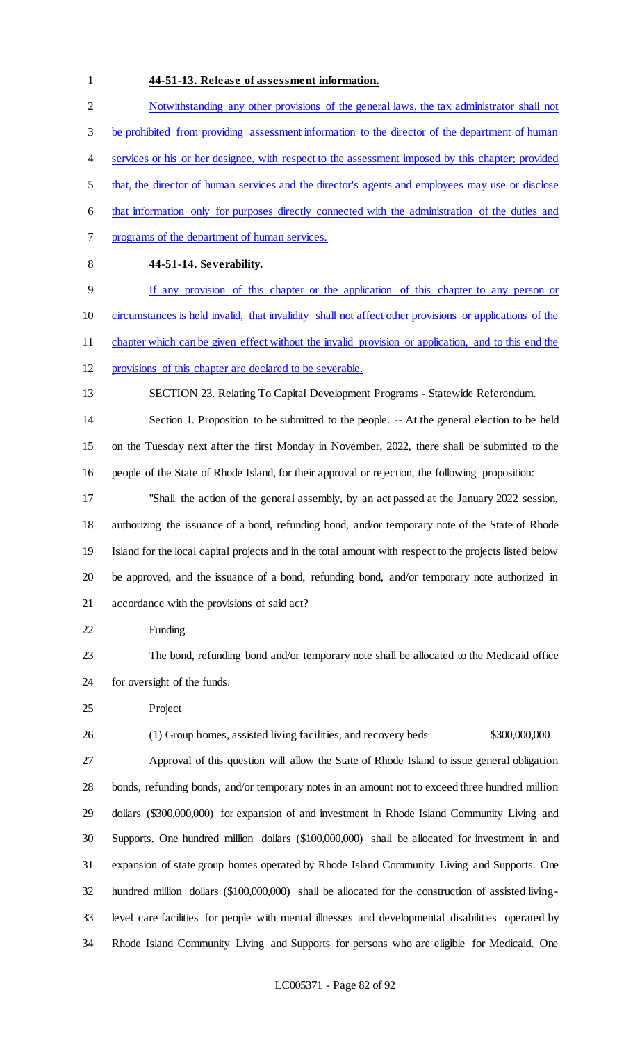**44-51-13. Release of assessment information.**

Notwithstanding any other provisions of the general laws, the tax administrator shall not be prohibited from providing assessment information to the director of the department of human services or his or her designee, with respect to the assessment imposed by this chapter; provided that, the director of human services and the director's agents and employees may use or disclose that information only for purposes directly connected with the administration of the duties and programs of the department of human services.

**44-51-14. Severability.**

If any provision of this chapter or the application of this chapter to any person or circumstances is held invalid, that invalidity shall not affect other provisions or applications of the chapter which can be given effect without the invalid provision or application, and to this end the provisions of this chapter are declared to be severable.

SECTION 23. Relating To Capital Development Programs - Statewide Referendum.

Section 1. Proposition to be submitted to the people. -- At the general election to be held on the Tuesday next after the first Monday in November, 2022, there shall be submitted to the people of the State of Rhode Island, for their approval or rejection, the following proposition:

"Shall the action of the general assembly, by an act passed at the January 2022 session, authorizing the issuance of a bond, refunding bond, and/or temporary note of the State of Rhode Island for the local capital projects and in the total amount with respect to the projects listed below be approved, and the issuance of a bond, refunding bond, and/or temporary note authorized in accordance with the provisions of said act?

Funding

The bond, refunding bond and/or temporary note shall be allocated to the Medicaid office for oversight of the funds.

Project

(1) Group homes, assisted living facilities, and recovery beds $300,000,000

Approval of this question will allow the State of Rhode Island to issue general obligation bonds, refunding bonds, and/or temporary notes in an amount not to exceed three hundred million dollars ($300,000,000) for expansion of and investment in Rhode Island Community Living and Supports. One hundred million dollars ($100,000,000) shall be allocated for investment in and expansion of state group homes operated by Rhode Island Community Living and Supports. One hundred million dollars ($100,000,000) shall be allocated for the construction of assisted living-level care facilities for people with mental illnesses and developmental disabilities operated by Rhode Island Community Living and Supports for persons who are eligible for Medicaid. One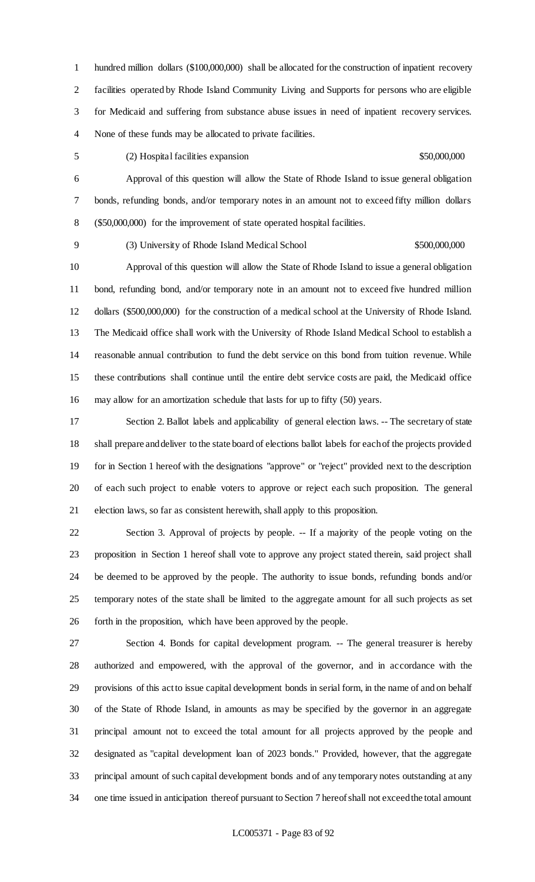hundred million dollars ($100,000,000) shall be allocated for the construction of inpatient recovery facilities operated by Rhode Island Community Living and Supports for persons who are eligible for Medicaid and suffering from substance abuse issues in need of inpatient recovery services. None of these funds may be allocated to private facilities.

(2) Hospital facilities expansion $50,000,000

Approval of this question will allow the State of Rhode Island to issue general obligation bonds, refunding bonds, and/or temporary notes in an amount not to exceed fifty million dollars ($50,000,000) for the improvement of state operated hospital facilities.

(3) University of Rhode Island Medical School $500,000,000

Approval of this question will allow the State of Rhode Island to issue a general obligation bond, refunding bond, and/or temporary note in an amount not to exceed five hundred million dollars ($500,000,000) for the construction of a medical school at the University of Rhode Island. The Medicaid office shall work with the University of Rhode Island Medical School to establish a reasonable annual contribution to fund the debt service on this bond from tuition revenue. While these contributions shall continue until the entire debt service costs are paid, the Medicaid office may allow for an amortization schedule that lasts for up to fifty (50) years.

Section 2. Ballot labels and applicability of general election laws. -- The secretary of state shall prepare and deliver to the state board of elections ballot labels for each of the projects provided for in Section 1 hereof with the designations "approve" or "reject" provided next to the description of each such project to enable voters to approve or reject each such proposition. The general election laws, so far as consistent herewith, shall apply to this proposition.

Section 3. Approval of projects by people. -- If a majority of the people voting on the proposition in Section 1 hereof shall vote to approve any project stated therein, said project shall be deemed to be approved by the people. The authority to issue bonds, refunding bonds and/or temporary notes of the state shall be limited to the aggregate amount for all such projects as set forth in the proposition, which have been approved by the people.

Section 4. Bonds for capital development program. -- The general treasurer is hereby authorized and empowered, with the approval of the governor, and in accordance with the provisions of this act to issue capital development bonds in serial form, in the name of and on behalf of the State of Rhode Island, in amounts as may be specified by the governor in an aggregate principal amount not to exceed the total amount for all projects approved by the people and designated as "capital development loan of 2023 bonds." Provided, however, that the aggregate principal amount of such capital development bonds and of any temporary notes outstanding at any one time issued in anticipation thereof pursuant to Section 7 hereof shall not exceed the total amount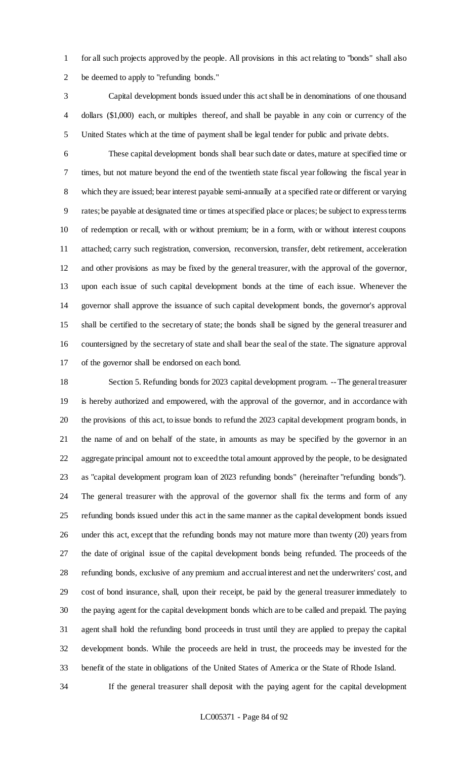for all such projects approved by the people. All provisions in this act relating to "bonds" shall also be deemed to apply to "refunding bonds."

Capital development bonds issued under this act shall be in denominations of one thousand dollars ($1,000) each, or multiples thereof, and shall be payable in any coin or currency of the United States which at the time of payment shall be legal tender for public and private debts.

These capital development bonds shall bear such date or dates, mature at specified time or times, but not mature beyond the end of the twentieth state fiscal year following the fiscal year in which they are issued; bear interest payable semi-annually at a specified rate or different or varying rates; be payable at designated time or times at specified place or places; be subject to express terms of redemption or recall, with or without premium; be in a form, with or without interest coupons attached; carry such registration, conversion, reconversion, transfer, debt retirement, acceleration and other provisions as may be fixed by the general treasurer, with the approval of the governor, upon each issue of such capital development bonds at the time of each issue. Whenever the governor shall approve the issuance of such capital development bonds, the governor's approval shall be certified to the secretary of state; the bonds shall be signed by the general treasurer and countersigned by the secretary of state and shall bear the seal of the state. The signature approval of the governor shall be endorsed on each bond.

Section 5. Refunding bonds for 2023 capital development program. -- The general treasurer is hereby authorized and empowered, with the approval of the governor, and in accordance with the provisions of this act, to issue bonds to refund the 2023 capital development program bonds, in the name of and on behalf of the state, in amounts as may be specified by the governor in an aggregate principal amount not to exceed the total amount approved by the people, to be designated as "capital development program loan of 2023 refunding bonds" (hereinafter "refunding bonds"). The general treasurer with the approval of the governor shall fix the terms and form of any refunding bonds issued under this act in the same manner as the capital development bonds issued under this act, except that the refunding bonds may not mature more than twenty (20) years from the date of original issue of the capital development bonds being refunded. The proceeds of the refunding bonds, exclusive of any premium and accrual interest and net the underwriters' cost, and cost of bond insurance, shall, upon their receipt, be paid by the general treasurer immediately to the paying agent for the capital development bonds which are to be called and prepaid. The paying agent shall hold the refunding bond proceeds in trust until they are applied to prepay the capital development bonds. While the proceeds are held in trust, the proceeds may be invested for the benefit of the state in obligations of the United States of America or the State of Rhode Island.

If the general treasurer shall deposit with the paying agent for the capital development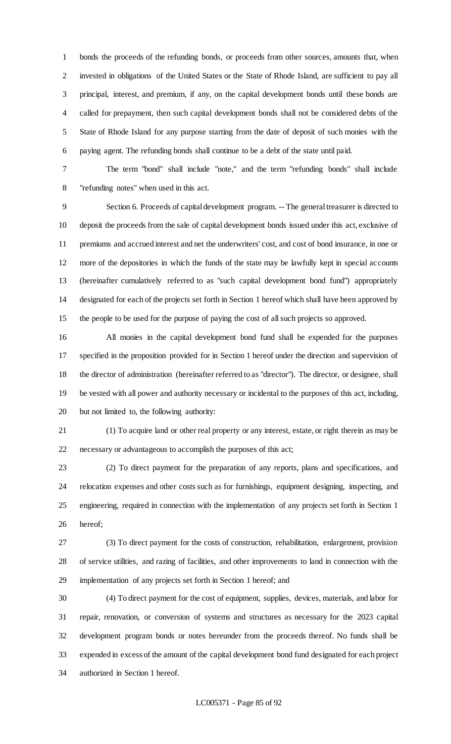bonds the proceeds of the refunding bonds, or proceeds from other sources, amounts that, when invested in obligations of the United States or the State of Rhode Island, are sufficient to pay all principal, interest, and premium, if any, on the capital development bonds until these bonds are called for prepayment, then such capital development bonds shall not be considered debts of the State of Rhode Island for any purpose starting from the date of deposit of such monies with the paying agent. The refunding bonds shall continue to be a debt of the state until paid.

The term "bond" shall include "note," and the term "refunding bonds" shall include "refunding notes" when used in this act.

Section 6. Proceeds of capital development program. -- The general treasurer is directed to deposit the proceeds from the sale of capital development bonds issued under this act, exclusive of premiums and accrued interest and net the underwriters' cost, and cost of bond insurance, in one or more of the depositories in which the funds of the state may be lawfully kept in special accounts (hereinafter cumulatively referred to as "such capital development bond fund") appropriately designated for each of the projects set forth in Section 1 hereof which shall have been approved by the people to be used for the purpose of paying the cost of all such projects so approved.

All monies in the capital development bond fund shall be expended for the purposes specified in the proposition provided for in Section 1 hereof under the direction and supervision of the director of administration (hereinafter referred to as "director"). The director, or designee, shall be vested with all power and authority necessary or incidental to the purposes of this act, including, but not limited to, the following authority:

(1) To acquire land or other real property or any interest, estate, or right therein as may be necessary or advantageous to accomplish the purposes of this act;

(2) To direct payment for the preparation of any reports, plans and specifications, and relocation expenses and other costs such as for furnishings, equipment designing, inspecting, and engineering, required in connection with the implementation of any projects set forth in Section 1 hereof;

(3) To direct payment for the costs of construction, rehabilitation, enlargement, provision of service utilities, and razing of facilities, and other improvements to land in connection with the implementation of any projects set forth in Section 1 hereof; and

(4) To direct payment for the cost of equipment, supplies, devices, materials, and labor for repair, renovation, or conversion of systems and structures as necessary for the 2023 capital development program bonds or notes hereunder from the proceeds thereof. No funds shall be expended in excess of the amount of the capital development bond fund designated for each project authorized in Section 1 hereof.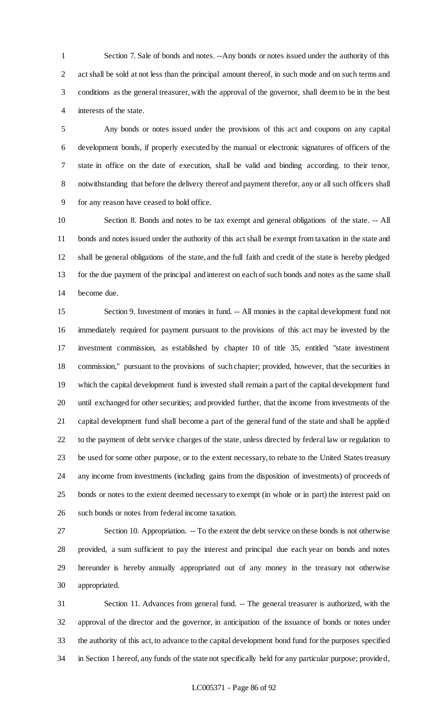Section 7. Sale of bonds and notes. --Any bonds or notes issued under the authority of this act shall be sold at not less than the principal amount thereof, in such mode and on such terms and conditions as the general treasurer, with the approval of the governor, shall deem to be in the best interests of the state.

Any bonds or notes issued under the provisions of this act and coupons on any capital development bonds, if properly executed by the manual or electronic signatures of officers of the state in office on the date of execution, shall be valid and binding according. to their tenor, notwithstanding that before the delivery thereof and payment therefor, any or all such officers shall for any reason have ceased to hold office.

Section 8. Bonds and notes to be tax exempt and general obligations of the state. -- All bonds and notes issued under the authority of this act shall be exempt from taxation in the state and shall be general obligations of the state, and the full faith and credit of the state is hereby pledged for the due payment of the principal and interest on each of such bonds and notes as the same shall become due.

Section 9. Investment of monies in fund. -- All monies in the capital development fund not immediately required for payment pursuant to the provisions of this act may be invested by the investment commission, as established by chapter 10 of title 35, entitled "state investment commission," pursuant to the provisions of such chapter; provided, however, that the securities in which the capital development fund is invested shall remain a part of the capital development fund until exchanged for other securities; and provided further, that the income from investments of the capital development fund shall become a part of the general fund of the state and shall be applied to the payment of debt service charges of the state, unless directed by federal law or regulation to be used for some other purpose, or to the extent necessary, to rebate to the United States treasury any income from investments (including gains from the disposition of investments) of proceeds of bonds or notes to the extent deemed necessary to exempt (in whole or in part) the interest paid on such bonds or notes from federal income taxation.

Section 10. Appropriation. -- To the extent the debt service on these bonds is not otherwise provided, a sum sufficient to pay the interest and principal due each year on bonds and notes hereunder is hereby annually appropriated out of any money in the treasury not otherwise appropriated.

Section 11. Advances from general fund. -- The general treasurer is authorized, with the approval of the director and the governor, in anticipation of the issuance of bonds or notes under the authority of this act, to advance to the capital development bond fund for the purposes specified in Section 1 hereof, any funds of the state not specifically held for any particular purpose; provided,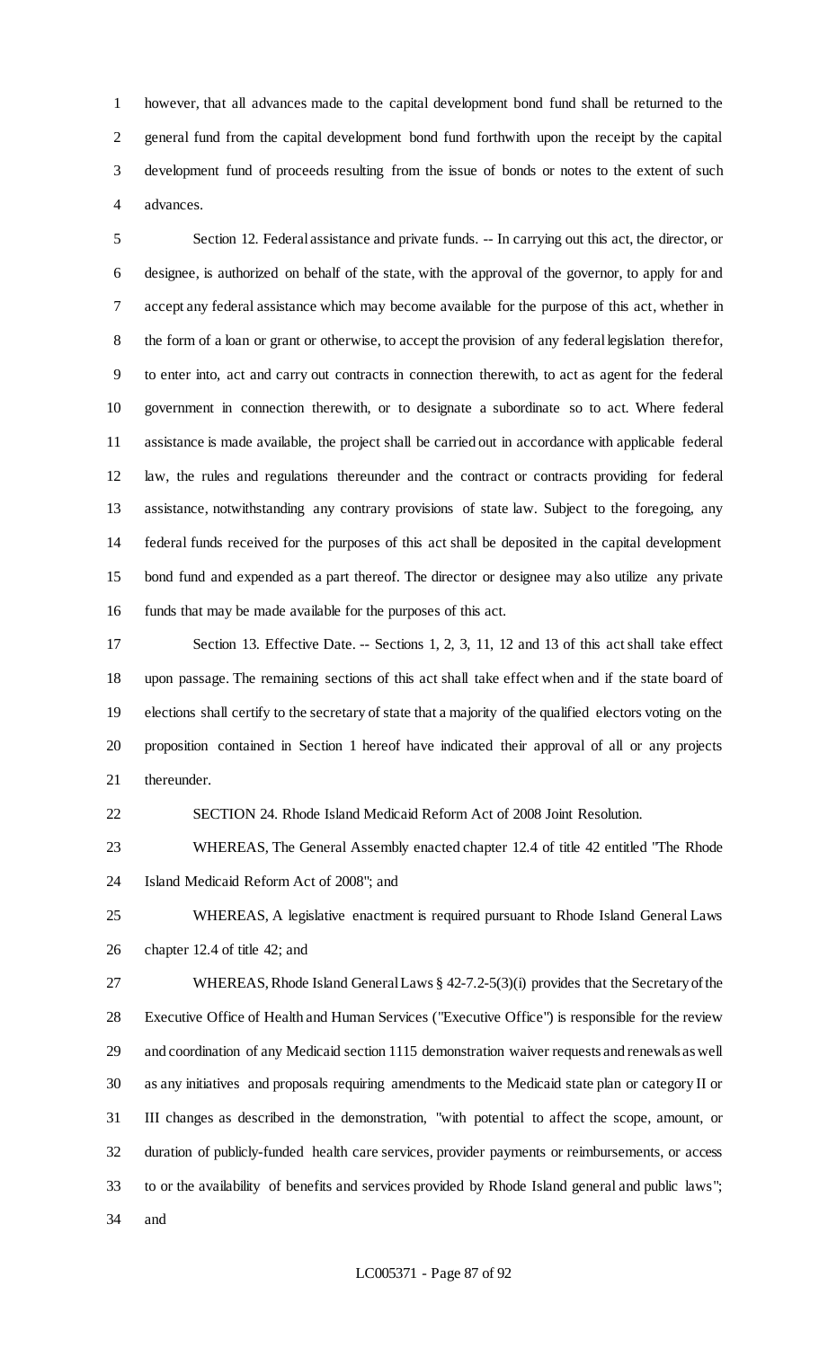however, that all advances made to the capital development bond fund shall be returned to the general fund from the capital development bond fund forthwith upon the receipt by the capital development fund of proceeds resulting from the issue of bonds or notes to the extent of such advances.

Section 12. Federal assistance and private funds. -- In carrying out this act, the director, or designee, is authorized on behalf of the state, with the approval of the governor, to apply for and accept any federal assistance which may become available for the purpose of this act, whether in the form of a loan or grant or otherwise, to accept the provision of any federal legislation therefor, to enter into, act and carry out contracts in connection therewith, to act as agent for the federal government in connection therewith, or to designate a subordinate so to act. Where federal assistance is made available, the project shall be carried out in accordance with applicable federal law, the rules and regulations thereunder and the contract or contracts providing for federal assistance, notwithstanding any contrary provisions of state law. Subject to the foregoing, any federal funds received for the purposes of this act shall be deposited in the capital development bond fund and expended as a part thereof. The director or designee may also utilize any private funds that may be made available for the purposes of this act.

Section 13. Effective Date. -- Sections 1, 2, 3, 11, 12 and 13 of this act shall take effect upon passage. The remaining sections of this act shall take effect when and if the state board of elections shall certify to the secretary of state that a majority of the qualified electors voting on the proposition contained in Section 1 hereof have indicated their approval of all or any projects thereunder.

SECTION 24. Rhode Island Medicaid Reform Act of 2008 Joint Resolution.

WHEREAS, The General Assembly enacted chapter 12.4 of title 42 entitled "The Rhode Island Medicaid Reform Act of 2008"; and

WHEREAS, A legislative enactment is required pursuant to Rhode Island General Laws chapter 12.4 of title 42; and

WHEREAS, Rhode Island General Laws § 42-7.2-5(3)(i) provides that the Secretary of the Executive Office of Health and Human Services ("Executive Office") is responsible for the review and coordination of any Medicaid section 1115 demonstration waiver requests and renewals as well as any initiatives and proposals requiring amendments to the Medicaid state plan or category II or III changes as described in the demonstration, "with potential to affect the scope, amount, or duration of publicly-funded health care services, provider payments or reimbursements, or access to or the availability of benefits and services provided by Rhode Island general and public laws"; and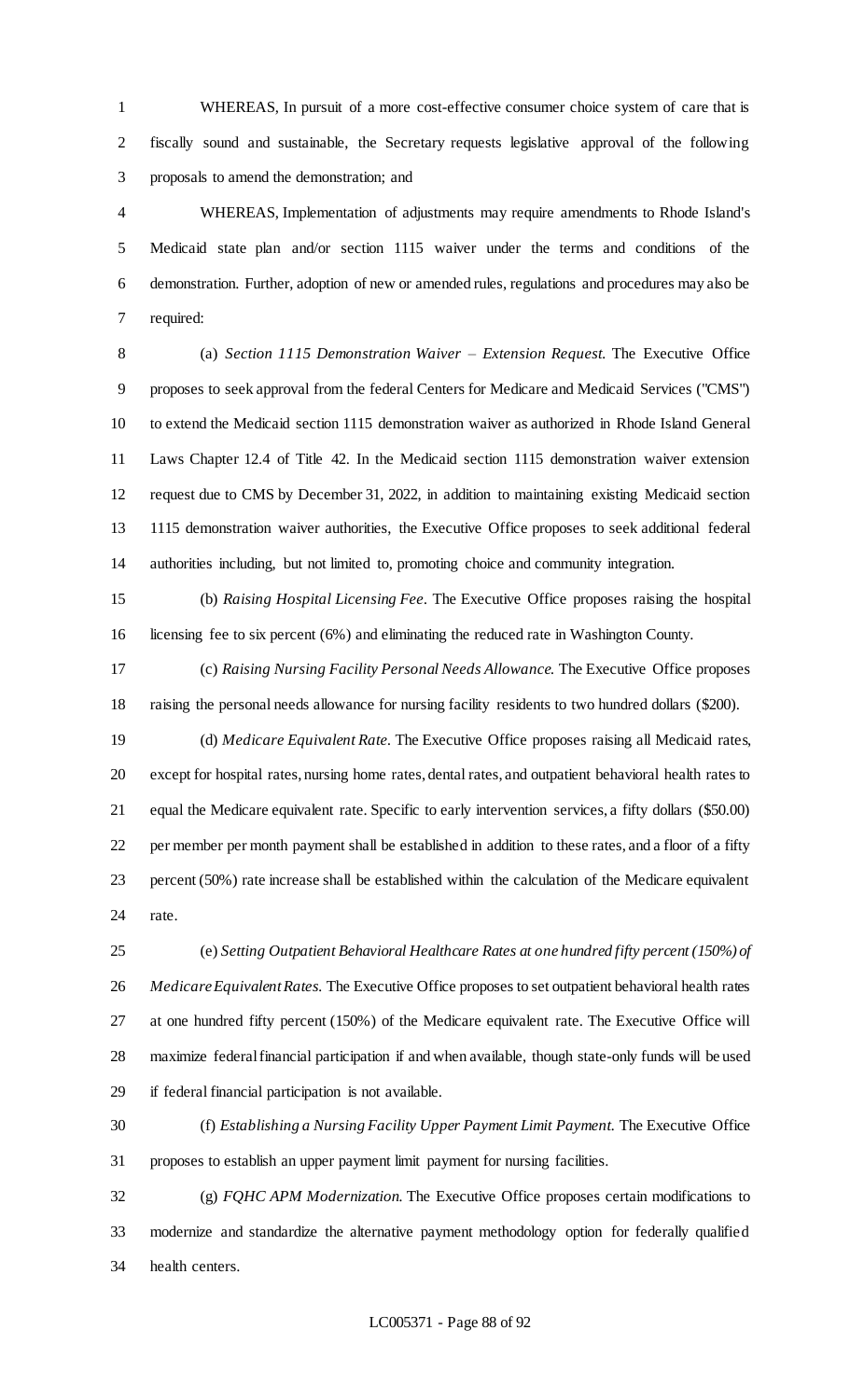WHEREAS, In pursuit of a more cost-effective consumer choice system of care that is fiscally sound and sustainable, the Secretary requests legislative approval of the following proposals to amend the demonstration; and

WHEREAS, Implementation of adjustments may require amendments to Rhode Island's Medicaid state plan and/or section 1115 waiver under the terms and conditions of the demonstration. Further, adoption of new or amended rules, regulations and procedures may also be required:

(a) *Section 1115 Demonstration Waiver – Extension Request.* The Executive Office proposes to seek approval from the federal Centers for Medicare and Medicaid Services ("CMS") to extend the Medicaid section 1115 demonstration waiver as authorized in Rhode Island General Laws Chapter 12.4 of Title 42. In the Medicaid section 1115 demonstration waiver extension request due to CMS by December 31, 2022, in addition to maintaining existing Medicaid section 1115 demonstration waiver authorities, the Executive Office proposes to seek additional federal authorities including, but not limited to, promoting choice and community integration.

(b) *Raising Hospital Licensing Fee.* The Executive Office proposes raising the hospital licensing fee to six percent (6%) and eliminating the reduced rate in Washington County.

(c) *Raising Nursing Facility Personal Needs Allowance.* The Executive Office proposes raising the personal needs allowance for nursing facility residents to two hundred dollars ($200).

(d) *Medicare Equivalent Rate.* The Executive Office proposes raising all Medicaid rates, except for hospital rates, nursing home rates, dental rates, and outpatient behavioral health rates to equal the Medicare equivalent rate. Specific to early intervention services, a fifty dollars ($50.00) per member per month payment shall be established in addition to these rates, and a floor of a fifty percent (50%) rate increase shall be established within the calculation of the Medicare equivalent rate.

(e) *Setting Outpatient Behavioral Healthcare Rates at one hundred fifty percent (150%) of Medicare Equivalent Rates.* The Executive Office proposes to set outpatient behavioral health rates at one hundred fifty percent (150%) of the Medicare equivalent rate. The Executive Office will maximize federal financial participation if and when available, though state-only funds will be used if federal financial participation is not available.

(f) *Establishing a Nursing Facility Upper Payment Limit Payment.* The Executive Office proposes to establish an upper payment limit payment for nursing facilities.

(g) *FQHC APM Modernization.* The Executive Office proposes certain modifications to modernize and standardize the alternative payment methodology option for federally qualified health centers.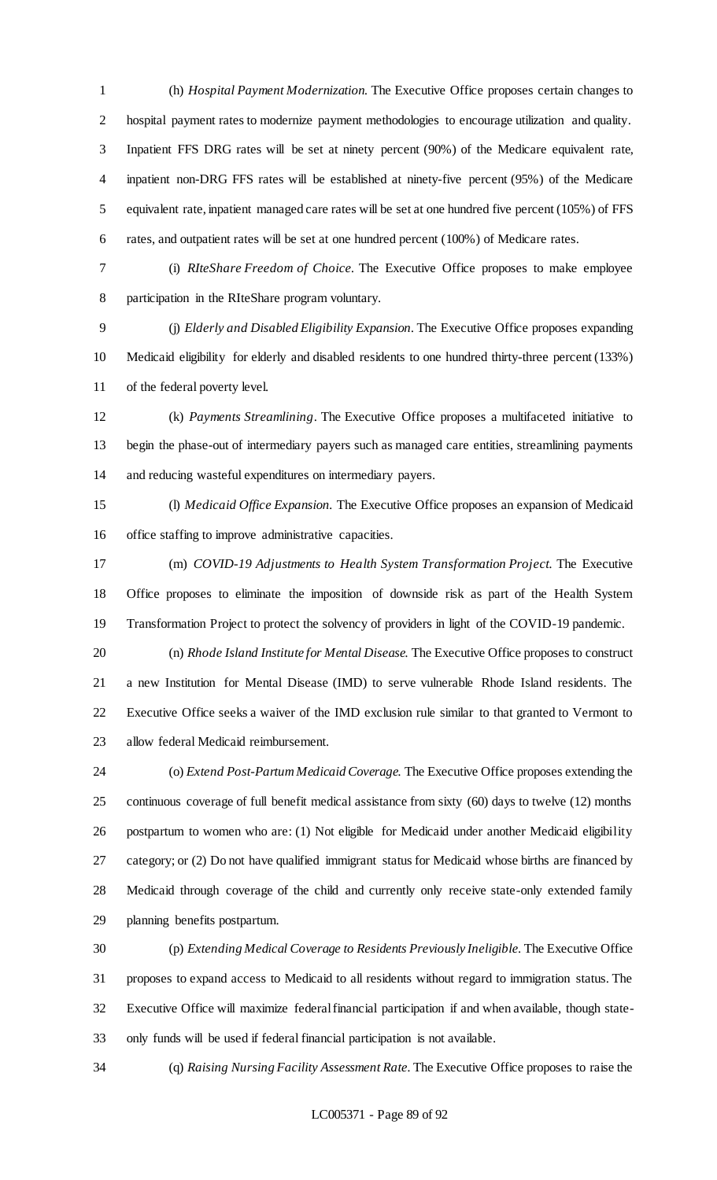(h) *Hospital Payment Modernization*. The Executive Office proposes certain changes to hospital payment rates to modernize payment methodologies to encourage utilization and quality. Inpatient FFS DRG rates will be set at ninety percent (90%) of the Medicare equivalent rate, inpatient non-DRG FFS rates will be established at ninety-five percent (95%) of the Medicare equivalent rate, inpatient managed care rates will be set at one hundred five percent (105%) of FFS rates, and outpatient rates will be set at one hundred percent (100%) of Medicare rates.

(i) *RIteShare Freedom of Choice*. The Executive Office proposes to make employee participation in the RIteShare program voluntary.

(j) *Elderly and Disabled Eligibility Expansion*. The Executive Office proposes expanding Medicaid eligibility for elderly and disabled residents to one hundred thirty-three percent (133%) of the federal poverty level.

(k) *Payments Streamlining*. The Executive Office proposes a multifaceted initiative to begin the phase-out of intermediary payers such as managed care entities, streamlining payments and reducing wasteful expenditures on intermediary payers.

(l) *Medicaid Office Expansion*. The Executive Office proposes an expansion of Medicaid office staffing to improve administrative capacities.

(m) *COVID-19 Adjustments to Health System Transformation Project*. The Executive Office proposes to eliminate the imposition of downside risk as part of the Health System Transformation Project to protect the solvency of providers in light of the COVID-19 pandemic.

(n) *Rhode Island Institute for Mental Disease*. The Executive Office proposes to construct a new Institution for Mental Disease (IMD) to serve vulnerable Rhode Island residents. The Executive Office seeks a waiver of the IMD exclusion rule similar to that granted to Vermont to allow federal Medicaid reimbursement.

(o) *Extend Post-Partum Medicaid Coverage*. The Executive Office proposes extending the continuous coverage of full benefit medical assistance from sixty (60) days to twelve (12) months postpartum to women who are: (1) Not eligible for Medicaid under another Medicaid eligibility category; or (2) Do not have qualified immigrant status for Medicaid whose births are financed by Medicaid through coverage of the child and currently only receive state-only extended family planning benefits postpartum.

(p) *Extending Medical Coverage to Residents Previously Ineligible*. The Executive Office proposes to expand access to Medicaid to all residents without regard to immigration status. The Executive Office will maximize federal financial participation if and when available, though state-only funds will be used if federal financial participation is not available.

(q) *Raising Nursing Facility Assessment Rate*. The Executive Office proposes to raise the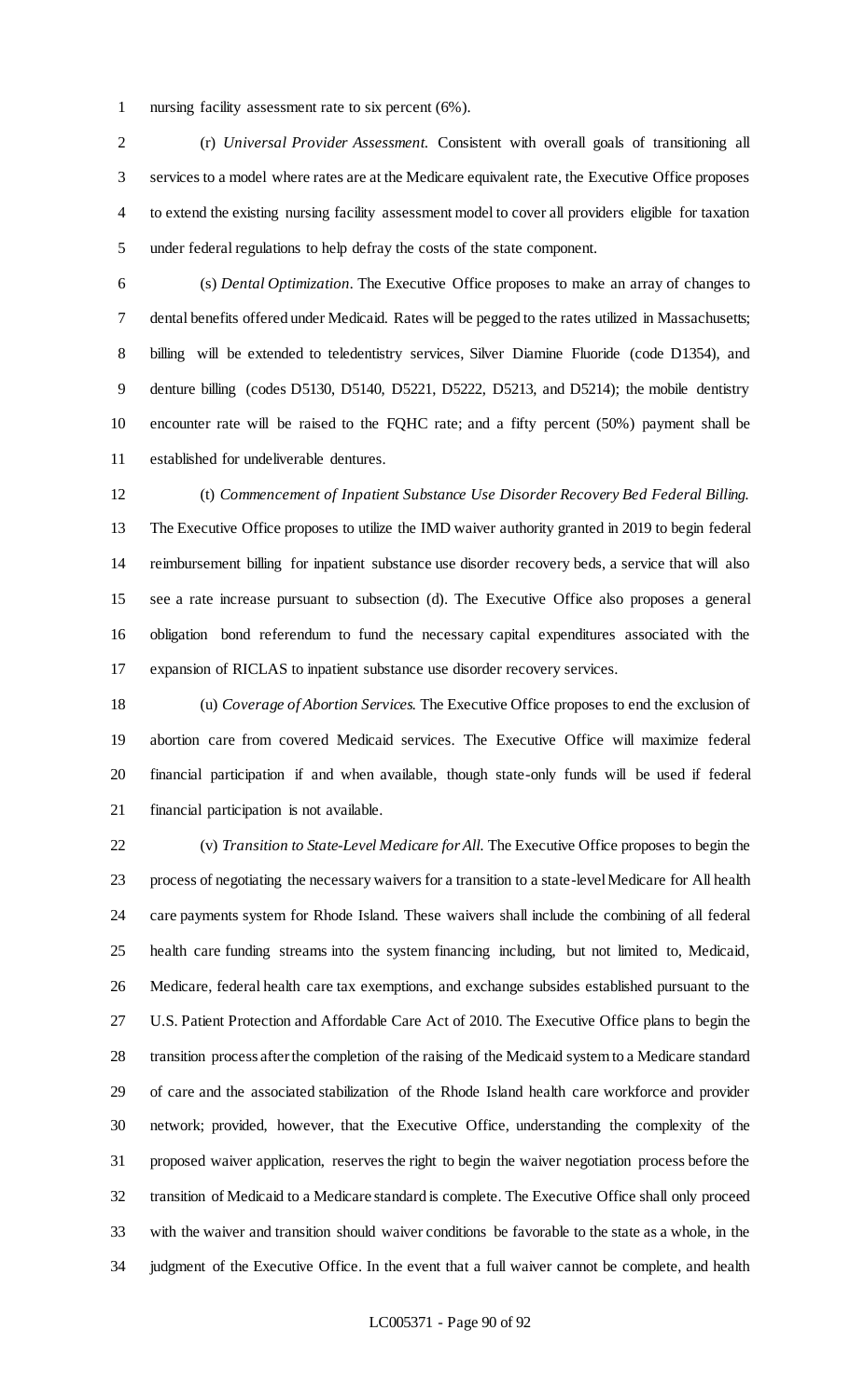nursing facility assessment rate to six percent (6%).

(r) *Universal Provider Assessment*. Consistent with overall goals of transitioning all services to a model where rates are at the Medicare equivalent rate, the Executive Office proposes to extend the existing nursing facility assessment model to cover all providers eligible for taxation under federal regulations to help defray the costs of the state component.

(s) *Dental Optimization*. The Executive Office proposes to make an array of changes to dental benefits offered under Medicaid. Rates will be pegged to the rates utilized in Massachusetts; billing will be extended to teledentistry services, Silver Diamine Fluoride (code D1354), and denture billing (codes D5130, D5140, D5221, D5222, D5213, and D5214); the mobile dentistry encounter rate will be raised to the FQHC rate; and a fifty percent (50%) payment shall be established for undeliverable dentures.

(t) *Commencement of Inpatient Substance Use Disorder Recovery Bed Federal Billing*. The Executive Office proposes to utilize the IMD waiver authority granted in 2019 to begin federal reimbursement billing for inpatient substance use disorder recovery beds, a service that will also see a rate increase pursuant to subsection (d). The Executive Office also proposes a general obligation bond referendum to fund the necessary capital expenditures associated with the expansion of RICLAS to inpatient substance use disorder recovery services.

(u) *Coverage of Abortion Services*. The Executive Office proposes to end the exclusion of abortion care from covered Medicaid services. The Executive Office will maximize federal financial participation if and when available, though state-only funds will be used if federal financial participation is not available.

(v) *Transition to State-Level Medicare for All*. The Executive Office proposes to begin the process of negotiating the necessary waivers for a transition to a state-level Medicare for All health care payments system for Rhode Island. These waivers shall include the combining of all federal health care funding streams into the system financing including, but not limited to, Medicaid, Medicare, federal health care tax exemptions, and exchange subsides established pursuant to the U.S. Patient Protection and Affordable Care Act of 2010. The Executive Office plans to begin the transition process after the completion of the raising of the Medicaid system to a Medicare standard of care and the associated stabilization of the Rhode Island health care workforce and provider network; provided, however, that the Executive Office, understanding the complexity of the proposed waiver application, reserves the right to begin the waiver negotiation process before the transition of Medicaid to a Medicare standard is complete. The Executive Office shall only proceed with the waiver and transition should waiver conditions be favorable to the state as a whole, in the judgment of the Executive Office. In the event that a full waiver cannot be complete, and health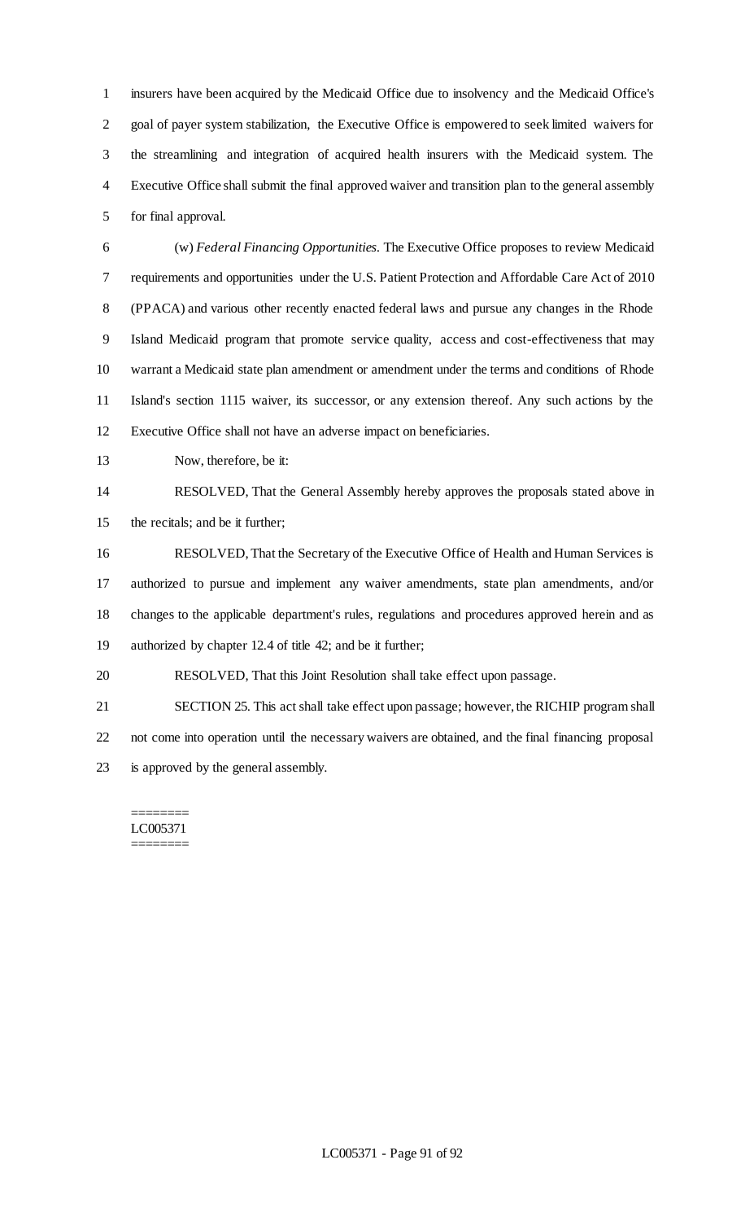insurers have been acquired by the Medicaid Office due to insolvency and the Medicaid Office's goal of payer system stabilization, the Executive Office is empowered to seek limited waivers for the streamlining and integration of acquired health insurers with the Medicaid system. The Executive Office shall submit the final approved waiver and transition plan to the general assembly for final approval.

(w) *Federal Financing Opportunities.* The Executive Office proposes to review Medicaid requirements and opportunities under the U.S. Patient Protection and Affordable Care Act of 2010 (PPACA) and various other recently enacted federal laws and pursue any changes in the Rhode Island Medicaid program that promote service quality, access and cost-effectiveness that may warrant a Medicaid state plan amendment or amendment under the terms and conditions of Rhode Island's section 1115 waiver, its successor, or any extension thereof. Any such actions by the Executive Office shall not have an adverse impact on beneficiaries.

Now, therefore, be it:

RESOLVED, That the General Assembly hereby approves the proposals stated above in the recitals; and be it further;

RESOLVED, That the Secretary of the Executive Office of Health and Human Services is authorized to pursue and implement any waiver amendments, state plan amendments, and/or changes to the applicable department's rules, regulations and procedures approved herein and as authorized by chapter 12.4 of title 42; and be it further;

RESOLVED, That this Joint Resolution shall take effect upon passage.

SECTION 25. This act shall take effect upon passage; however, the RICHIP program shall not come into operation until the necessary waivers are obtained, and the final financing proposal is approved by the general assembly.

========
LC005371
========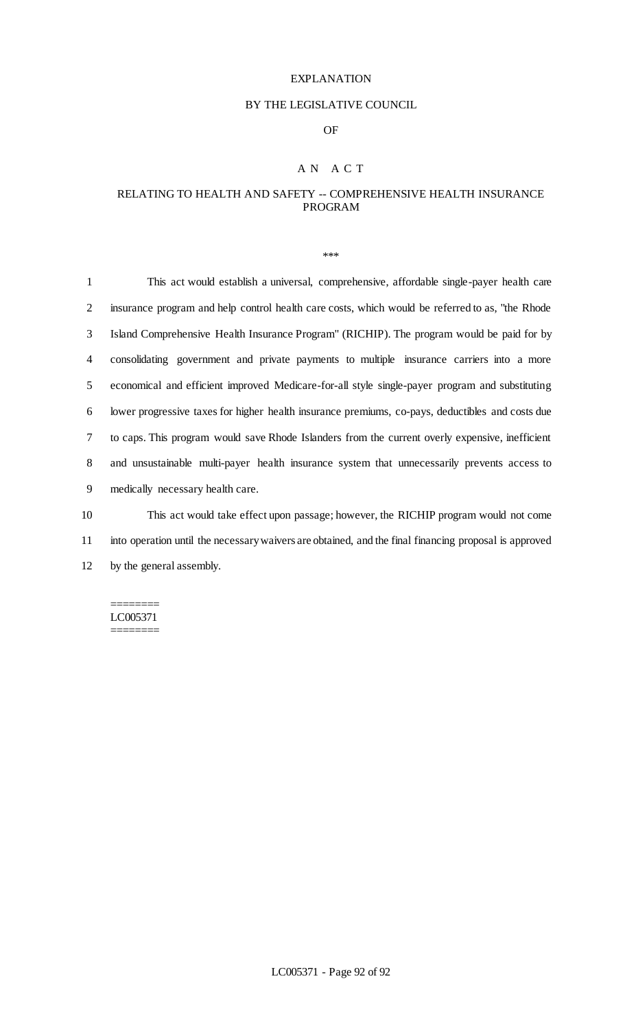EXPLANATION

BY THE LEGISLATIVE COUNCIL

OF

# A N A C T

## RELATING TO HEALTH AND SAFETY -- COMPREHENSIVE HEALTH INSURANCE PROGRAM

\*\*\*

This act would establish a universal, comprehensive, affordable single-payer health care insurance program and help control health care costs, which would be referred to as, "the Rhode Island Comprehensive Health Insurance Program" (RICHIP). The program would be paid for by consolidating government and private payments to multiple insurance carriers into a more economical and efficient improved Medicare-for-all style single-payer program and substituting lower progressive taxes for higher health insurance premiums, co-pays, deductibles and costs due to caps. This program would save Rhode Islanders from the current overly expensive, inefficient and unsustainable multi-payer health insurance system that unnecessarily prevents access to medically necessary health care.

This act would take effect upon passage; however, the RICHIP program would not come into operation until the necessary waivers are obtained, and the final financing proposal is approved by the general assembly.

========
LC005371
========